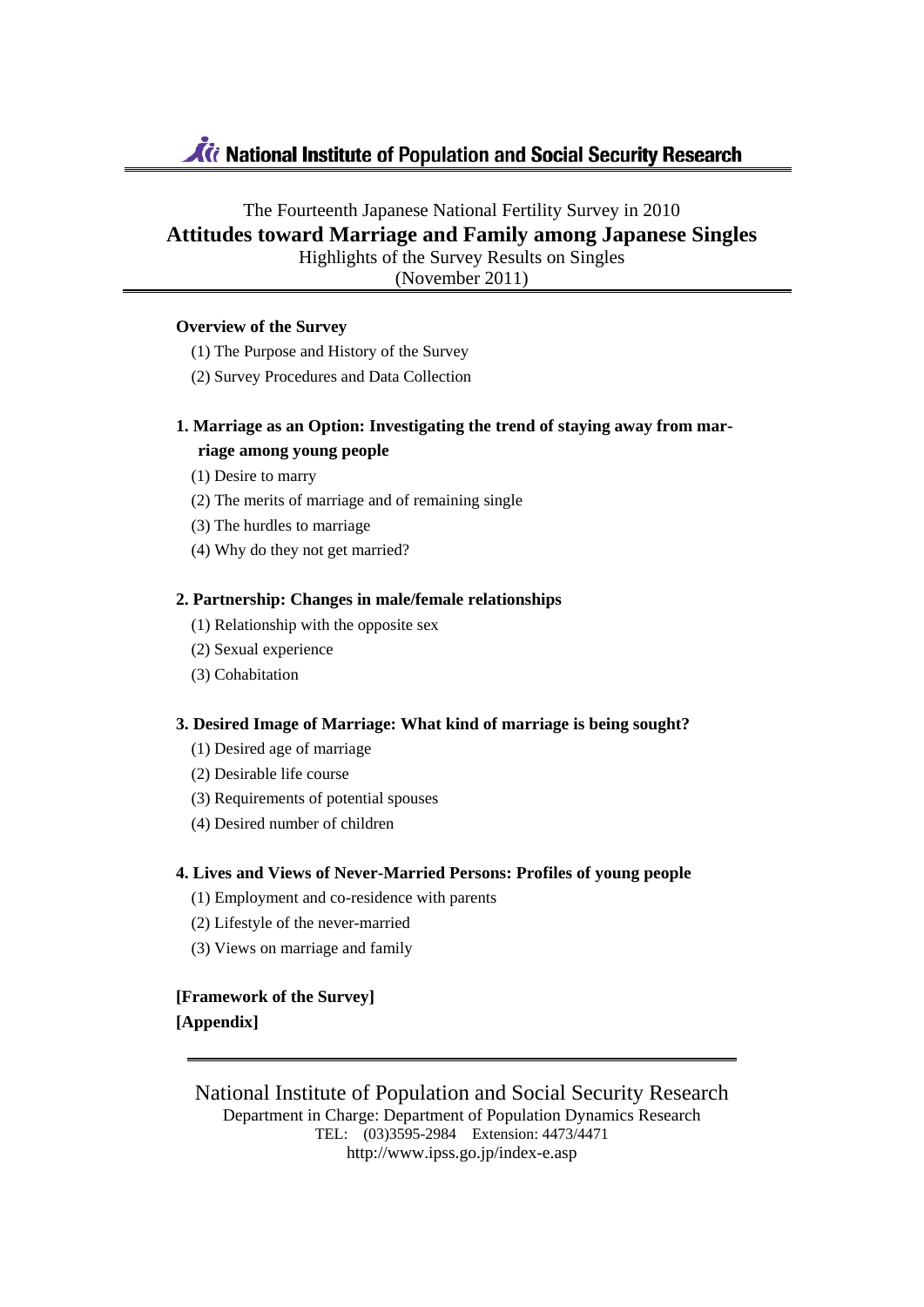**National Institute of Population and Social Security Research**

The Fourteenth Japanese National Fertility Survey in 2010

# Attitudes toward Marriage and Family among Japanese Singles

Highlights of the Survey Results on Singles

(November 2011)

**Overview of the Survey**

(1) The Purpose and History of the Survey

(2) Survey Procedures and Data Collection

**1. Marriage as an Option: Investigating the trend of staying away from marriage among young people**

(1) Desire to marry

(2) The merits of marriage and of remaining single

(3) The hurdles to marriage

(4) Why do they not get married?

**2. Partnership: Changes in male/female relationships**

(1) Relationship with the opposite sex

(2) Sexual experience

(3) Cohabitation

**3. Desired Image of Marriage: What kind of marriage is being sought?**

(1) Desired age of marriage

(2) Desirable life course

(3) Requirements of potential spouses

(4) Desired number of children

**4. Lives and Views of Never-Married Persons: Profiles of young people**

(1) Employment and co-residence with parents

(2) Lifestyle of the never-married

(3) Views on marriage and family

**[Framework of the Survey]**

**[Appendix]**

---

National Institute of Population and Social Security Research

Department in Charge: Department of Population Dynamics Research

TEL: (03)3595-2984 Extension: 4473/4471

http://www.ipss.go.jp/index-e.asp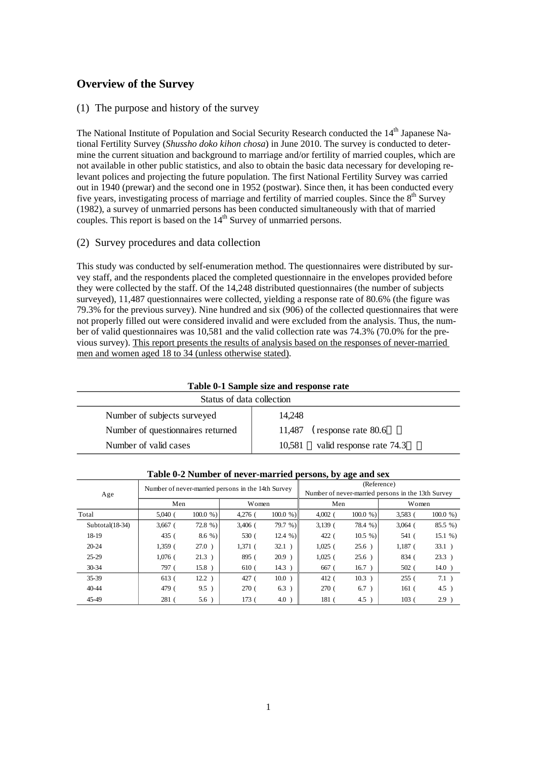## Overview of the Survey

### (1) The purpose and history of the survey

The National Institute of Population and Social Security Research conducted the 14th Japanese National Fertility Survey (*Shussho doko kihon chosa*) in June 2010. The survey is conducted to determine the current situation and background to marriage and/or fertility of married couples, which are not available in other public statistics, and also to obtain the basic data necessary for developing relevant polices and projecting the future population. The first National Fertility Survey was carried out in 1940 (prewar) and the second one in 1952 (postwar). Since then, it has been conducted every five years, investigating process of marriage and fertility of married couples. Since the 8th Survey (1982), a survey of unmarried persons has been conducted simultaneously with that of married couples. This report is based on the 14th Survey of unmarried persons.

### (2) Survey procedures and data collection

This study was conducted by self-enumeration method. The questionnaires were distributed by survey staff, and the respondents placed the completed questionnaire in the envelopes provided before they were collected by the staff. Of the 14,248 distributed questionnaires (the number of subjects surveyed), 11,487 questionnaires were collected, yielding a response rate of 80.6% (the figure was 79.3% for the previous survey). Nine hundred and six (906) of the collected questionnaires that were not properly filled out were considered invalid and were excluded from the analysis. Thus, the number of valid questionnaires was 10,581 and the valid collection rate was 74.3% (70.0% for the previous survey). <u>This report presents the results of analysis based on the responses of never-married men and women aged 18 to 34 (unless otherwise stated).</u>

**Table 0-1 Sample size and response rate**

| Status of data collection | |
|---|---|
| Number of subjects surveyed | 14,248 |
| Number of questionnaires returned | 11,487 （response rate 80.6％） |
| Number of valid cases | 10,581 （valid response rate 74.3％） |

**Table 0-2 Number of never-married persons, by age and sex**

| Age | Number of never-married persons in the 14th Survey | | | | (Reference) Number of never-married persons in the 13th Survey | | | |
|---|---|---|---|---|---|---|---|---|
| | Men | | Women | | Men | | Women | |
| Total | 5,040 ( | 100.0 %) | 4,276 ( | 100.0 %) | 4,002 ( | 100.0 %) | 3,583 ( | 100.0 %) |
| Subtotal(18-34) | 3,667 ( | 72.8 %) | 3,406 ( | 79.7 %) | 3,139 ( | 78.4 %) | 3,064 ( | 85.5 %) |
| 18-19 | 435 ( | 8.6 %) | 530 ( | 12.4 %) | 422 ( | 10.5 %) | 541 ( | 15.1 %) |
| 20-24 | 1,359 ( | 27.0 ) | 1,371 ( | 32.1 ) | 1,025 ( | 25.6 ) | 1,187 ( | 33.1 ) |
| 25-29 | 1,076 ( | 21.3 ) | 895 ( | 20.9 ) | 1,025 ( | 25.6 ) | 834 ( | 23.3 ) |
| 30-34 | 797 ( | 15.8 ) | 610 ( | 14.3 ) | 667 ( | 16.7 ) | 502 ( | 14.0 ) |
| 35-39 | 613 ( | 12.2 ) | 427 ( | 10.0 ) | 412 ( | 10.3 ) | 255 ( | 7.1 ) |
| 40-44 | 479 ( | 9.5 ) | 270 ( | 6.3 ) | 270 ( | 6.7 ) | 161 ( | 4.5 ) |
| 45-49 | 281 ( | 5.6 ) | 173 ( | 4.0 ) | 181 ( | 4.5 ) | 103 ( | 2.9 ) |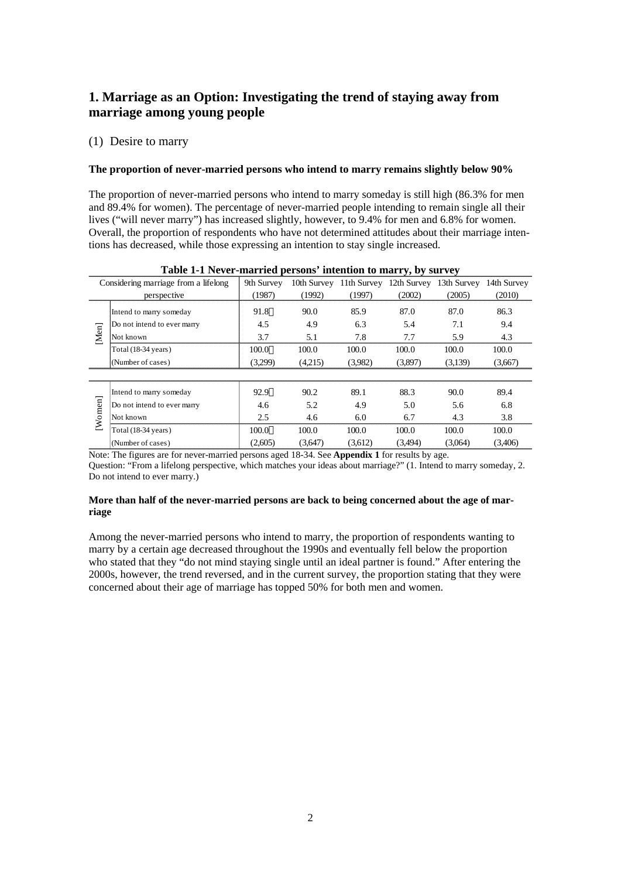## 1. Marriage as an Option: Investigating the trend of staying away from marriage among young people

### (1) Desire to marry

**The proportion of never-married persons who intend to marry remains slightly below 90%**

The proportion of never-married persons who intend to marry someday is still high (86.3% for men and 89.4% for women). The percentage of never-married people intending to remain single all their lives ("will never marry") has increased slightly, however, to 9.4% for men and 6.8% for women. Overall, the proportion of respondents who have not determined attitudes about their marriage intentions has decreased, while those expressing an intention to stay single increased.

**Table 1-1 Never-married persons' intention to marry, by survey**

| | Considering marriage from a lifelong perspective | 9th Survey (1987) | 10th Survey (1992) | 11th Survey (1997) | 12th Survey (2002) | 13th Survey (2005) | 14th Survey (2010) |
|---|---|---|---|---|---|---|---|
| [Men] | Intend to marry someday | 91.8 | 90.0 | 85.9 | 87.0 | 87.0 | 86.3 |
| | Do not intend to ever marry | 4.5 | 4.9 | 6.3 | 5.4 | 7.1 | 9.4 |
| | Not known | 3.7 | 5.1 | 7.8 | 7.7 | 5.9 | 4.3 |
| | Total (18-34 years) | 100.0 | 100.0 | 100.0 | 100.0 | 100.0 | 100.0 |
| | (Number of cases) | (3,299) | (4,215) | (3,982) | (3,897) | (3,139) | (3,667) |
| [Women] | Intend to marry someday | 92.9 | 90.2 | 89.1 | 88.3 | 90.0 | 89.4 |
| | Do not intend to ever marry | 4.6 | 5.2 | 4.9 | 5.0 | 5.6 | 6.8 |
| | Not known | 2.5 | 4.6 | 6.0 | 6.7 | 4.3 | 3.8 |
| | Total (18-34 years) | 100.0 | 100.0 | 100.0 | 100.0 | 100.0 | 100.0 |
| | (Number of cases) | (2,605) | (3,647) | (3,612) | (3,494) | (3,064) | (3,406) |

Note: The figures are for never-married persons aged 18-34. See **Appendix 1** for results by age.
Question: "From a lifelong perspective, which matches your ideas about marriage?" (1. Intend to marry someday, 2. Do not intend to ever marry.)

**More than half of the never-married persons are back to being concerned about the age of marriage**

Among the never-married persons who intend to marry, the proportion of respondents wanting to marry by a certain age decreased throughout the 1990s and eventually fell below the proportion who stated that they "do not mind staying single until an ideal partner is found." After entering the 2000s, however, the trend reversed, and in the current survey, the proportion stating that they were concerned about their age of marriage has topped 50% for both men and women.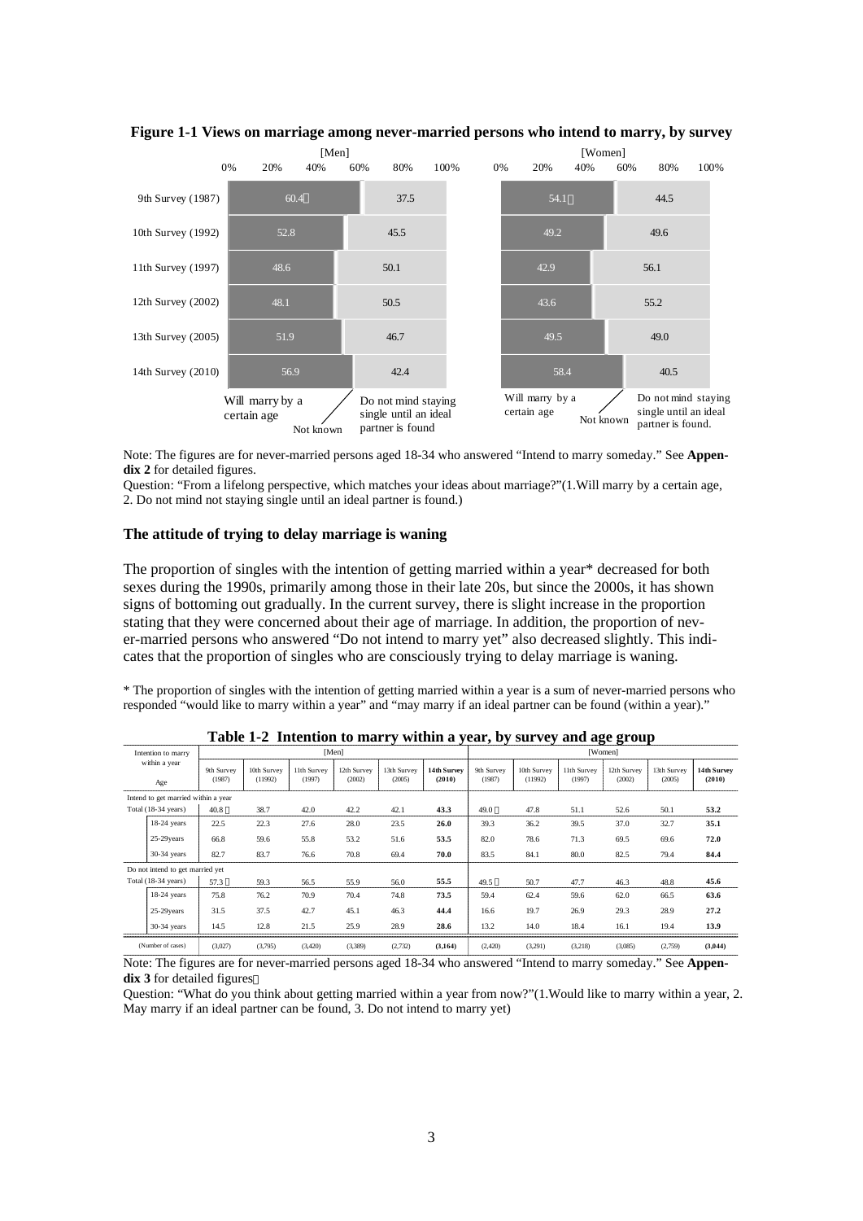**Figure 1-1 Views on marriage among never-married persons who intend to marry, by survey**

| Survey | [Men] Will marry by a certain age | [Men] Do not mind staying single until an ideal partner is found | [Women] Will marry by a certain age | [Women] Do not mind staying single until an ideal partner is found. |
|---|---|---|---|---|
| 9th Survey (1987) | 60.4 | 37.5 | 54.1 | 44.5 |
| 10th Survey (1992) | 52.8 | 45.5 | 49.2 | 49.6 |
| 11th Survey (1997) | 48.6 | 50.1 | 42.9 | 56.1 |
| 12th Survey (2002) | 48.1 | 50.5 | 43.6 | 55.2 |
| 13th Survey (2005) | 51.9 | 46.7 | 49.5 | 49.0 |
| 14th Survey (2010) | 56.9 | 42.4 | 58.4 | 40.5 |

Note: The figures are for never-married persons aged 18-34 who answered "Intend to marry someday." See **Appendix 2** for detailed figures.

Question: "From a lifelong perspective, which matches your ideas about marriage?"(1.Will marry by a certain age, 2. Do not mind not staying single until an ideal partner is found.)

### The attitude of trying to delay marriage is waning

The proportion of singles with the intention of getting married within a year* decreased for both sexes during the 1990s, primarily among those in their late 20s, but since the 2000s, it has shown signs of bottoming out gradually. In the current survey, there is slight increase in the proportion stating that they were concerned about their age of marriage. In addition, the proportion of never-married persons who answered "Do not intend to marry yet" also decreased slightly. This indicates that the proportion of singles who are consciously trying to delay marriage is waning.

* The proportion of singles with the intention of getting married within a year is a sum of never-married persons who responded "would like to marry within a year" and "may marry if an ideal partner can be found (within a year)."

**Table 1-2 Intention to marry within a year, by survey and age group**

| Intention to marry within a year / Age | [Men] 9th Survey (1987) | 10th Survey (11992) | 11th Survey (1997) | 12th Survey (2002) | 13th Survey (2005) | **14th Survey (2010)** | [Women] 9th Survey (1987) | 10th Survey (11992) | 11th Survey (1997) | 12th Survey (2002) | 13th Survey (2005) | **14th Survey (2010)** |
|---|---|---|---|---|---|---|---|---|---|---|---|---|
| Intend to get married within a year | | | | | | | | | | | | |
| Total (18-34 years) | 40.8 | 38.7 | 42.0 | 42.2 | 42.1 | **43.3** | 49.0 | 47.8 | 51.1 | 52.6 | 50.1 | **53.2** |
| 18-24 years | 22.5 | 22.3 | 27.6 | 28.0 | 23.5 | **26.0** | 39.3 | 36.2 | 39.5 | 37.0 | 32.7 | **35.1** |
| 25-29years | 66.8 | 59.6 | 55.8 | 53.2 | 51.6 | **53.5** | 82.0 | 78.6 | 71.3 | 69.5 | 69.6 | **72.0** |
| 30-34 years | 82.7 | 83.7 | 76.6 | 70.8 | 69.4 | **70.0** | 83.5 | 84.1 | 80.0 | 82.5 | 79.4 | **84.4** |
| Do not intend to get married yet | | | | | | | | | | | | |
| Total (18-34 years) | 57.3 | 59.3 | 56.5 | 55.9 | 56.0 | **55.5** | 49.5 | 50.7 | 47.7 | 46.3 | 48.8 | **45.6** |
| 18-24 years | 75.8 | 76.2 | 70.9 | 70.4 | 74.8 | **73.5** | 59.4 | 62.4 | 59.6 | 62.0 | 66.5 | **63.6** |
| 25-29years | 31.5 | 37.5 | 42.7 | 45.1 | 46.3 | **44.4** | 16.6 | 19.7 | 26.9 | 29.3 | 28.9 | **27.2** |
| 30-34 years | 14.5 | 12.8 | 21.5 | 25.9 | 28.9 | **28.6** | 13.2 | 14.0 | 18.4 | 16.1 | 19.4 | **13.9** |
| (Number of cases) | (3,027) | (3,795) | (3,420) | (3,389) | (2,732) | **(3,164)** | (2,420) | (3,291) | (3,218) | (3,085) | (2,759) | **(3,044)** |

Note: The figures are for never-married persons aged 18-34 who answered "Intend to marry someday." See **Appendix 3** for detailed figures.

Question: "What do you think about getting married within a year from now?"(1.Would like to marry within a year, 2. May marry if an ideal partner can be found, 3. Do not intend to marry yet)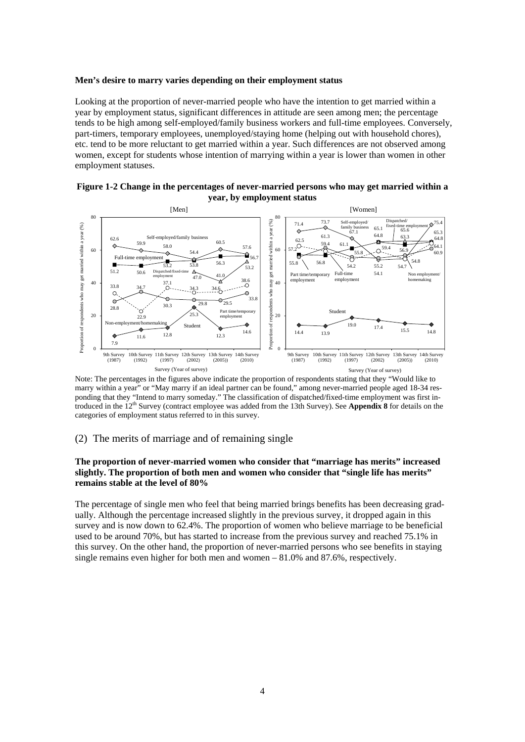**Men's desire to marry varies depending on their employment status**

Looking at the proportion of never-married people who have the intention to get married within a year by employment status, significant differences in attitude are seen among men; the percentage tends to be high among self-employed/family business workers and full-time employees. Conversely, part-timers, temporary employees, unemployed/staying home (helping out with household chores), etc. tend to be more reluctant to get married within a year. Such differences are not observed among women, except for students whose intention of marrying within a year is lower than women in other employment statuses.

**Figure 1-2 Change in the percentages of never-married persons who may get married within a year, by employment status**

Note: The percentages in the figures above indicate the proportion of respondents stating that they "Would like to marry within a year" or "May marry if an ideal partner can be found," among never-married people aged 18-34 responding that they "Intend to marry someday." The classification of dispatched/fixed-time employment was first introduced in the 12th Survey (contract employee was added from the 13th Survey). See **Appendix 8** for details on the categories of employment status referred to in this survey.

## (2) The merits of marriage and of remaining single

**The proportion of never-married women who consider that "marriage has merits" increased slightly. The proportion of both men and women who consider that "single life has merits" remains stable at the level of 80%**

The percentage of single men who feel that being married brings benefits has been decreasing gradually. Although the percentage increased slightly in the previous survey, it dropped again in this survey and is now down to 62.4%. The proportion of women who believe marriage to be beneficial used to be around 70%, but has started to increase from the previous survey and reached 75.1% in this survey. On the other hand, the proportion of never-married persons who see benefits in staying single remains even higher for both men and women – 81.0% and 87.6%, respectively.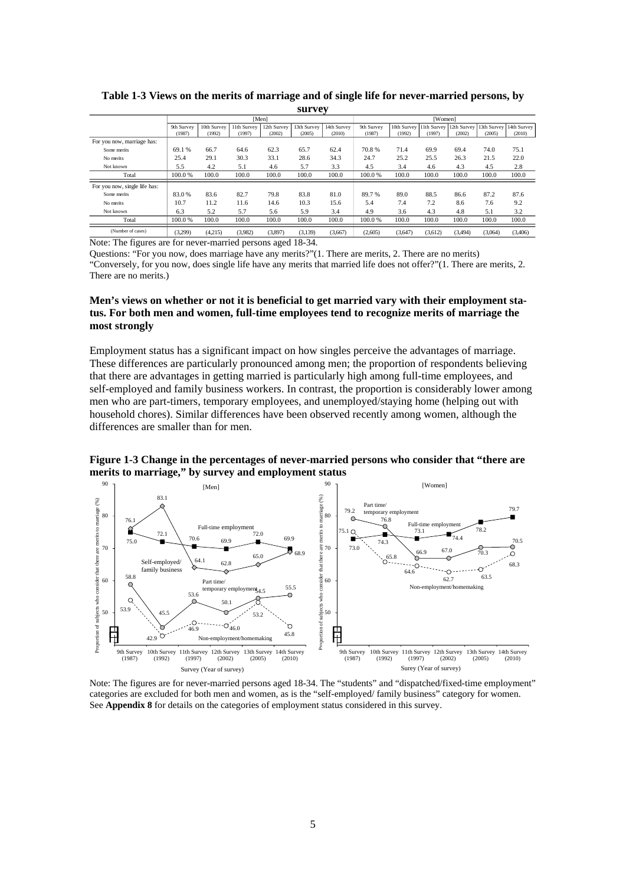**Table 1-3 Views on the merits of marriage and of single life for never-married persons, by survey**

| | [Men] | | | | | | [Women] | | | | | |
|---|---|---|---|---|---|---|---|---|---|---|---|---|
| | 9th Survey (1987) | 10th Survey (1992) | 11th Survey (1997) | 12th Survey (2002) | 13th Survey (2005) | 14th Survey (2010) | 9th Survey (1987) | 10th Survey (1992) | 11th Survey (1997) | 12th Survey (2002) | 13th Survey (2005) | 14th Survey (2010) |
| For you now, marriage has: | | | | | | | | | | | | |
| Some merits | 69.1 % | 66.7 | 64.6 | 62.3 | 65.7 | 62.4 | 70.8 % | 71.4 | 69.9 | 69.4 | 74.0 | 75.1 |
| No merits | 25.4 | 29.1 | 30.3 | 33.1 | 28.6 | 34.3 | 24.7 | 25.2 | 25.5 | 26.3 | 21.5 | 22.0 |
| Not known | 5.5 | 4.2 | 5.1 | 4.6 | 5.7 | 3.3 | 4.5 | 3.4 | 4.6 | 4.3 | 4.5 | 2.8 |
| Total | 100.0 % | 100.0 | 100.0 | 100.0 | 100.0 | 100.0 | 100.0 % | 100.0 | 100.0 | 100.0 | 100.0 | 100.0 |
| For you now, single life has: | | | | | | | | | | | | |
| Some merits | 83.0 % | 83.6 | 82.7 | 79.8 | 83.8 | 81.0 | 89.7 % | 89.0 | 88.5 | 86.6 | 87.2 | 87.6 |
| No merits | 10.7 | 11.2 | 11.6 | 14.6 | 10.3 | 15.6 | 5.4 | 7.4 | 7.2 | 8.6 | 7.6 | 9.2 |
| Not known | 6.3 | 5.2 | 5.7 | 5.6 | 5.9 | 3.4 | 4.9 | 3.6 | 4.3 | 4.8 | 5.1 | 3.2 |
| Total | 100.0 % | 100.0 | 100.0 | 100.0 | 100.0 | 100.0 | 100.0 % | 100.0 | 100.0 | 100.0 | 100.0 | 100.0 |
| (Number of cases) | (3,299) | (4,215) | (3,982) | (3,897) | (3,139) | (3,667) | (2,605) | (3,647) | (3,612) | (3,494) | (3,064) | (3,406) |

Note: The figures are for never-married persons aged 18-34.

Questions: "For you now, does marriage have any merits?"(1. There are merits, 2. There are no merits)
"Conversely, for you now, does single life have any merits that married life does not offer?"(1. There are merits, 2. There are no merits.)

**Men's views on whether or not it is beneficial to get married vary with their employment status. For both men and women, full-time employees tend to recognize merits of marriage the most strongly**

Employment status has a significant impact on how singles perceive the advantages of marriage. These differences are particularly pronounced among men; the proportion of respondents believing that there are advantages in getting married is particularly high among full-time employees, and self-employed and family business workers. In contrast, the proportion is considerably lower among men who are part-timers, temporary employees, and unemployed/staying home (helping out with household chores). Similar differences have been observed recently among women, although the differences are smaller than for men.

**Figure 1-3 Change in the percentages of never-married persons who consider that "there are merits to marriage," by survey and employment status**

| [Men] | 9th Survey (1987) | 10th Survey (1992) | 11th Survey (1997) | 12th Survey (2002) | 13th Survey (2005) | 14th Survey (2010) |
|---|---|---|---|---|---|---|
| Full-time employment | 75.0 | 72.1 | 70.6 | 69.9 | 72.0 | 69.9 |
| Self-employed/ family business | 76.1 | 83.1 | 64.1 | 62.8 | 65.0 | 68.9 |
| Part time/ temporary employment | 58.8 | 45.5 | 53.6 | 50.1 | 54.5 | 55.5 |
| Non-employment/homemaking | 53.9 | 42.9 | 46.9 | 46.0 | 53.2 | 45.8 |

| [Women] | 9th Survey (1987) | 10th Survey (1992) | 11th Survey (1997) | 12th Survey (2002) | 13th Survey (2005) | 14th Survey (2010) |
|---|---|---|---|---|---|---|
| Full-time employment | 73.0 | 74.3 | 73.1 | 74.4 | 78.2 | 79.7 |
| Part time/ temporary employment | 79.2 | 76.8 | 66.9 | 67.0 | 70.3 | 70.5 |
| Non-employment/homemaking | 75.1 | 65.8 | 64.6 | 62.7 | 63.5 | 68.3 |

Note: The figures are for never-married persons aged 18-34. The "students" and "dispatched/fixed-time employment" categories are excluded for both men and women, as is the "self-employed/ family business" category for women. See **Appendix 8** for details on the categories of employment status considered in this survey.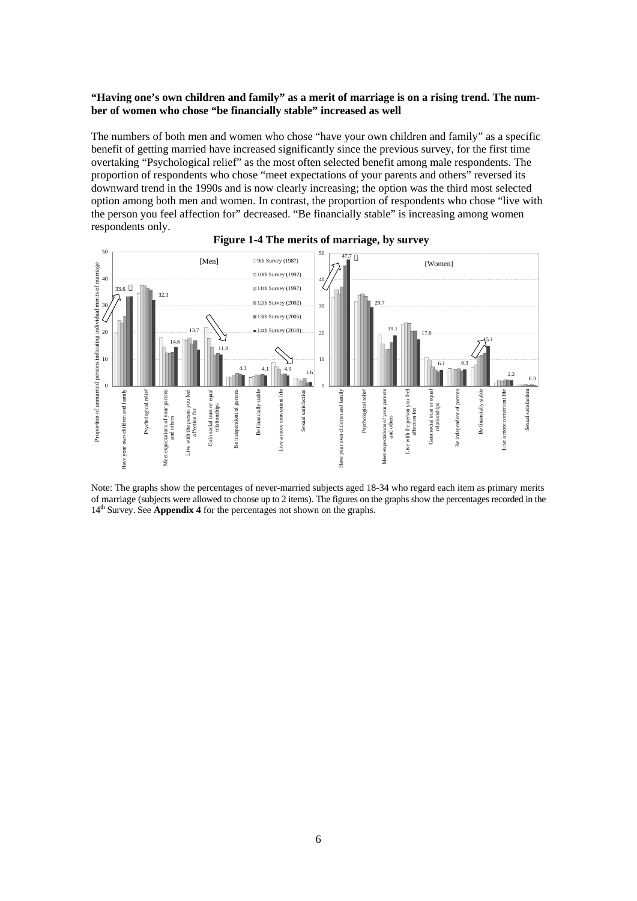**“Having one’s own children and family” as a merit of marriage is on a rising trend. The number of women who chose “be financially stable” increased as well**

The numbers of both men and women who chose “have your own children and family” as a specific benefit of getting married have increased significantly since the previous survey, for the first time overtaking “Psychological relief” as the most often selected benefit among male respondents. The proportion of respondents who chose “meet expectations of your parents and others” reversed its downward trend in the 1990s and is now clearly increasing; the option was the third most selected option among both men and women. In contrast, the proportion of respondents who chose “live with the person you feel affection for” decreased. “Be financially stable” is increasing among women respondents only.

**Figure 1-4 The merits of marriage, by survey**

Note: The graphs show the percentages of never-married subjects aged 18-34 who regard each item as primary merits of marriage (subjects were allowed to choose up to 2 items). The figures on the graphs show the percentages recorded in the 14th Survey. See **Appendix 4** for the percentages not shown on the graphs.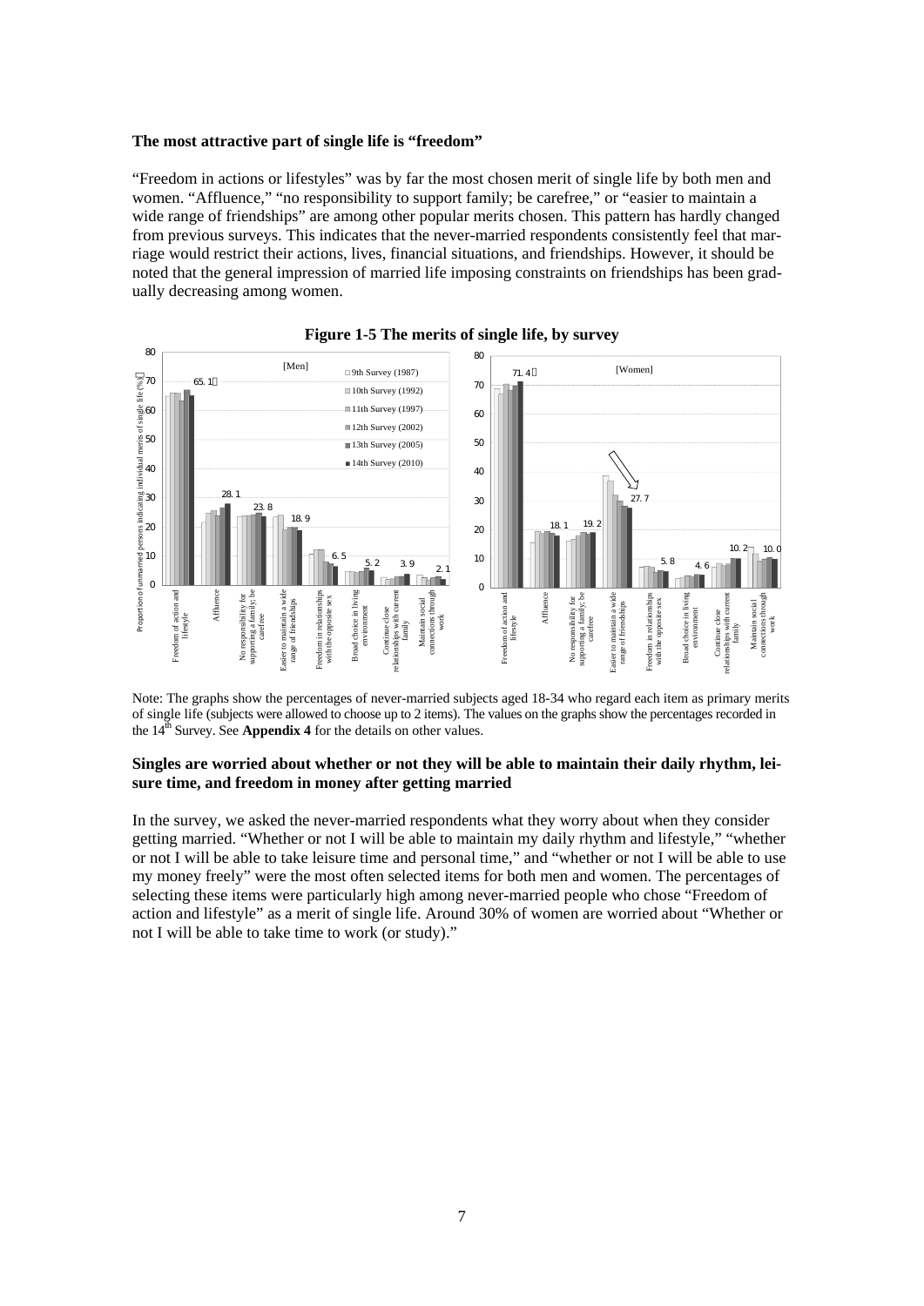### The most attractive part of single life is "freedom"

"Freedom in actions or lifestyles" was by far the most chosen merit of single life by both men and women. "Affluence," "no responsibility to support family; be carefree," or "easier to maintain a wide range of friendships" are among other popular merits chosen. This pattern has hardly changed from previous surveys. This indicates that the never-married respondents consistently feel that marriage would restrict their actions, lives, financial situations, and friendships. However, it should be noted that the general impression of married life imposing constraints on friendships has been gradually decreasing among women.

**Figure 1-5 The merits of single life, by survey**

Note: The graphs show the percentages of never-married subjects aged 18-34 who regard each item as primary merits of single life (subjects were allowed to choose up to 2 items). The values on the graphs show the percentages recorded in the 14th Survey. See **Appendix 4** for the details on other values.

### Singles are worried about whether or not they will be able to maintain their daily rhythm, leisure time, and freedom in money after getting married

In the survey, we asked the never-married respondents what they worry about when they consider getting married. "Whether or not I will be able to maintain my daily rhythm and lifestyle," "whether or not I will be able to take leisure time and personal time," and "whether or not I will be able to use my money freely" were the most often selected items for both men and women. The percentages of selecting these items were particularly high among never-married people who chose "Freedom of action and lifestyle" as a merit of single life. Around 30% of women are worried about "Whether or not I will be able to take time to work (or study)."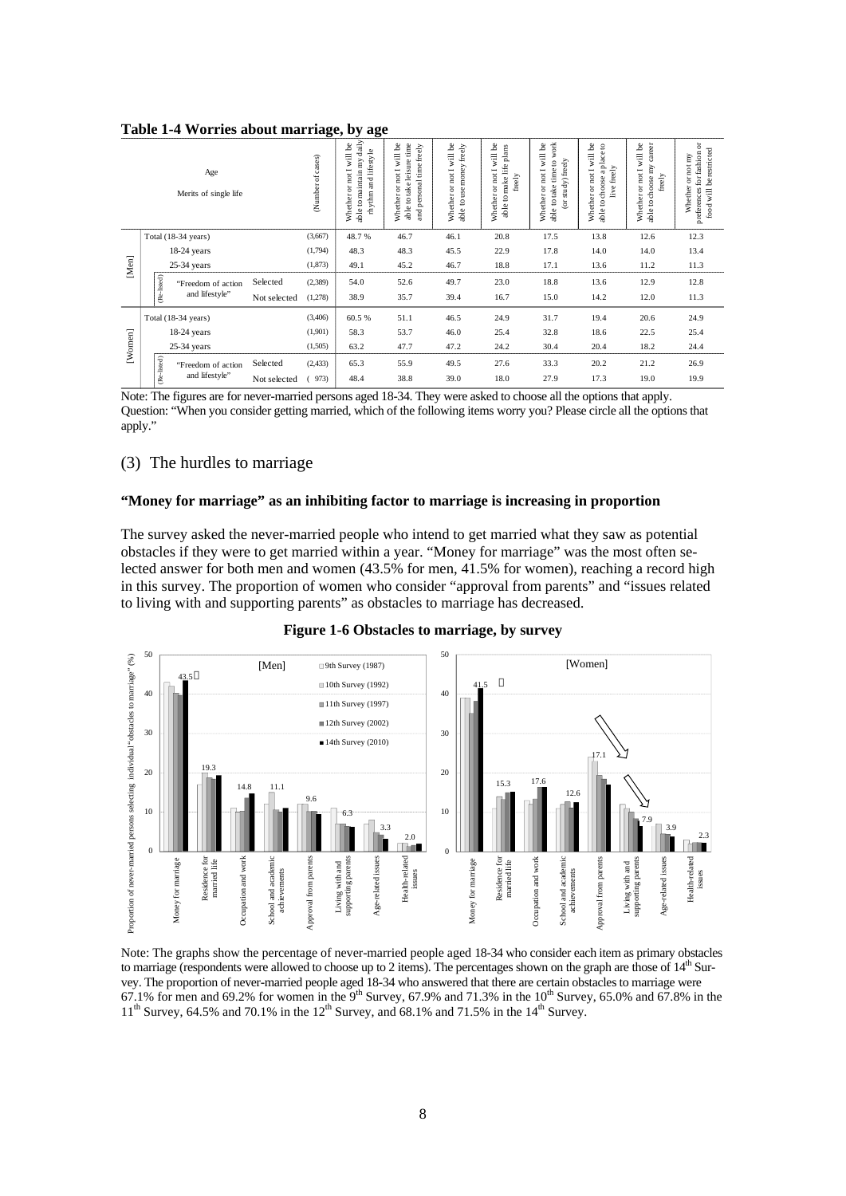**Table 1-4 Worries about marriage, by age**

| | Age / Merits of single life | | (Number of cases) | Whether or not I will be able to maintain my daily rhythm and lifestyle | Whether or not I will be able to take leisure time and personal time freely | Whether or not I will be able to use money freely | Whether or not I will be able to make life plans freely | Whether or not I will be able to take time to work (or study) freely | Whether or not I will be able to choose a place to live freely | Whether or not I will be able to choose my career freely | Whether or not my preferences for fashion or food will be restricted |
|---|---|---|---|---|---|---|---|---|---|---|---|
| [Men] | Total (18-34 years) | | (3,667) | 48.7 % | 46.7 | 46.1 | 20.8 | 17.5 | 13.8 | 12.6 | 12.3 |
| | 18-24 years | | (1,794) | 48.3 | 48.3 | 45.5 | 22.9 | 17.8 | 14.0 | 14.0 | 13.4 |
| | 25-34 years | | (1,873) | 49.1 | 45.2 | 46.7 | 18.8 | 17.1 | 13.6 | 11.2 | 11.3 |
| | (Re-listed) "Freedom of action and lifestyle" | Selected | (2,389) | 54.0 | 52.6 | 49.7 | 23.0 | 18.8 | 13.6 | 12.9 | 12.8 |
| | | Not selected | (1,278) | 38.9 | 35.7 | 39.4 | 16.7 | 15.0 | 14.2 | 12.0 | 11.3 |
| [Women] | Total (18-34 years) | | (3,406) | 60.5 % | 51.1 | 46.5 | 24.9 | 31.7 | 19.4 | 20.6 | 24.9 |
| | 18-24 years | | (1,901) | 58.3 | 53.7 | 46.0 | 25.4 | 32.8 | 18.6 | 22.5 | 25.4 |
| | 25-34 years | | (1,505) | 63.2 | 47.7 | 47.2 | 24.2 | 30.4 | 20.4 | 18.2 | 24.4 |
| | (Re-listed) "Freedom of action and lifestyle" | Selected | (2,433) | 65.3 | 55.9 | 49.5 | 27.6 | 33.3 | 20.2 | 21.2 | 26.9 |
| | | Not selected | ( 973) | 48.4 | 38.8 | 39.0 | 18.0 | 27.9 | 17.3 | 19.0 | 19.9 |

Note: The figures are for never-married persons aged 18-34. They were asked to choose all the options that apply. Question: "When you consider getting married, which of the following items worry you? Please circle all the options that apply."

## (3) The hurdles to marriage

### "Money for marriage" as an inhibiting factor to marriage is increasing in proportion

The survey asked the never-married people who intend to get married what they saw as potential obstacles if they were to get married within a year. "Money for marriage" was the most often selected answer for both men and women (43.5% for men, 41.5% for women), reaching a record high in this survey. The proportion of women who consider "approval from parents" and "issues related to living with and supporting parents" as obstacles to marriage has decreased.

**Figure 1-6 Obstacles to marriage, by survey**

| Obstacle (14th Survey, 2010) | Men | Women |
|---|---|---|
| Money for marriage | 43.5 | 41.5 |
| Residence for married life | 19.3 | 15.3 |
| Occupation and work | 14.8 | 17.6 |
| School and academic achievements | 11.1 | 12.6 |
| Approval from parents | 9.6 | 17.1 |
| Living with and supporting parents | 6.3 | 7.9 |
| Age-related issues | 3.3 | 3.9 |
| Health-related issues | 2.0 | 2.3 |

Note: The graphs show the percentage of never-married people aged 18-34 who consider each item as primary obstacles to marriage (respondents were allowed to choose up to 2 items). The percentages shown on the graph are those of 14th Survey. The proportion of never-married people aged 18-34 who answered that there are certain obstacles to marriage were 67.1% for men and 69.2% for women in the 9th Survey, 67.9% and 71.3% in the 10th Survey, 65.0% and 67.8% in the 11th Survey, 64.5% and 70.1% in the 12th Survey, and 68.1% and 71.5% in the 14th Survey.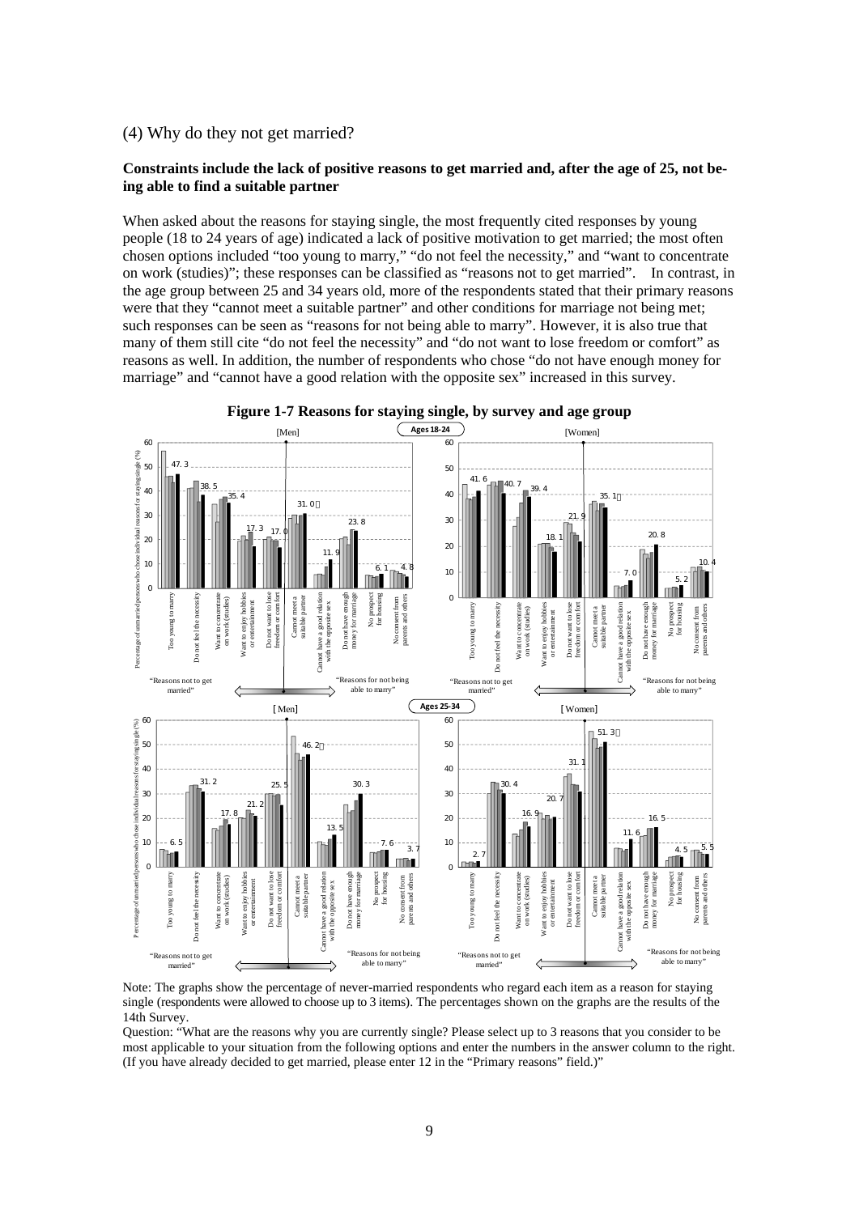## (4) Why do they not get married?

**Constraints include the lack of positive reasons to get married and, after the age of 25, not being able to find a suitable partner**

When asked about the reasons for staying single, the most frequently cited responses by young people (18 to 24 years of age) indicated a lack of positive motivation to get married; the most often chosen options included "too young to marry," "do not feel the necessity," and "want to concentrate on work (studies)"; these responses can be classified as "reasons not to get married". In contrast, in the age group between 25 and 34 years old, more of the respondents stated that their primary reasons were that they "cannot meet a suitable partner" and other conditions for marriage not being met; such responses can be seen as "reasons for not being able to marry". However, it is also true that many of them still cite "do not feel the necessity" and "do not want to lose freedom or comfort" as reasons as well. In addition, the number of respondents who chose "do not have enough money for marriage" and "cannot have a good relation with the opposite sex" increased in this survey.

**Figure 1-7 Reasons for staying single, by survey and age group**

Percentages shown on the graphs (14th Survey):

| Reason | Ages 18-24 Men | Ages 18-24 Women | Ages 25-34 Men | Ages 25-34 Women |
|---|---|---|---|---|
| Too young to marry | 47.3 | 41.6 | 6.5 | 2.7 |
| Do not feel the necessity | 38.5 | 40.7 | 31.2 | 30.4 |
| Want to concentrate on work (studies) | 35.4 | 39.4 | 17.8 | 16.9 |
| Want to enjoy hobbies or entertainment | 17.3 | 18.1 | 21.2 | 20.7 |
| Do not want to lose freedom or comfort | 17.0 | 21.9 | 25.5 | 31.1 |
| Cannot meet a suitable partner | 31.0 | 35.1 | 46.2 | 51.3 |
| Cannot have a good relation with the opposite sex | 11.9 | 7.0 | 13.5 | 11.6 |
| Do not have enough money for marriage | 23.8 | 20.8 | 30.3 | 16.5 |
| No prospect for housing | 6.1 | 5.2 | 7.6 | 4.5 |
| No consent from parents and others | 4.8 | 10.4 | 3.7 | 5.5 |

Reasons from "Too young to marry" through "Do not want to lose freedom or comfort": "Reasons not to get married"; from "Cannot meet a suitable partner" onward: "Reasons for not being able to marry".

Note: The graphs show the percentage of never-married respondents who regard each item as a reason for staying single (respondents were allowed to choose up to 3 items). The percentages shown on the graphs are the results of the 14th Survey.

Question: "What are the reasons why you are currently single? Please select up to 3 reasons that you consider to be most applicable to your situation from the following options and enter the numbers in the answer column to the right. (If you have already decided to get married, please enter 12 in the "Primary reasons" field.)"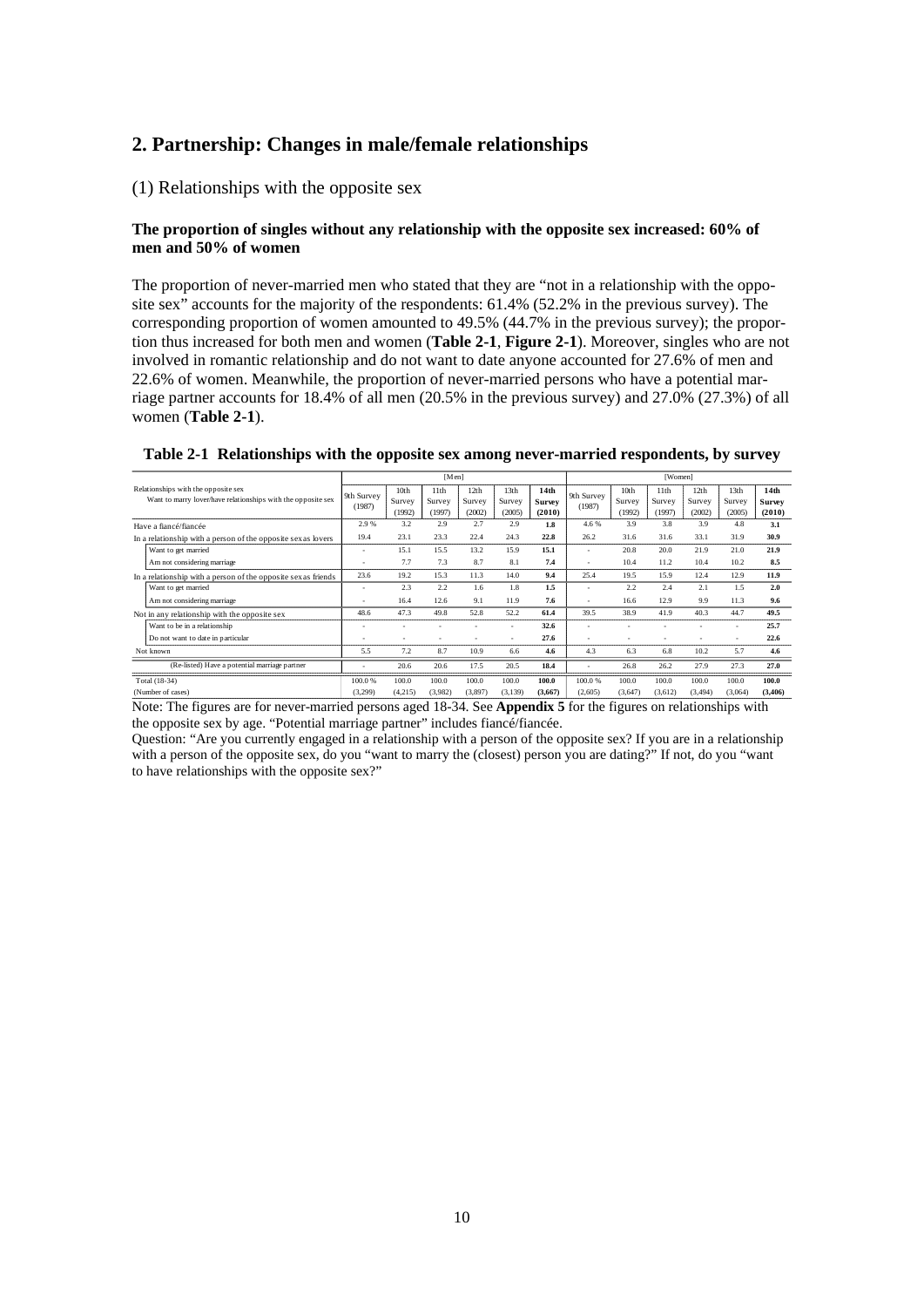## 2. Partnership: Changes in male/female relationships

### (1) Relationships with the opposite sex

**The proportion of singles without any relationship with the opposite sex increased: 60% of men and 50% of women**

The proportion of never-married men who stated that they are "not in a relationship with the opposite sex" accounts for the majority of the respondents: 61.4% (52.2% in the previous survey). The corresponding proportion of women amounted to 49.5% (44.7% in the previous survey); the proportion thus increased for both men and women (**Table 2-1**, **Figure 2-1**). Moreover, singles who are not involved in romantic relationship and do not want to date anyone accounted for 27.6% of men and 22.6% of women. Meanwhile, the proportion of never-married persons who have a potential marriage partner accounts for 18.4% of all men (20.5% in the previous survey) and 27.0% (27.3%) of all women (**Table 2-1**).

**Table 2-1 Relationships with the opposite sex among never-married respondents, by survey**

| Relationships with the opposite sex / Want to marry lover/have relationships with the opposite sex | [Men] 9th Survey (1987) | 10th Survey (1992) | 11th Survey (1997) | 12th Survey (2002) | 13th Survey (2005) | **14th Survey (2010)** | [Women] 9th Survey (1987) | 10th Survey (1992) | 11th Survey (1997) | 12th Survey (2002) | 13th Survey (2005) | **14th Survey (2010)** |
|---|---|---|---|---|---|---|---|---|---|---|---|---|
| Have a fiancé/fiancée | 2.9 % | 3.2 | 2.9 | 2.7 | 2.9 | **1.8** | 4.6 % | 3.9 | 3.8 | 3.9 | 4.8 | **3.1** |
| In a relationship with a person of the opposite sex as lovers | 19.4 | 23.1 | 23.3 | 22.4 | 24.3 | **22.8** | 26.2 | 31.6 | 31.6 | 33.1 | 31.9 | **30.9** |
| Want to get married | - | 15.1 | 15.5 | 13.2 | 15.9 | **15.1** | - | 20.8 | 20.0 | 21.9 | 21.0 | **21.9** |
| Am not considering marriage | - | 7.7 | 7.3 | 8.7 | 8.1 | **7.4** | - | 10.4 | 11.2 | 10.4 | 10.2 | **8.5** |
| In a relationship with a person of the opposite sex as friends | 23.6 | 19.2 | 15.3 | 11.3 | 14.0 | **9.4** | 25.4 | 19.5 | 15.9 | 12.4 | 12.9 | **11.9** |
| Want to get married | - | 2.3 | 2.2 | 1.6 | 1.8 | **1.5** | - | 2.2 | 2.4 | 2.1 | 1.5 | **2.0** |
| Am not considering marriage | - | 16.4 | 12.6 | 9.1 | 11.9 | **7.6** | - | 16.6 | 12.9 | 9.9 | 11.3 | **9.6** |
| Not in any relationship with the opposite sex | 48.6 | 47.3 | 49.8 | 52.8 | 52.2 | **61.4** | 39.5 | 38.9 | 41.9 | 40.3 | 44.7 | **49.5** |
| Want to be in a relationship | - | - | - | - | - | **32.6** | - | - | - | - | - | **25.7** |
| Do not want to date in particular | - | - | - | - | - | **27.6** | - | - | - | - | - | **22.6** |
| Not known | 5.5 | 7.2 | 8.7 | 10.9 | 6.6 | **4.6** | 4.3 | 6.3 | 6.8 | 10.2 | 5.7 | **4.6** |
| (Re-listed) Have a potential marriage partner | - | 20.6 | 20.6 | 17.5 | 20.5 | **18.4** | - | 26.8 | 26.2 | 27.9 | 27.3 | **27.0** |
| Total (18-34) | 100.0 % | 100.0 | 100.0 | 100.0 | 100.0 | **100.0** | 100.0 % | 100.0 | 100.0 | 100.0 | 100.0 | **100.0** |
| (Number of cases) | (3,299) | (4,215) | (3,982) | (3,897) | (3,139) | **(3,667)** | (2,605) | (3,647) | (3,612) | (3,494) | (3,064) | **(3,406)** |

Note: The figures are for never-married persons aged 18-34. See **Appendix 5** for the figures on relationships with the opposite sex by age. "Potential marriage partner" includes fiancé/fiancée.

Question: "Are you currently engaged in a relationship with a person of the opposite sex? If you are in a relationship with a person of the opposite sex, do you "want to marry the (closest) person you are dating?" If not, do you "want to have relationships with the opposite sex?"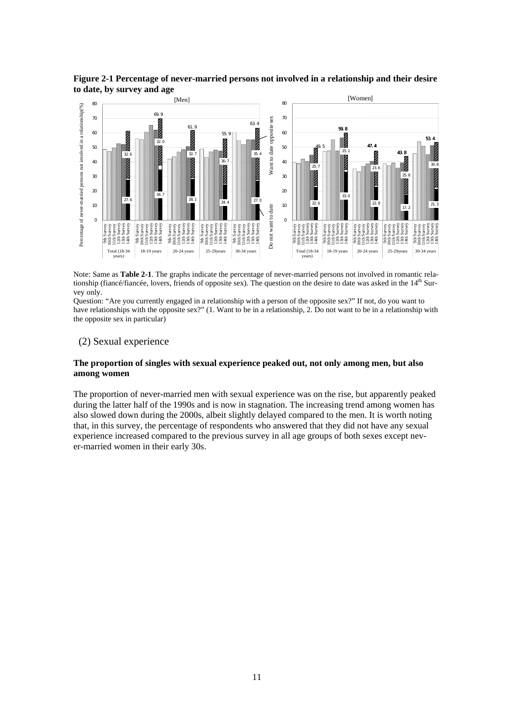**Figure 2-1 Percentage of never-married persons not involved in a relationship and their desire to date, by survey and age**

Note: Same as **Table 2-1**. The graphs indicate the percentage of never-married persons not involved in romantic relationship (fiancé/fiancée, lovers, friends of opposite sex). The question on the desire to date was asked in the 14th Survey only.

Question: "Are you currently engaged in a relationship with a person of the opposite sex?" If not, do you want to have relationships with the opposite sex?" (1. Want to be in a relationship, 2. Do not want to be in a relationship with the opposite sex in particular)

## (2) Sexual experience

**The proportion of singles with sexual experience peaked out, not only among men, but also among women**

The proportion of never-married men with sexual experience was on the rise, but apparently peaked during the latter half of the 1990s and is now in stagnation. The increasing trend among women has also slowed down during the 2000s, albeit slightly delayed compared to the men. It is worth noting that, in this survey, the percentage of respondents who answered that they did not have any sexual experience increased compared to the previous survey in all age groups of both sexes except never-married women in their early 30s.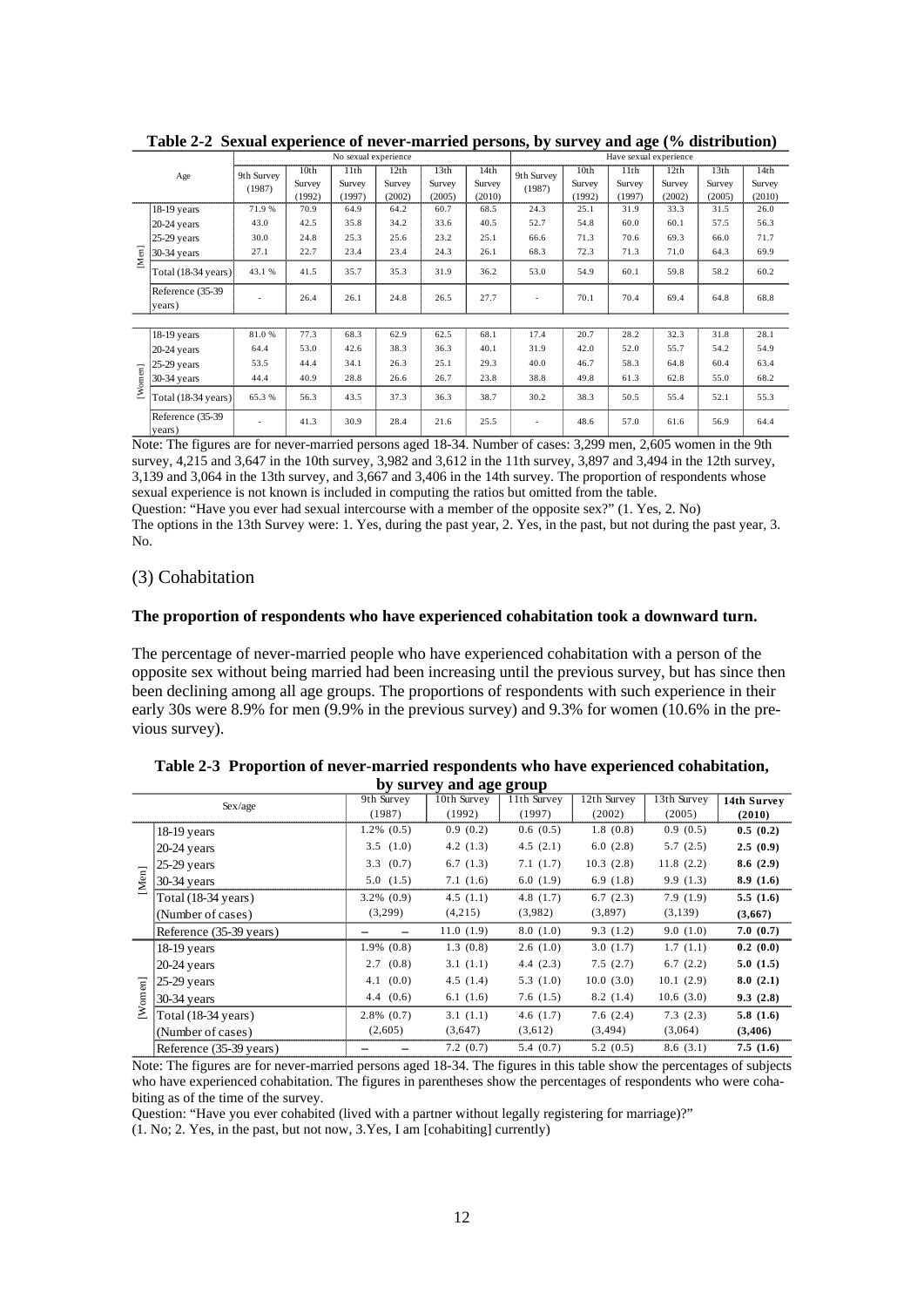**Table 2-2 Sexual experience of never-married persons, by survey and age (% distribution)**

| | Age | No sexual experience | | | | | | Have sexual experience | | | | | |
|---|---|---|---|---|---|---|---|---|---|---|---|---|---|
| | | 9th Survey (1987) | 10th Survey (1992) | 11th Survey (1997) | 12th Survey (2002) | 13th Survey (2005) | 14th Survey (2010) | 9th Survey (1987) | 10th Survey (1992) | 11th Survey (1997) | 12th Survey (2002) | 13th Survey (2005) | 14th Survey (2010) |
| [Men] | 18-19 years | 71.9 % | 70.9 | 64.9 | 64.2 | 60.7 | 68.5 | 24.3 | 25.1 | 31.9 | 33.3 | 31.5 | 26.0 |
| | 20-24 years | 43.0 | 42.5 | 35.8 | 34.2 | 33.6 | 40.5 | 52.7 | 54.8 | 60.0 | 60.1 | 57.5 | 56.3 |
| | 25-29 years | 30.0 | 24.8 | 25.3 | 25.6 | 23.2 | 25.1 | 66.6 | 71.3 | 70.6 | 69.3 | 66.0 | 71.7 |
| | 30-34 years | 27.1 | 22.7 | 23.4 | 23.4 | 24.3 | 26.1 | 68.3 | 72.3 | 71.3 | 71.0 | 64.3 | 69.9 |
| | Total (18-34 years) | 43.1 % | 41.5 | 35.7 | 35.3 | 31.9 | 36.2 | 53.0 | 54.9 | 60.1 | 59.8 | 58.2 | 60.2 |
| | Reference (35-39 years) | - | 26.4 | 26.1 | 24.8 | 26.5 | 27.7 | - | 70.1 | 70.4 | 69.4 | 64.8 | 68.8 |
| [Women] | 18-19 years | 81.0 % | 77.3 | 68.3 | 62.9 | 62.5 | 68.1 | 17.4 | 20.7 | 28.2 | 32.3 | 31.8 | 28.1 |
| | 20-24 years | 64.4 | 53.0 | 42.6 | 38.3 | 36.3 | 40.1 | 31.9 | 42.0 | 52.0 | 55.7 | 54.2 | 54.9 |
| | 25-29 years | 53.5 | 44.4 | 34.1 | 26.3 | 25.1 | 29.3 | 40.0 | 46.7 | 58.3 | 64.8 | 60.4 | 63.4 |
| | 30-34 years | 44.4 | 40.9 | 28.8 | 26.6 | 26.7 | 23.8 | 38.8 | 49.8 | 61.3 | 62.8 | 55.0 | 68.2 |
| | Total (18-34 years) | 65.3 % | 56.3 | 43.5 | 37.3 | 36.3 | 38.7 | 30.2 | 38.3 | 50.5 | 55.4 | 52.1 | 55.3 |
| | Reference (35-39 years) | - | 41.3 | 30.9 | 28.4 | 21.6 | 25.5 | - | 48.6 | 57.0 | 61.6 | 56.9 | 64.4 |

Note: The figures are for never-married persons aged 18-34. Number of cases: 3,299 men, 2,605 women in the 9th survey, 4,215 and 3,647 in the 10th survey, 3,982 and 3,612 in the 11th survey, 3,897 and 3,494 in the 12th survey, 3,139 and 3,064 in the 13th survey, and 3,667 and 3,406 in the 14th survey. The proportion of respondents whose sexual experience is not known is included in computing the ratios but omitted from the table.
Question: "Have you ever had sexual intercourse with a member of the opposite sex?" (1. Yes, 2. No)
The options in the 13th Survey were: 1. Yes, during the past year, 2. Yes, in the past, but not during the past year, 3. No.

## (3) Cohabitation

**The proportion of respondents who have experienced cohabitation took a downward turn.**

The percentage of never-married people who have experienced cohabitation with a person of the opposite sex without being married had been increasing until the previous survey, but has since then been declining among all age groups. The proportions of respondents with such experience in their early 30s were 8.9% for men (9.9% in the previous survey) and 9.3% for women (10.6% in the previous survey).

**Table 2-3 Proportion of never-married respondents who have experienced cohabitation, by survey and age group**

| | Sex/age | 9th Survey (1987) | 10th Survey (1992) | 11th Survey (1997) | 12th Survey (2002) | 13th Survey (2005) | **14th Survey (2010)** |
|---|---|---|---|---|---|---|---|
| [Men] | 18-19 years | 1.2% (0.5) | 0.9 (0.2) | 0.6 (0.5) | 1.8 (0.8) | 0.9 (0.5) | **0.5 (0.2)** |
| | 20-24 years | 3.5 (1.0) | 4.2 (1.3) | 4.5 (2.1) | 6.0 (2.8) | 5.7 (2.5) | **2.5 (0.9)** |
| | 25-29 years | 3.3 (0.7) | 6.7 (1.3) | 7.1 (1.7) | 10.3 (2.8) | 11.8 (2.2) | **8.6 (2.9)** |
| | 30-34 years | 5.0 (1.5) | 7.1 (1.6) | 6.0 (1.9) | 6.9 (1.8) | 9.9 (1.3) | **8.9 (1.6)** |
| | Total (18-34 years) | 3.2% (0.9) | 4.5 (1.1) | 4.8 (1.7) | 6.7 (2.3) | 7.9 (1.9) | **5.5 (1.6)** |
| | (Number of cases) | (3,299) | (4,215) | (3,982) | (3,897) | (3,139) | **(3,667)** |
| | Reference (35-39 years) | – – | 11.0 (1.9) | 8.0 (1.0) | 9.3 (1.2) | 9.0 (1.0) | **7.0 (0.7)** |
| [Women] | 18-19 years | 1.9% (0.8) | 1.3 (0.8) | 2.6 (1.0) | 3.0 (1.7) | 1.7 (1.1) | **0.2 (0.0)** |
| | 20-24 years | 2.7 (0.8) | 3.1 (1.1) | 4.4 (2.3) | 7.5 (2.7) | 6.7 (2.2) | **5.0 (1.5)** |
| | 25-29 years | 4.1 (0.0) | 4.5 (1.4) | 5.3 (1.0) | 10.0 (3.0) | 10.1 (2.9) | **8.0 (2.1)** |
| | 30-34 years | 4.4 (0.6) | 6.1 (1.6) | 7.6 (1.5) | 8.2 (1.4) | 10.6 (3.0) | **9.3 (2.8)** |
| | Total (18-34 years) | 2.8% (0.7) | 3.1 (1.1) | 4.6 (1.7) | 7.6 (2.4) | 7.3 (2.3) | **5.8 (1.6)** |
| | (Number of cases) | (2,605) | (3,647) | (3,612) | (3,494) | (3,064) | **(3,406)** |
| | Reference (35-39 years) | – – | 7.2 (0.7) | 5.4 (0.7) | 5.2 (0.5) | 8.6 (3.1) | **7.5 (1.6)** |

Note: The figures are for never-married persons aged 18-34. The figures in this table show the percentages of subjects who have experienced cohabitation. The figures in parentheses show the percentages of respondents who were cohabiting as of the time of the survey.
Question: "Have you ever cohabited (lived with a partner without legally registering for marriage)?"
(1. No; 2. Yes, in the past, but not now, 3.Yes, I am [cohabiting] currently)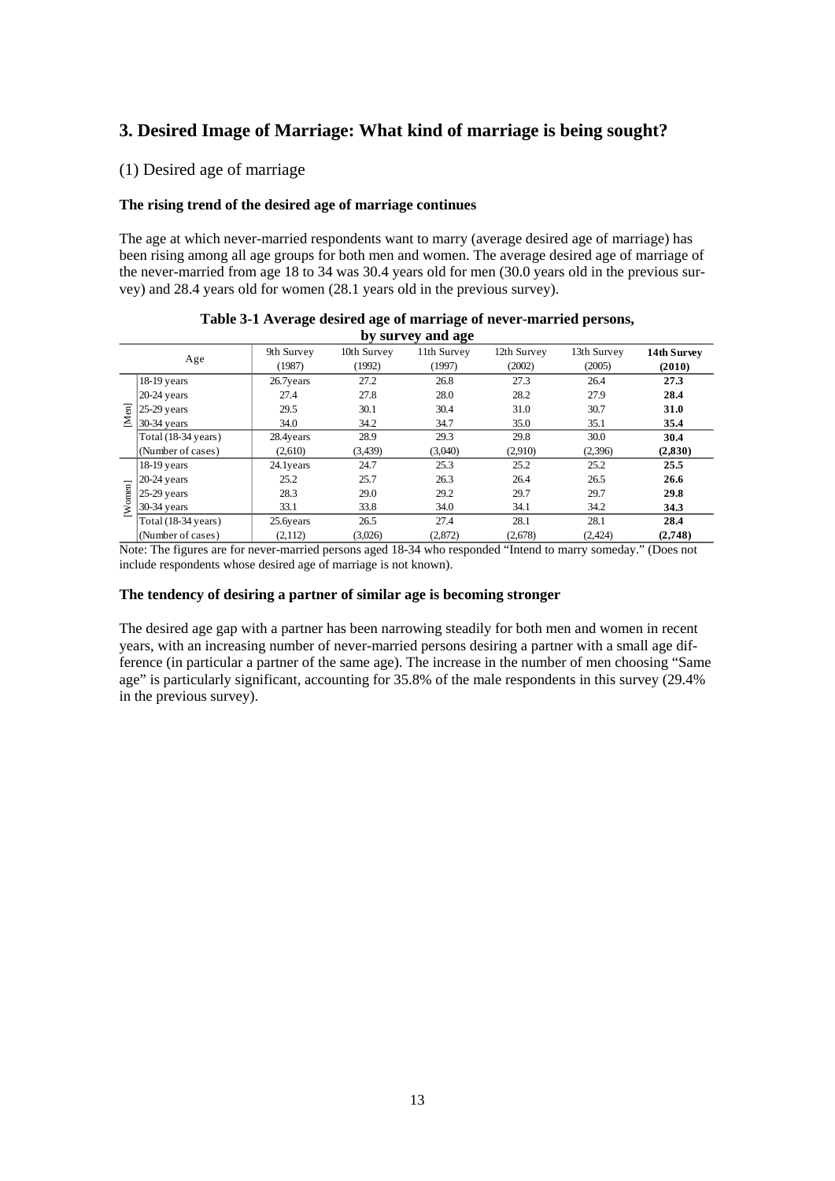## 3. Desired Image of Marriage: What kind of marriage is being sought?

### (1) Desired age of marriage

**The rising trend of the desired age of marriage continues**

The age at which never-married respondents want to marry (average desired age of marriage) has been rising among all age groups for both men and women. The average desired age of marriage of the never-married from age 18 to 34 was 30.4 years old for men (30.0 years old in the previous survey) and 28.4 years old for women (28.1 years old in the previous survey).

**Table 3-1 Average desired age of marriage of never-married persons, by survey and age**

| | Age | 9th Survey (1987) | 10th Survey (1992) | 11th Survey (1997) | 12th Survey (2002) | 13th Survey (2005) | **14th Survey (2010)** |
|---|---|---|---|---|---|---|---|
| [Men] | 18-19 years | 26.7years | 27.2 | 26.8 | 27.3 | 26.4 | **27.3** |
| | 20-24 years | 27.4 | 27.8 | 28.0 | 28.2 | 27.9 | **28.4** |
| | 25-29 years | 29.5 | 30.1 | 30.4 | 31.0 | 30.7 | **31.0** |
| | 30-34 years | 34.0 | 34.2 | 34.7 | 35.0 | 35.1 | **35.4** |
| | Total (18-34 years) | 28.4years | 28.9 | 29.3 | 29.8 | 30.0 | **30.4** |
| | (Number of cases) | (2,610) | (3,439) | (3,040) | (2,910) | (2,396) | **(2,830)** |
| [Women] | 18-19 years | 24.1years | 24.7 | 25.3 | 25.2 | 25.2 | **25.5** |
| | 20-24 years | 25.2 | 25.7 | 26.3 | 26.4 | 26.5 | **26.6** |
| | 25-29 years | 28.3 | 29.0 | 29.2 | 29.7 | 29.7 | **29.8** |
| | 30-34 years | 33.1 | 33.8 | 34.0 | 34.1 | 34.2 | **34.3** |
| | Total (18-34 years) | 25.6years | 26.5 | 27.4 | 28.1 | 28.1 | **28.4** |
| | (Number of cases) | (2,112) | (3,026) | (2,872) | (2,678) | (2,424) | **(2,748)** |

Note: The figures are for never-married persons aged 18-34 who responded "Intend to marry someday." (Does not include respondents whose desired age of marriage is not known).

**The tendency of desiring a partner of similar age is becoming stronger**

The desired age gap with a partner has been narrowing steadily for both men and women in recent years, with an increasing number of never-married persons desiring a partner with a small age difference (in particular a partner of the same age). The increase in the number of men choosing "Same age" is particularly significant, accounting for 35.8% of the male respondents in this survey (29.4% in the previous survey).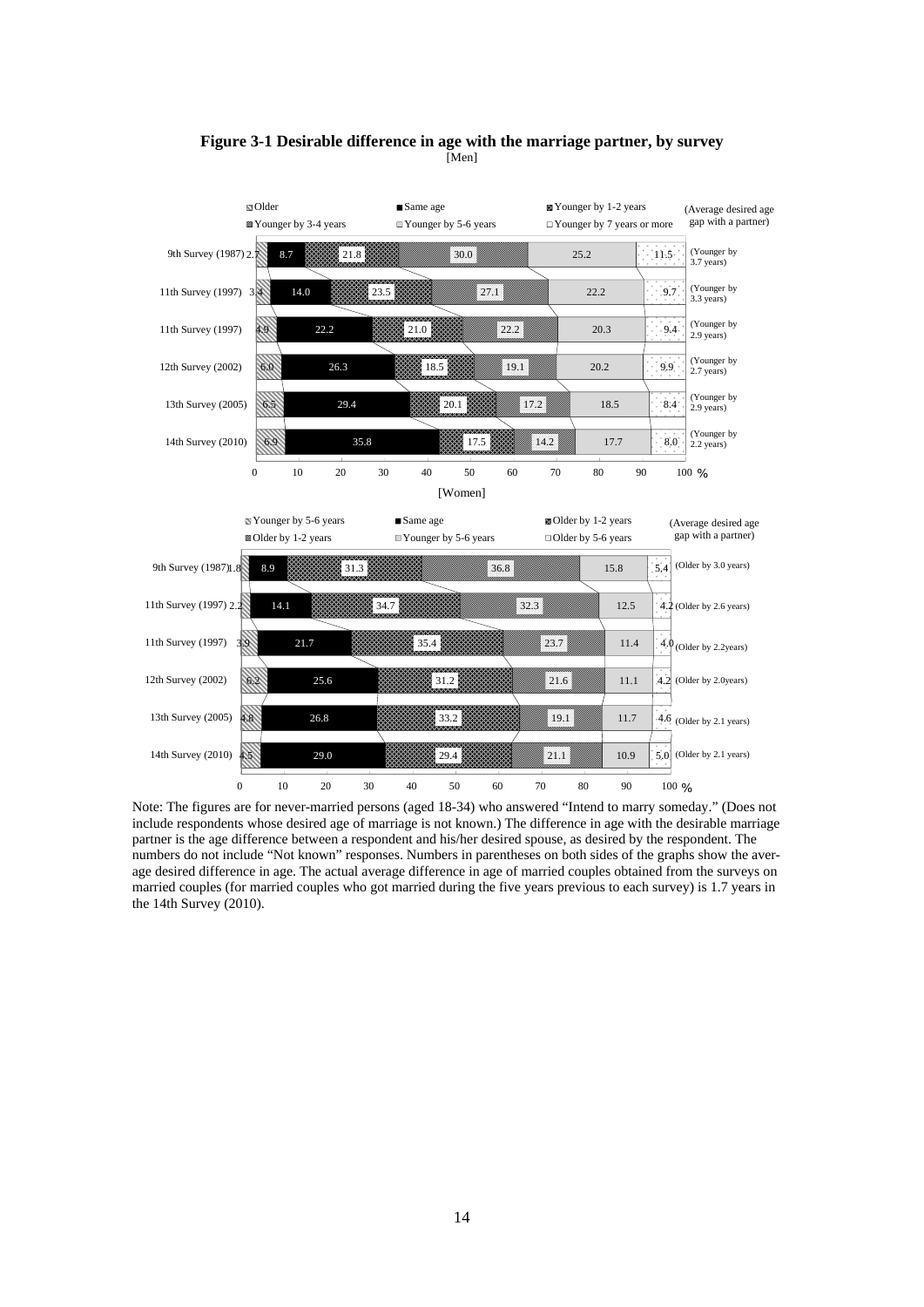**Figure 3-1 Desirable difference in age with the marriage partner, by survey**

[Men]

| Survey | Older | Same age | Younger by 1-2 years | Younger by 3-4 years | Younger by 5-6 years | Younger by 7 years or more | (Average desired age gap with a partner) |
|---|---|---|---|---|---|---|---|
| 9th Survey (1987) | 2.7 | 8.7 | 21.8 | 30.0 | 25.2 | 11.5 | (Younger by 3.7 years) |
| 11th Survey (1997) | 3.4 | 14.0 | 23.5 | 27.1 | 22.2 | 9.7 | (Younger by 3.3 years) |
| 11th Survey (1997) | 4.9 | 22.2 | 21.0 | 22.2 | 20.3 | 9.4 | (Younger by 2.9 years) |
| 12th Survey (2002) | 6.0 | 26.3 | 18.5 | 19.1 | 20.2 | 9.9 | (Younger by 2.7 years) |
| 13th Survey (2005) | 6.5 | 29.4 | 20.1 | 17.2 | 18.5 | 8.4 | (Younger by 2.9 years) |
| 14th Survey (2010) | 6.9 | 35.8 | 17.5 | 14.2 | 17.7 | 8.0 | (Younger by 2.2 years) |

[Women]

| Survey | Younger by 5-6 years | Same age | Older by 1-2 years | Older by 1-2 years | Younger by 5-6 years | Older by 5-6 years | (Average desired age gap with a partner) |
|---|---|---|---|---|---|---|---|
| 9th Survey (1987) | 1.8 | 8.9 | 31.3 | 36.8 | 15.8 | 5.4 | (Older by 3.0 years) |
| 11th Survey (1997) | 2.2 | 14.1 | 34.7 | 32.3 | 12.5 | 4.2 | (Older by 2.6 years) |
| 11th Survey (1997) | 3.9 | 21.7 | 35.4 | 23.7 | 11.4 | 4.0 | (Older by 2.2years) |
| 12th Survey (2002) | 6.2 | 25.6 | 31.2 | 21.6 | 11.1 | 4.2 | (Older by 2.0years) |
| 13th Survey (2005) | 4.8 | 26.8 | 33.2 | 19.1 | 11.7 | 4.6 | (Older by 2.1 years) |
| 14th Survey (2010) | 4.5 | 29.0 | 29.4 | 21.1 | 10.9 | 5.0 | (Older by 2.1 years) |

Note: The figures are for never-married persons (aged 18-34) who answered "Intend to marry someday." (Does not include respondents whose desired age of marriage is not known.) The difference in age with the desirable marriage partner is the age difference between a respondent and his/her desired spouse, as desired by the respondent. The numbers do not include "Not known" responses. Numbers in parentheses on both sides of the graphs show the average desired difference in age. The actual average difference in age of married couples obtained from the surveys on married couples (for married couples who got married during the five years previous to each survey) is 1.7 years in the 14th Survey (2010).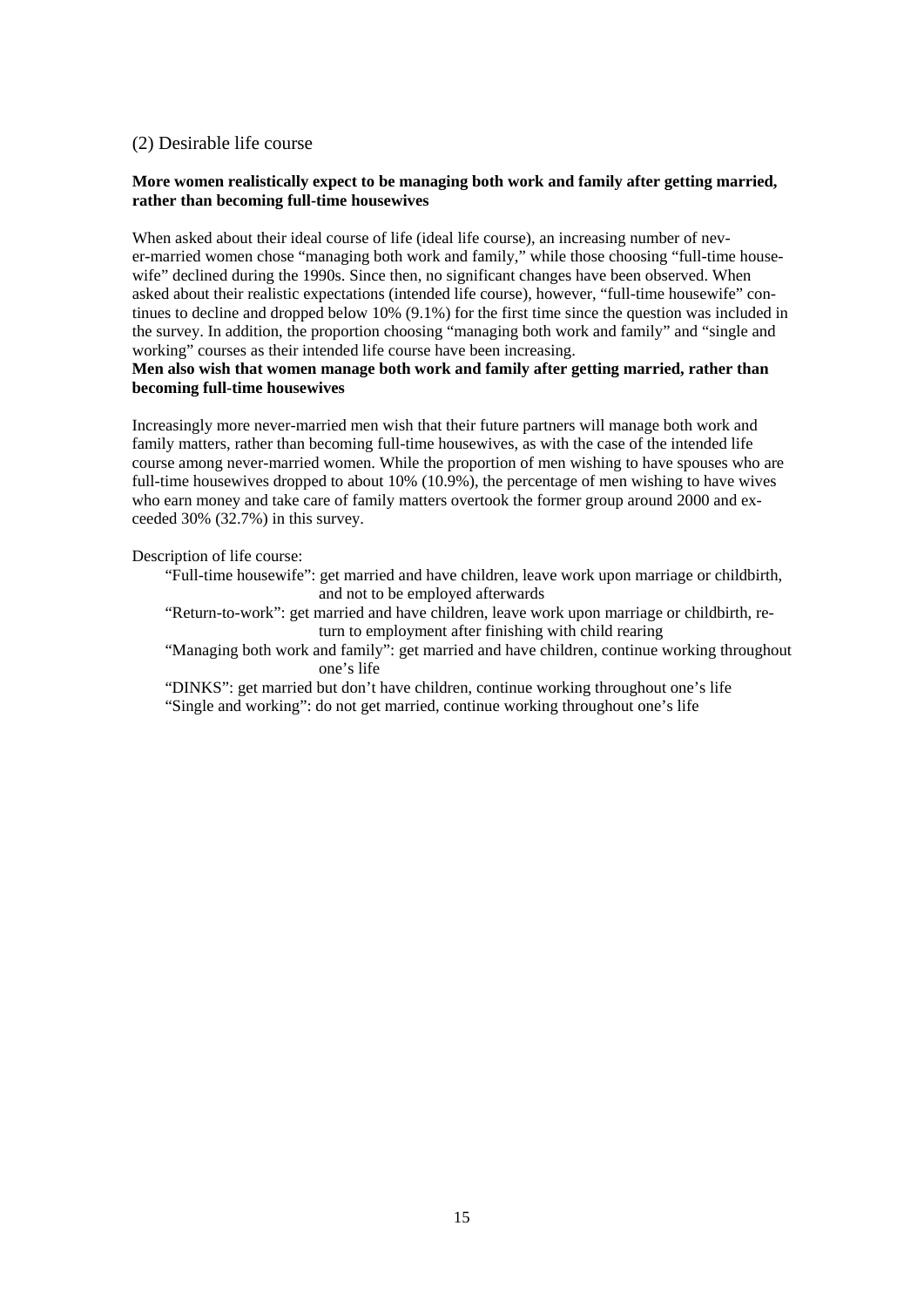## (2) Desirable life course

**More women realistically expect to be managing both work and family after getting married, rather than becoming full-time housewives**

When asked about their ideal course of life (ideal life course), an increasing number of never-married women chose "managing both work and family," while those choosing "full-time housewife" declined during the 1990s. Since then, no significant changes have been observed. When asked about their realistic expectations (intended life course), however, "full-time housewife" continues to decline and dropped below 10% (9.1%) for the first time since the question was included in the survey. In addition, the proportion choosing "managing both work and family" and "single and working" courses as their intended life course have been increasing.

**Men also wish that women manage both work and family after getting married, rather than becoming full-time housewives**

Increasingly more never-married men wish that their future partners will manage both work and family matters, rather than becoming full-time housewives, as with the case of the intended life course among never-married women. While the proportion of men wishing to have spouses who are full-time housewives dropped to about 10% (10.9%), the percentage of men wishing to have wives who earn money and take care of family matters overtook the former group around 2000 and exceeded 30% (32.7%) in this survey.

Description of life course:

- "Full-time housewife": get married and have children, leave work upon marriage or childbirth, and not to be employed afterwards
- "Return-to-work": get married and have children, leave work upon marriage or childbirth, return to employment after finishing with child rearing
- "Managing both work and family": get married and have children, continue working throughout one's life
- "DINKS": get married but don't have children, continue working throughout one's life
- "Single and working": do not get married, continue working throughout one's life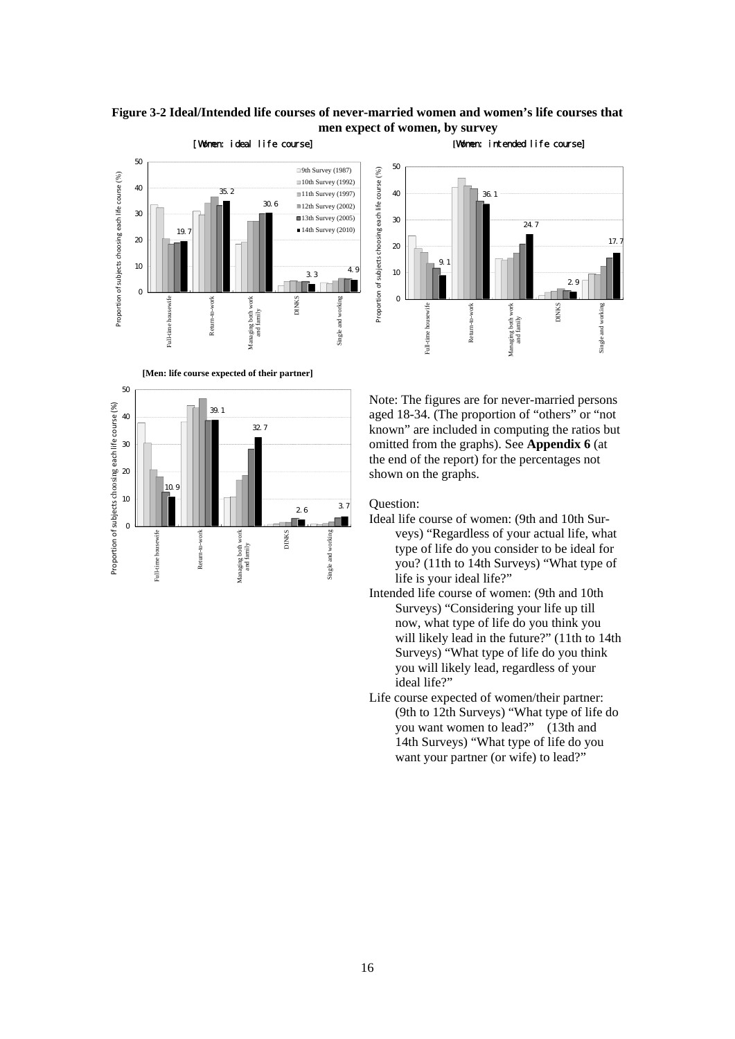**Figure 3-2 Ideal/Intended life courses of never-married women and women's life courses that men expect of women, by survey**

[Women: ideal life course]

[Women: intended life course]

[Men: life course expected of their partner]

Note: The figures are for never-married persons aged 18-34. (The proportion of "others" or "not known" are included in computing the ratios but omitted from the graphs). See **Appendix 6** (at the end of the report) for the percentages not shown on the graphs.

Question:

Ideal life course of women: (9th and 10th Surveys) "Regardless of your actual life, what type of life do you consider to be ideal for you? (11th to 14th Surveys) "What type of life is your ideal life?"

Intended life course of women: (9th and 10th Surveys) "Considering your life up till now, what type of life do you think you will likely lead in the future?" (11th to 14th Surveys) "What type of life do you think you will likely lead, regardless of your ideal life?"

Life course expected of women/their partner: (9th to 12th Surveys) "What type of life do you want women to lead?" (13th and 14th Surveys) "What type of life do you want your partner (or wife) to lead?"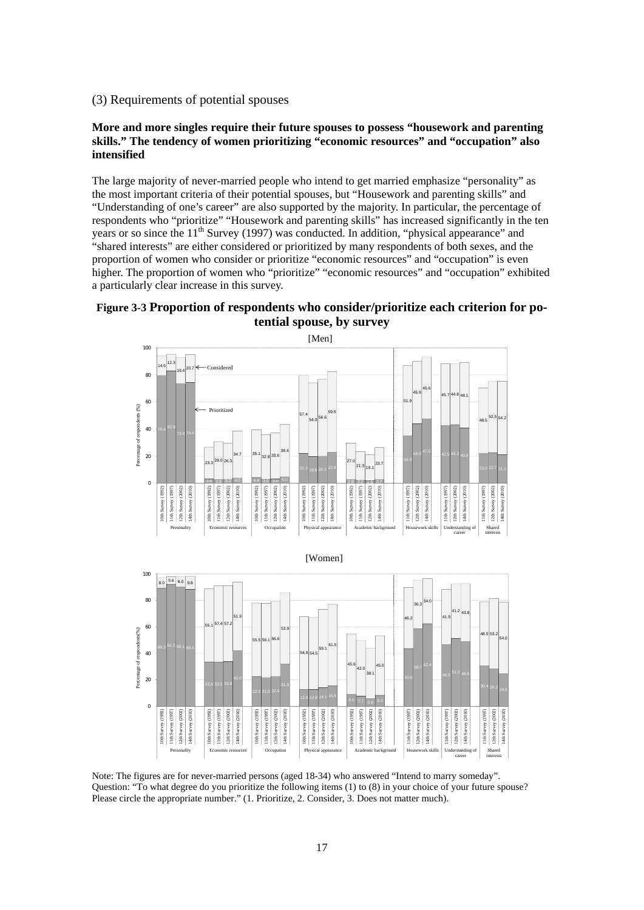(3) Requirements of potential spouses

**More and more singles require their future spouses to possess "housework and parenting skills." The tendency of women prioritizing "economic resources" and "occupation" also intensified**

The large majority of never-married people who intend to get married emphasize "personality" as the most important criteria of their potential spouses, but "Housework and parenting skills" and "Understanding of one's career" are also supported by the majority. In particular, the percentage of respondents who "prioritize" "Housework and parenting skills" has increased significantly in the ten years or so since the 11th Survey (1997) was conducted. In addition, "physical appearance" and "shared interests" are either considered or prioritized by many respondents of both sexes, and the proportion of women who consider or prioritize "economic resources" and "occupation" is even higher. The proportion of women who "prioritize" "economic resources" and "occupation" exhibited a particularly clear increase in this survey.

**Figure 3-3 Proportion of respondents who consider/prioritize each criterion for potential spouse, by survey**

[Men]

| Criterion | Survey | Prioritized (%) | Considered (%) |
|---|---|---|---|
| Personality | 10th Survey (1992) | 79.6 | 14.5 |
| | 11th Survey (1997) | 82.9 | 12.3 |
| | 12th Survey (2002) | 73.4 | 19.4 |
| | 14th Survey (2010) | 74.4 | 20.7 |
| Economic resources | 10th Survey (1992) | 3.4 | 23.3 |
| | 11th Survey (1997) | 2.6 | 28.0 |
| | 12th Survey (2002) | 3.3 | 26.3 |
| | 14th Survey (2010) | 4.0 | 34.7 |
| Occupation | 10th Survey (1992) | 4.4 | 35.1 |
| | 11th Survey (1997) | 3.6 | 32.8 |
| | 12th Survey (2002) | 3.4 | 33.8 |
| | 14th Survey (2010) | 5.0 | 38.4 |
| Physical appearance | 10th Survey (1992) | 22.2 | 57.4 |
| | 11th Survey (1997) | 19.8 | 54.3 |
| | 12th Survey (2002) | 20.2 | 56.6 |
| | 14th Survey (2010) | 22.9 | 59.5 |
| Academic background | 10th Survey (1992) | 2.8 | 27.0 |
| | 11th Survey (1997) | 2.2 | 21.3 |
| | 12th Survey (2002) | 1.9 | 19.1 |
| | 14th Survey (2010) | 2.7 | 23.7 |
| Housework skills | 11th Survey (1997) | 34.9 | 51.9 |
| | 12th Survey (2002) | 44.0 | 45.9 |
| | 14th Survey (2010) | 47.5 | 45.6 |
| Understanding of career | 11th Survey (1997) | 42.5 | 45.7 |
| | 12th Survey (2002) | 43.3 | 44.8 |
| | 14th Survey (2010) | 40.9 | 48.1 |
| Shared interests | 11th Survey (1997) | 22.0 | 48.5 |
| | 12th Survey (2002) | 22.7 | 52.5 |
| | 14th Survey (2010) | 21.2 | 54.2 |

[Women]

| Criterion | Survey | Prioritized (%) | Considered (%) |
|---|---|---|---|
| Personality | 10th Survey (1992) | 89.3 | 8.0 |
| | 11th Survey (1997) | 92.2 | 5.6 |
| | 12th Survey (2002) | 90.1 | 8.0 |
| | 14th Survey (2010) | 88.4 | 9.8 |
| Economic resources | 10th Survey (1992) | 33.6 | 55.1 |
| | 11th Survey (1997) | 33.5 | 57.4 |
| | 12th Survey (2002) | 33.9 | 57.2 |
| | 14th Survey (2010) | 42.0 | 51.9 |
| Occupation | 10th Survey (1992) | 22.5 | 55.5 |
| | 11th Survey (1997) | 21.8 | 56.1 |
| | 12th Survey (2002) | 22.6 | 56.6 |
| | 14th Survey (2010) | 31.9 | 53.9 |
| Physical appearance | 10th Survey (1992) | 12.9 | 54.8 |
| | 11th Survey (1997) | 12.8 | 54.5 |
| | 12th Survey (2002) | 14.1 | 59.1 |
| | 14th Survey (2010) | 15.6 | 61.5 |
| Academic background | 10th Survey (1992) | 9.0 | 45.6 |
| | 11th Survey (1997) | 7.7 | 42.0 |
| | 12th Survey (2002) | 5.8 | 38.1 |
| | 14th Survey (2010) | 8.3 | 45.0 |
| Housework skills | 11th Survey (1997) | 43.6 | 46.2 |
| | 12th Survey (2002) | 58.7 | 36.3 |
| | 14th Survey (2010) | 62.4 | 34.0 |
| Understanding of career | 11th Survey (1997) | 46.5 | 41.9 |
| | 12th Survey (2002) | 51.2 | 41.2 |
| | 14th Survey (2010) | 48.9 | 43.8 |
| Shared interests | 11th Survey (1997) | 30.4 | 48.5 |
| | 12th Survey (2002) | 28.2 | 53.2 |
| | 14th Survey (2010) | 24.6 | 54.0 |

Note: The figures are for never-married persons (aged 18-34) who answered "Intend to marry someday".
Question: "To what degree do you prioritize the following items (1) to (8) in your choice of your future spouse? Please circle the appropriate number." (1. Prioritize, 2. Consider, 3. Does not matter much).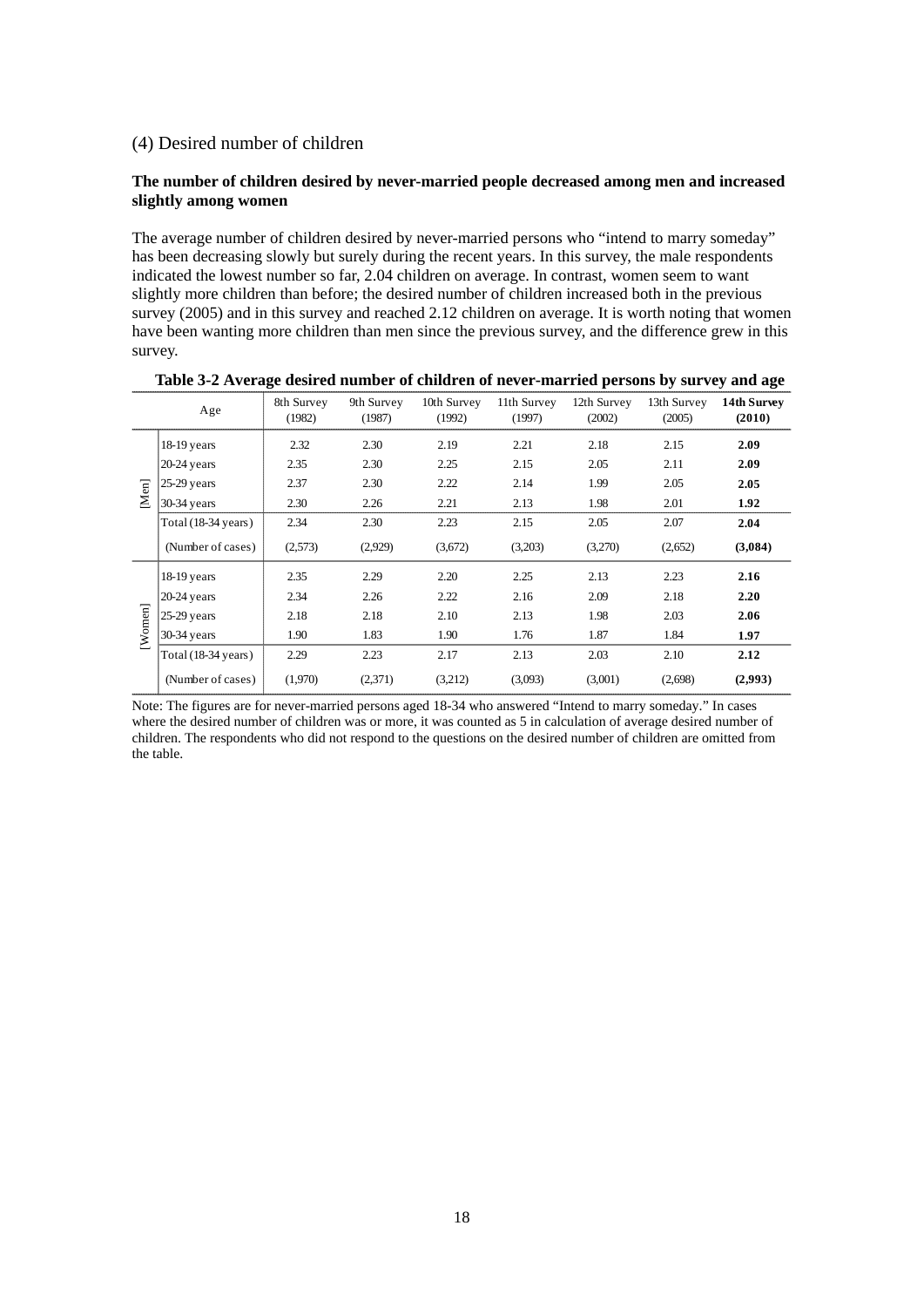### (4) Desired number of children

**The number of children desired by never-married people decreased among men and increased slightly among women**

The average number of children desired by never-married persons who "intend to marry someday" has been decreasing slowly but surely during the recent years. In this survey, the male respondents indicated the lowest number so far, 2.04 children on average. In contrast, women seem to want slightly more children than before; the desired number of children increased both in the previous survey (2005) and in this survey and reached 2.12 children on average. It is worth noting that women have been wanting more children than men since the previous survey, and the difference grew in this survey.

**Table 3-2 Average desired number of children of never-married persons by survey and age**

| | Age | 8th Survey (1982) | 9th Survey (1987) | 10th Survey (1992) | 11th Survey (1997) | 12th Survey (2002) | 13th Survey (2005) | **14th Survey (2010)** |
|---|---|---|---|---|---|---|---|---|
| [Men] | 18-19 years | 2.32 | 2.30 | 2.19 | 2.21 | 2.18 | 2.15 | **2.09** |
| | 20-24 years | 2.35 | 2.30 | 2.25 | 2.15 | 2.05 | 2.11 | **2.09** |
| | 25-29 years | 2.37 | 2.30 | 2.22 | 2.14 | 1.99 | 2.05 | **2.05** |
| | 30-34 years | 2.30 | 2.26 | 2.21 | 2.13 | 1.98 | 2.01 | **1.92** |
| | Total (18-34 years) | 2.34 | 2.30 | 2.23 | 2.15 | 2.05 | 2.07 | **2.04** |
| | (Number of cases) | (2,573) | (2,929) | (3,672) | (3,203) | (3,270) | (2,652) | **(3,084)** |
| [Women] | 18-19 years | 2.35 | 2.29 | 2.20 | 2.25 | 2.13 | 2.23 | **2.16** |
| | 20-24 years | 2.34 | 2.26 | 2.22 | 2.16 | 2.09 | 2.18 | **2.20** |
| | 25-29 years | 2.18 | 2.18 | 2.10 | 2.13 | 1.98 | 2.03 | **2.06** |
| | 30-34 years | 1.90 | 1.83 | 1.90 | 1.76 | 1.87 | 1.84 | **1.97** |
| | Total (18-34 years) | 2.29 | 2.23 | 2.17 | 2.13 | 2.03 | 2.10 | **2.12** |
| | (Number of cases) | (1,970) | (2,371) | (3,212) | (3,093) | (3,001) | (2,698) | **(2,993)** |

Note: The figures are for never-married persons aged 18-34 who answered "Intend to marry someday." In cases where the desired number of children was or more, it was counted as 5 in calculation of average desired number of children. The respondents who did not respond to the questions on the desired number of children are omitted from the table.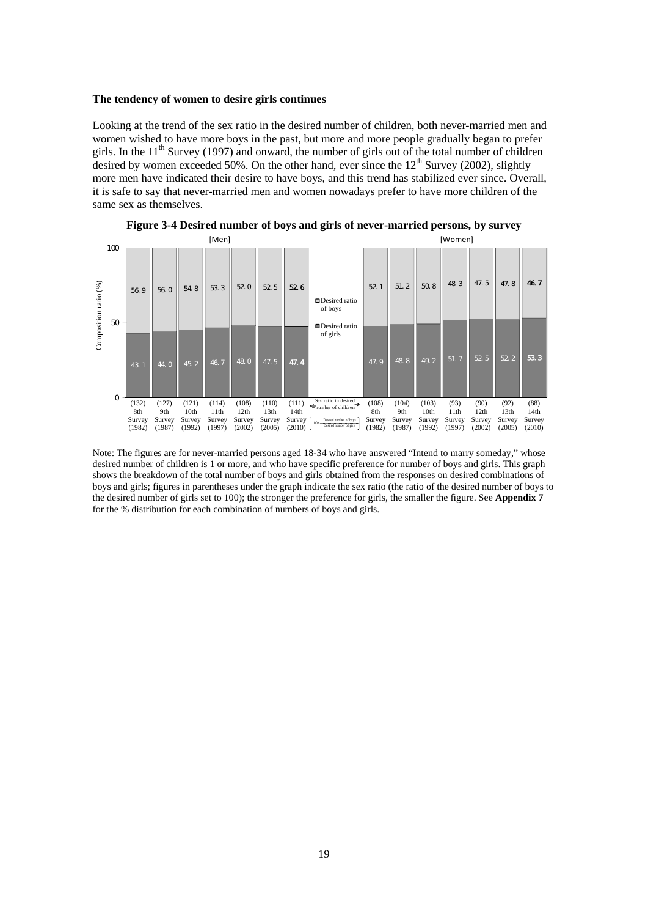**The tendency of women to desire girls continues**

Looking at the trend of the sex ratio in the desired number of children, both never-married men and women wished to have more boys in the past, but more and more people gradually began to prefer girls. In the 11th Survey (1997) and onward, the number of girls out of the total number of children desired by women exceeded 50%. On the other hand, ever since the 12th Survey (2002), slightly more men have indicated their desire to have boys, and this trend has stabilized ever since. Overall, it is safe to say that never-married men and women nowadays prefer to have more children of the same sex as themselves.

**Figure 3-4 Desired number of boys and girls of never-married persons, by survey**

| | Survey | Desired ratio of boys (%) | Desired ratio of girls (%) | Sex ratio in desired number of children (100 × Desired number of boys / Desired number of girls) |
|---|---|---|---|---|
| [Men] | 8th Survey (1982) | 56.9 | 43.1 | (132) |
| | 9th Survey (1987) | 56.0 | 44.0 | (127) |
| | 10th Survey (1992) | 54.8 | 45.2 | (121) |
| | 11th Survey (1997) | 53.3 | 46.7 | (114) |
| | 12th Survey (2002) | 52.0 | 48.0 | (108) |
| | 13th Survey (2005) | 52.5 | 47.5 | (110) |
| | 14th Survey (2010) | 52.6 | 47.4 | (111) |
| [Women] | 8th Survey (1982) | 52.1 | 47.9 | (108) |
| | 9th Survey (1987) | 51.2 | 48.8 | (104) |
| | 10th Survey (1992) | 50.8 | 49.2 | (103) |
| | 11th Survey (1997) | 48.3 | 51.7 | (93) |
| | 12th Survey (2002) | 47.5 | 52.5 | (90) |
| | 13th Survey (2005) | 47.8 | 52.2 | (92) |
| | 14th Survey (2010) | 46.7 | 53.3 | (88) |

Note: The figures are for never-married persons aged 18-34 who have answered "Intend to marry someday," whose desired number of children is 1 or more, and who have specific preference for number of boys and girls. This graph shows the breakdown of the total number of boys and girls obtained from the responses on desired combinations of boys and girls; figures in parentheses under the graph indicate the sex ratio (the ratio of the desired number of boys to the desired number of girls set to 100); the stronger the preference for girls, the smaller the figure. See **Appendix 7** for the % distribution for each combination of numbers of boys and girls.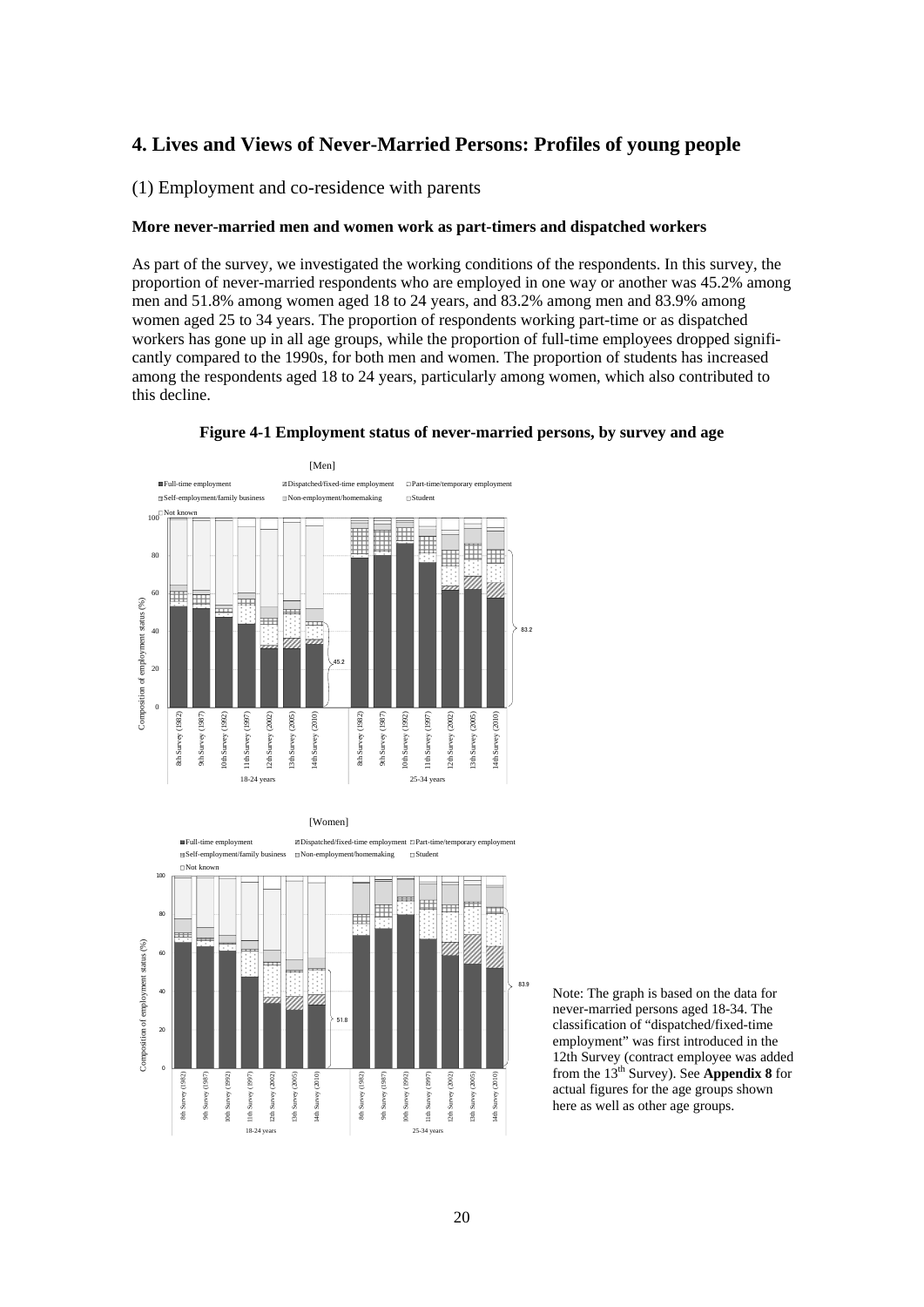# 4. Lives and Views of Never-Married Persons: Profiles of young people

## (1) Employment and co-residence with parents

### More never-married men and women work as part-timers and dispatched workers

As part of the survey, we investigated the working conditions of the respondents. In this survey, the proportion of never-married respondents who are employed in one way or another was 45.2% among men and 51.8% among women aged 18 to 24 years, and 83.2% among men and 83.9% among women aged 25 to 34 years. The proportion of respondents working part-time or as dispatched workers has gone up in all age groups, while the proportion of full-time employees dropped significantly compared to the 1990s, for both men and women. The proportion of students has increased among the respondents aged 18 to 24 years, particularly among women, which also contributed to this decline.

**Figure 4-1 Employment status of never-married persons, by survey and age**

Note: The graph is based on the data for never-married persons aged 18-34. The classification of "dispatched/fixed-time employment" was first introduced in the 12th Survey (contract employee was added from the 13th Survey). See **Appendix 8** for actual figures for the age groups shown here as well as other age groups.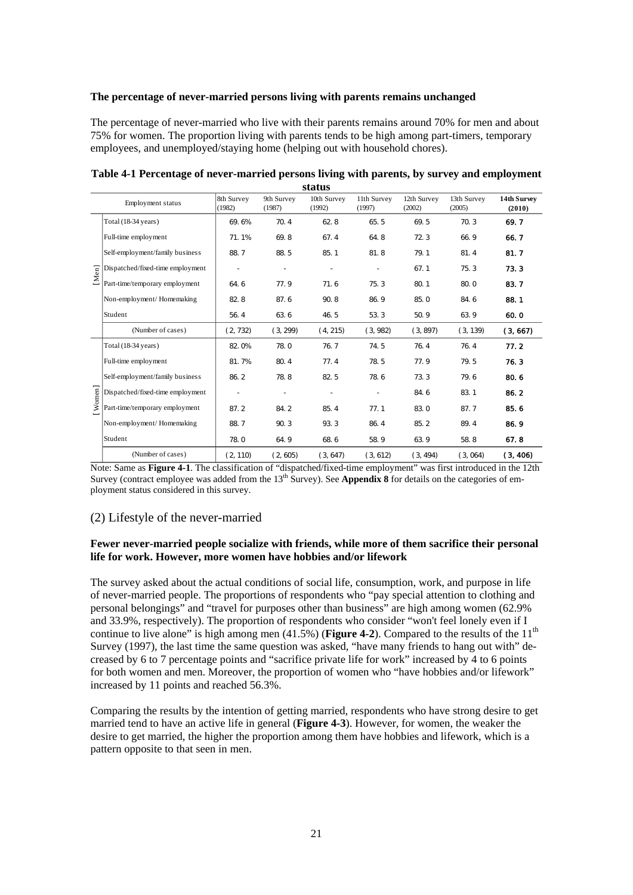### The percentage of never-married persons living with parents remains unchanged

The percentage of never-married who live with their parents remains around 70% for men and about 75% for women. The proportion living with parents tends to be high among part-timers, temporary employees, and unemployed/staying home (helping out with household chores).

**Table 4-1 Percentage of never-married persons living with parents, by survey and employment status**

| | Employment status | 8th Survey (1982) | 9th Survey (1987) | 10th Survey (1992) | 11th Survey (1997) | 12th Survey (2002) | 13th Survey (2005) | **14th Survey (2010)** |
|---|---|---|---|---|---|---|---|---|
| [Men] | Total (18-34 years) | 69.6% | 70.4 | 62.8 | 65.5 | 69.5 | 70.3 | **69.7** |
| | Full-time employment | 71.1% | 69.8 | 67.4 | 64.8 | 72.3 | 66.9 | **66.7** |
| | Self-employment/family business | 88.7 | 88.5 | 85.1 | 81.8 | 79.1 | 81.4 | **81.7** |
| | Dispatched/fixed-time employment | - | - | - | - | 67.1 | 75.3 | **73.3** |
| | Part-time/temporary employment | 64.6 | 77.9 | 71.6 | 75.3 | 80.1 | 80.0 | **83.7** |
| | Non-employment/ Homemaking | 82.8 | 87.6 | 90.8 | 86.9 | 85.0 | 84.6 | **88.1** |
| | Student | 56.4 | 63.6 | 46.5 | 53.3 | 50.9 | 63.9 | **60.0** |
| | (Number of cases) | (2,732) | (3,299) | (4,215) | (3,982) | (3,897) | (3,139) | **(3,667)** |
| [Women] | Total (18-34 years) | 82.0% | 78.0 | 76.7 | 74.5 | 76.4 | 76.4 | **77.2** |
| | Full-time employment | 81.7% | 80.4 | 77.4 | 78.5 | 77.9 | 79.5 | **76.3** |
| | Self-employment/family business | 86.2 | 78.8 | 82.5 | 78.6 | 73.3 | 79.6 | **80.6** |
| | Dispatched/fixed-time employment | - | - | - | - | 84.6 | 83.1 | **86.2** |
| | Part-time/temporary employment | 87.2 | 84.2 | 85.4 | 77.1 | 83.0 | 87.7 | **85.6** |
| | Non-employment/ Homemaking | 88.7 | 90.3 | 93.3 | 86.4 | 85.2 | 89.4 | **86.9** |
| | Student | 78.0 | 64.9 | 68.6 | 58.9 | 63.9 | 58.8 | **67.8** |
| | (Number of cases) | (2,110) | (2,605) | (3,647) | (3,612) | (3,494) | (3,064) | **(3,406)** |

Note: Same as **Figure 4-1**. The classification of "dispatched/fixed-time employment" was first introduced in the 12th Survey (contract employee was added from the 13th Survey). See **Appendix 8** for details on the categories of employment status considered in this survey.

## (2) Lifestyle of the never-married

### Fewer never-married people socialize with friends, while more of them sacrifice their personal life for work. However, more women have hobbies and/or lifework

The survey asked about the actual conditions of social life, consumption, work, and purpose in life of never-married people. The proportions of respondents who "pay special attention to clothing and personal belongings" and "travel for purposes other than business" are high among women (62.9% and 33.9%, respectively). The proportion of respondents who consider "won't feel lonely even if I continue to live alone" is high among men (41.5%) (**Figure 4-2**). Compared to the results of the 11th Survey (1997), the last time the same question was asked, "have many friends to hang out with" decreased by 6 to 7 percentage points and "sacrifice private life for work" increased by 4 to 6 points for both women and men. Moreover, the proportion of women who "have hobbies and/or lifework" increased by 11 points and reached 56.3%.

Comparing the results by the intention of getting married, respondents who have strong desire to get married tend to have an active life in general (**Figure 4-3**). However, for women, the weaker the desire to get married, the higher the proportion among them have hobbies and lifework, which is a pattern opposite to that seen in men.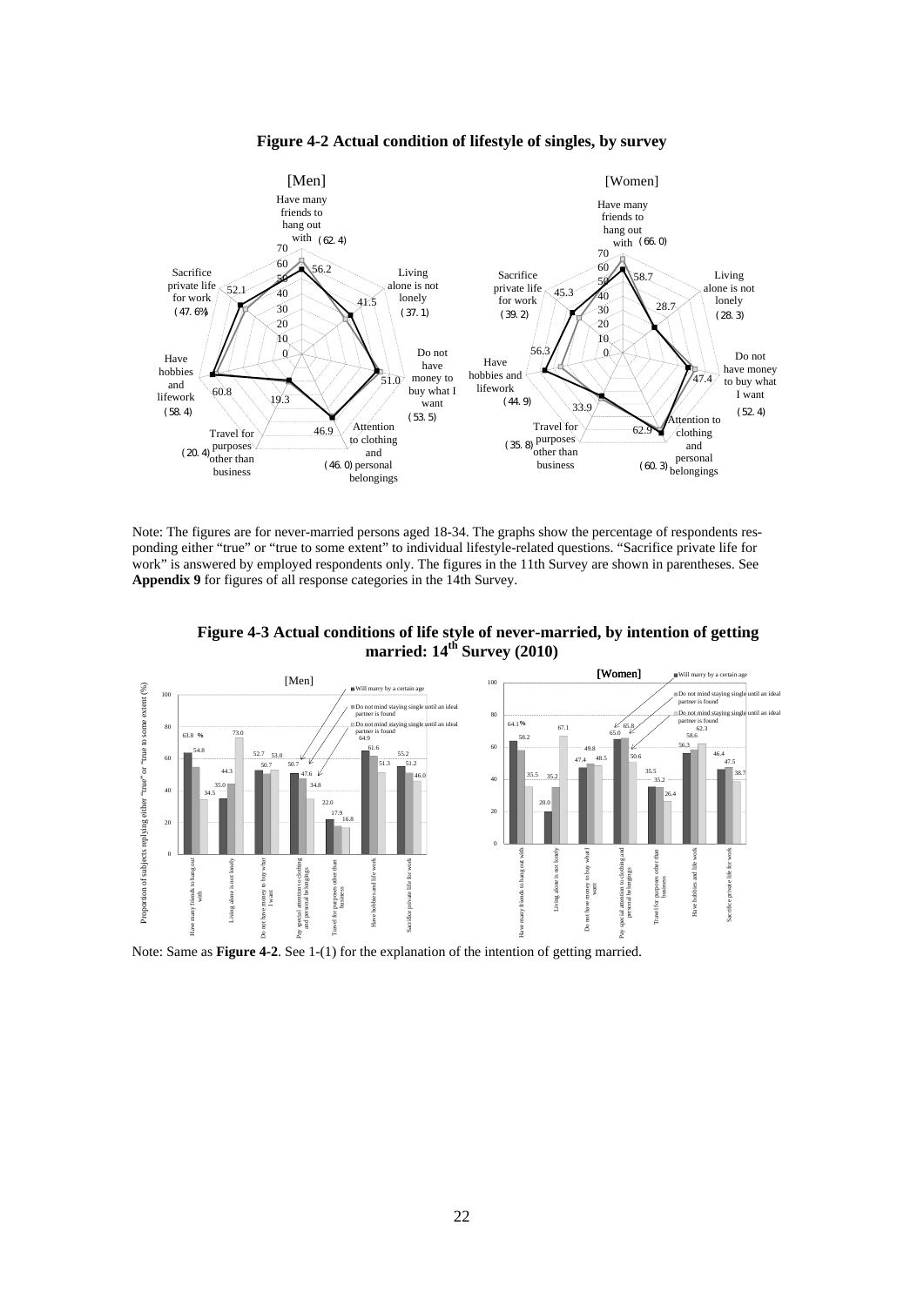**Figure 4-2 Actual condition of lifestyle of singles, by survey**

Note: The figures are for never-married persons aged 18-34. The graphs show the percentage of respondents responding either "true" or "true to some extent" to individual lifestyle-related questions. "Sacrifice private life for work" is answered by employed respondents only. The figures in the 11th Survey are shown in parentheses. See **Appendix 9** for figures of all response categories in the 14th Survey.

**Figure 4-3 Actual conditions of life style of never-married, by intention of getting married: 14th Survey (2010)**

Note: Same as **Figure 4-2**. See 1-(1) for the explanation of the intention of getting married.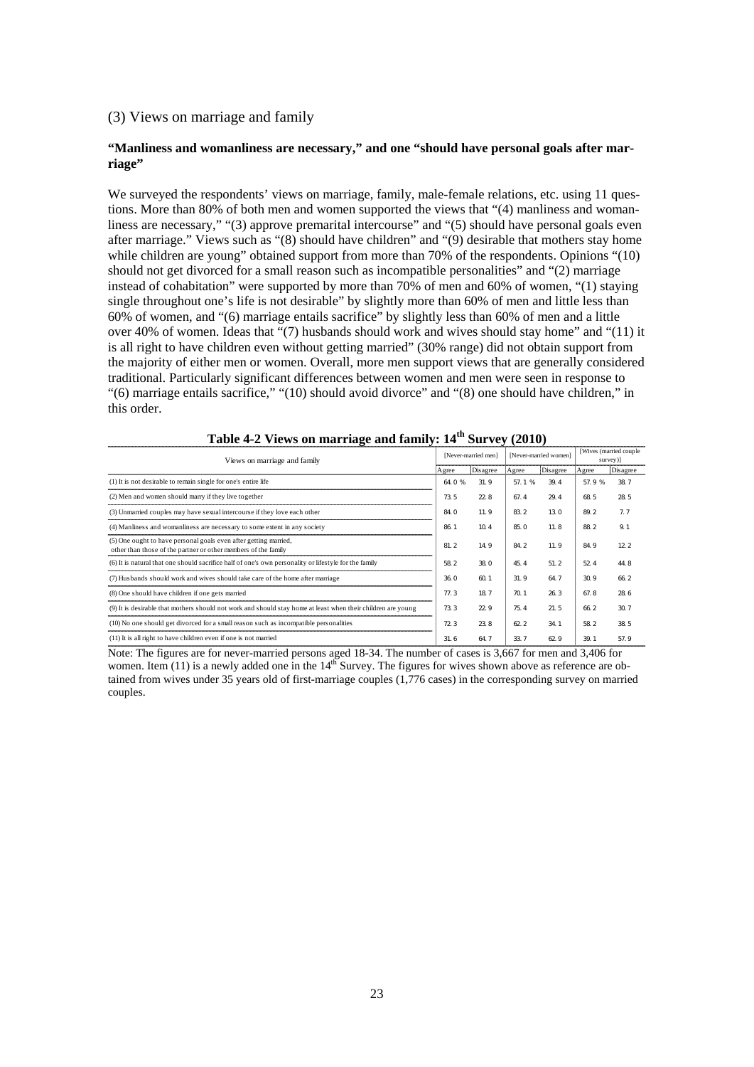### (3) Views on marriage and family

**"Manliness and womanliness are necessary," and one "should have personal goals after marriage"**

We surveyed the respondents' views on marriage, family, male-female relations, etc. using 11 questions. More than 80% of both men and women supported the views that "(4) manliness and womanliness are necessary," "(3) approve premarital intercourse" and "(5) should have personal goals even after marriage." Views such as "(8) should have children" and "(9) desirable that mothers stay home while children are young" obtained support from more than 70% of the respondents. Opinions "(10) should not get divorced for a small reason such as incompatible personalities" and "(2) marriage instead of cohabitation" were supported by more than 70% of men and 60% of women, "(1) staying single throughout one's life is not desirable" by slightly more than 60% of men and little less than 60% of women, and "(6) marriage entails sacrifice" by slightly less than 60% of men and a little over 40% of women. Ideas that "(7) husbands should work and wives should stay home" and "(11) it is all right to have children even without getting married" (30% range) did not obtain support from the majority of either men or women. Overall, more men support views that are generally considered traditional. Particularly significant differences between women and men were seen in response to "(6) marriage entails sacrifice," "(10) should avoid divorce" and "(8) one should have children," in this order.

**Table 4-2 Views on marriage and family: 14th Survey (2010)**

| Views on marriage and family | [Never-married men] | | [Never-married women] | | [Wives (married couple survey)] | |
|---|---|---|---|---|---|---|
| | Agree | Disagree | Agree | Disagree | Agree | Disagree |
| (1) It is not desirable to remain single for one's entire life | 64.0 % | 31.9 | 57.1 % | 39.4 | 57.9 % | 38.7 |
| (2) Men and women should marry if they live together | 73.5 | 22.8 | 67.4 | 29.4 | 68.5 | 28.5 |
| (3) Unmarried couples may have sexual intercourse if they love each other | 84.0 | 11.9 | 83.2 | 13.0 | 89.2 | 7.7 |
| (4) Manliness and womanliness are necessary to some extent in any society | 86.1 | 10.4 | 85.0 | 11.8 | 88.2 | 9.1 |
| (5) One ought to have personal goals even after getting married, other than those of the partner or other members of the family | 81.2 | 14.9 | 84.2 | 11.9 | 84.9 | 12.2 |
| (6) It is natural that one should sacrifice half of one's own personality or lifestyle for the family | 58.2 | 38.0 | 45.4 | 51.2 | 52.4 | 44.8 |
| (7) Husbands should work and wives should take care of the home after marriage | 36.0 | 60.1 | 31.9 | 64.7 | 30.9 | 66.2 |
| (8) One should have children if one gets married | 77.3 | 18.7 | 70.1 | 26.3 | 67.8 | 28.6 |
| (9) It is desirable that mothers should not work and should stay home at least when their children are young | 73.3 | 22.9 | 75.4 | 21.5 | 66.2 | 30.7 |
| (10) No one should get divorced for a small reason such as incompatible personalities | 72.3 | 23.8 | 62.2 | 34.1 | 58.2 | 38.5 |
| (11) It is all right to have children even if one is not married | 31.6 | 64.7 | 33.7 | 62.9 | 39.1 | 57.9 |

Note: The figures are for never-married persons aged 18-34. The number of cases is 3,667 for men and 3,406 for women. Item (11) is a newly added one in the 14th Survey. The figures for wives shown above as reference are obtained from wives under 35 years old of first-marriage couples (1,776 cases) in the corresponding survey on married couples.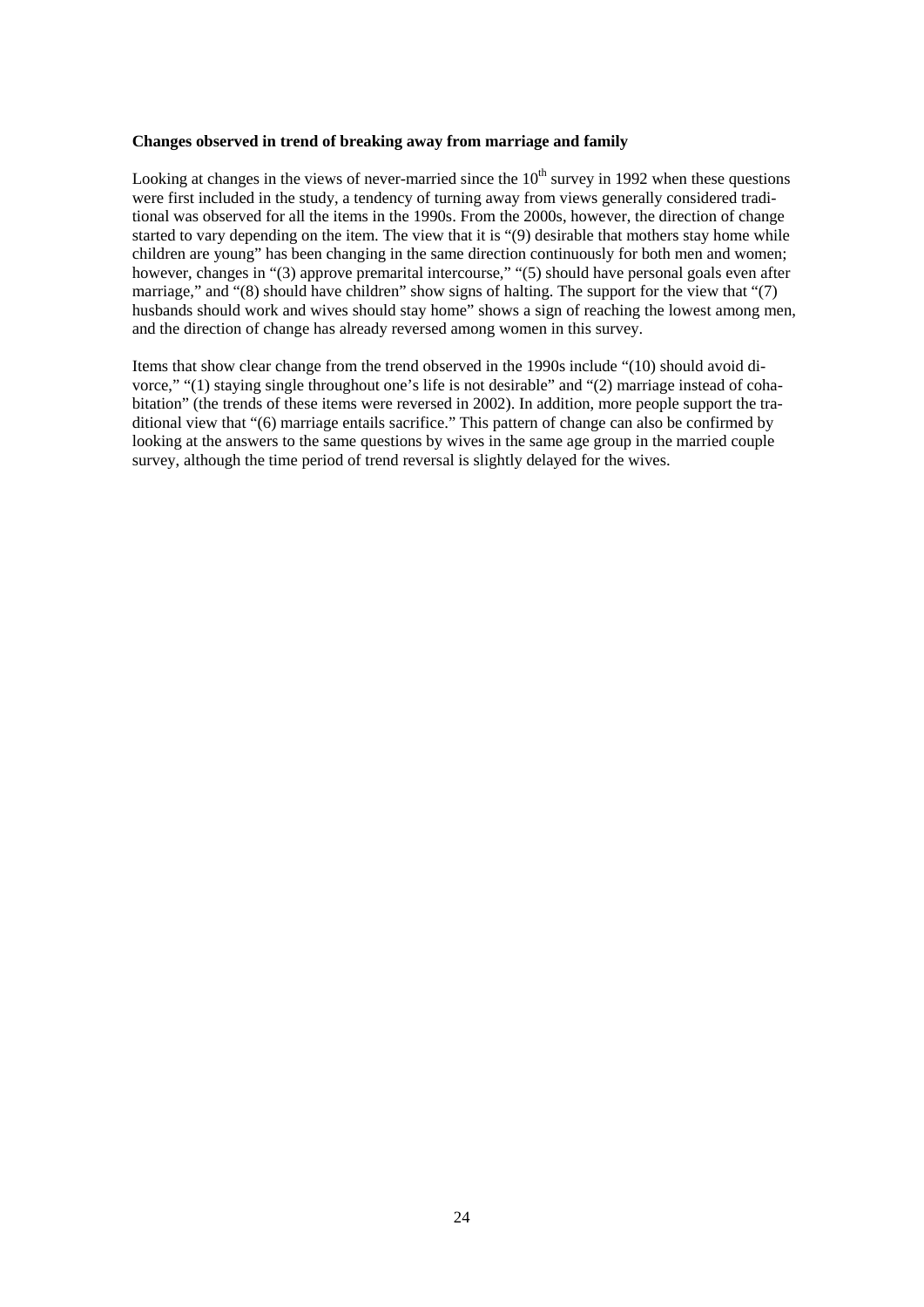**Changes observed in trend of breaking away from marriage and family**

Looking at changes in the views of never-married since the 10th survey in 1992 when these questions were first included in the study, a tendency of turning away from views generally considered traditional was observed for all the items in the 1990s. From the 2000s, however, the direction of change started to vary depending on the item. The view that it is "(9) desirable that mothers stay home while children are young" has been changing in the same direction continuously for both men and women; however, changes in "(3) approve premarital intercourse," "(5) should have personal goals even after marriage," and "(8) should have children" show signs of halting. The support for the view that "(7) husbands should work and wives should stay home" shows a sign of reaching the lowest among men, and the direction of change has already reversed among women in this survey.

Items that show clear change from the trend observed in the 1990s include "(10) should avoid divorce," "(1) staying single throughout one's life is not desirable" and "(2) marriage instead of cohabitation" (the trends of these items were reversed in 2002). In addition, more people support the traditional view that "(6) marriage entails sacrifice." This pattern of change can also be confirmed by looking at the answers to the same questions by wives in the same age group in the married couple survey, although the time period of trend reversal is slightly delayed for the wives.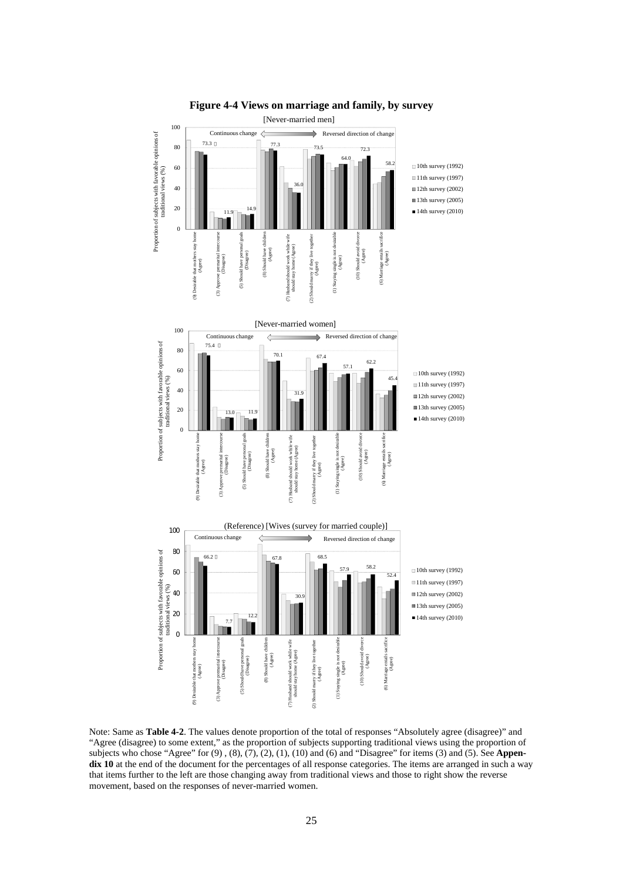**Figure 4-4 Views on marriage and family, by survey**

Note: Same as **Table 4-2**. The values denote proportion of the total of responses “Absolutely agree (disagree)” and “Agree (disagree) to some extent,” as the proportion of subjects supporting traditional views using the proportion of subjects who chose “Agree” for (9) , (8), (7), (2), (1), (10) and (6) and “Disagree” for items (3) and (5). See **Appendix 10** at the end of the document for the percentages of all response categories. The items are arranged in such a way that items further to the left are those changing away from traditional views and those to right show the reverse movement, based on the responses of never-married women.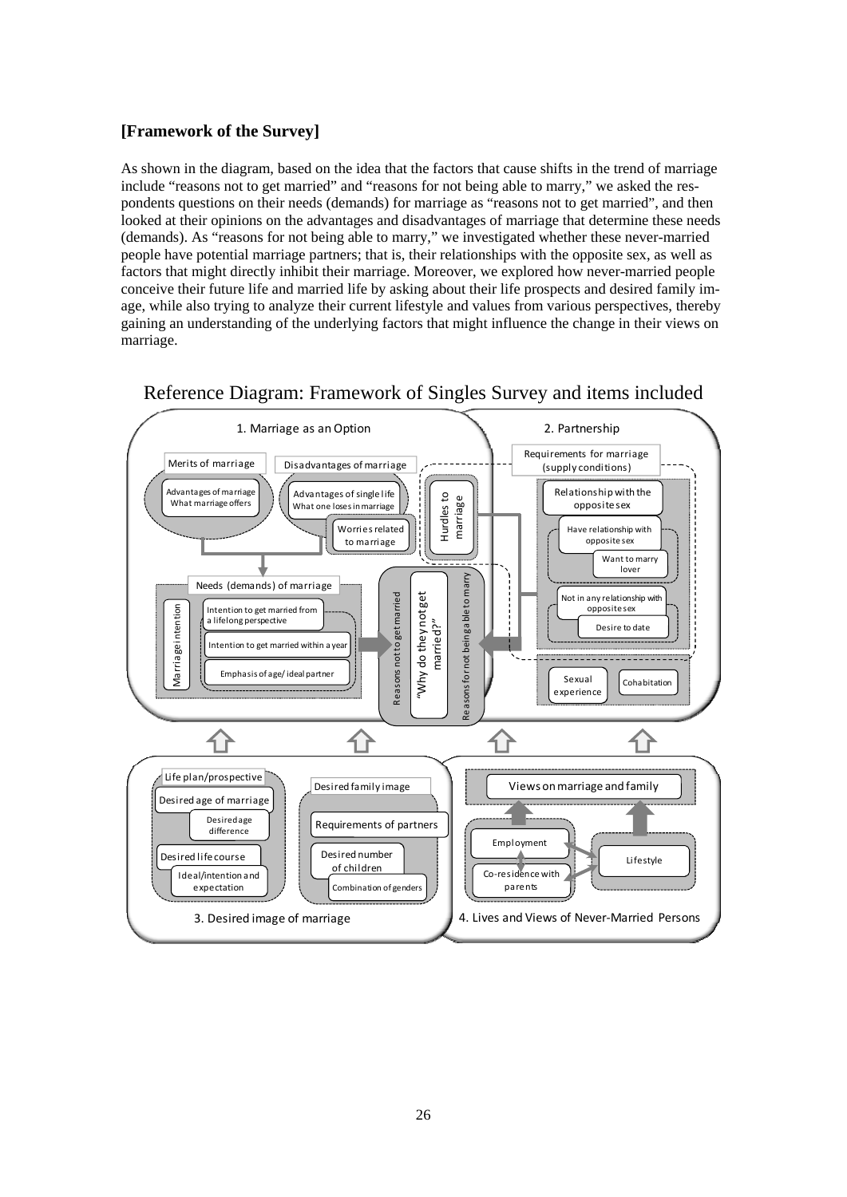**[Framework of the Survey]**

As shown in the diagram, based on the idea that the factors that cause shifts in the trend of marriage include "reasons not to get married" and "reasons for not being able to marry," we asked the respondents questions on their needs (demands) for marriage as "reasons not to get married", and then looked at their opinions on the advantages and disadvantages of marriage that determine these needs (demands). As "reasons for not being able to marry," we investigated whether these never-married people have potential marriage partners; that is, their relationships with the opposite sex, as well as factors that might directly inhibit their marriage. Moreover, we explored how never-married people conceive their future life and married life by asking about their life prospects and desired family image, while also trying to analyze their current lifestyle and values from various perspectives, thereby gaining an understanding of the underlying factors that might influence the change in their views on marriage.

Reference Diagram: Framework of Singles Survey and items included

1. Marriage as an Option
- Merits of marriage
  - Advantages of marriage / What marriage offers
- Disadvantages of marriage
  - Advantages of single life / What one loses in marriage
  - Worries related to marriage
- Hurdles to marriage
- Needs (demands) of marriage
  - Marriage intention
    - Intention to get married from a lifelong perspective
    - Intention to get married within a year
    - Emphasis of age/ ideal partner

Reasons not to get married → "Why do they not get married?" ← Reasons for not being able to marry

2. Partnership
- Requirements for marriage (supply conditions)
  - Relationship with the opposite sex
    - Have relationship with opposite sex
      - Want to marry lover
    - Not in any relationship with opposite sex
      - Desire to date
- Sexual experience
- Cohabitation

3. Desired image of marriage
- Life plan/prospective
  - Desired age of marriage
    - Desired age difference
  - Desired life course
    - Ideal/intention and expectation
- Desired family image
  - Requirements of partners
  - Desired number of children
    - Combination of genders

4. Lives and Views of Never-Married Persons
- Views on marriage and family
- Employment
- Co-residence with parents
- Lifestyle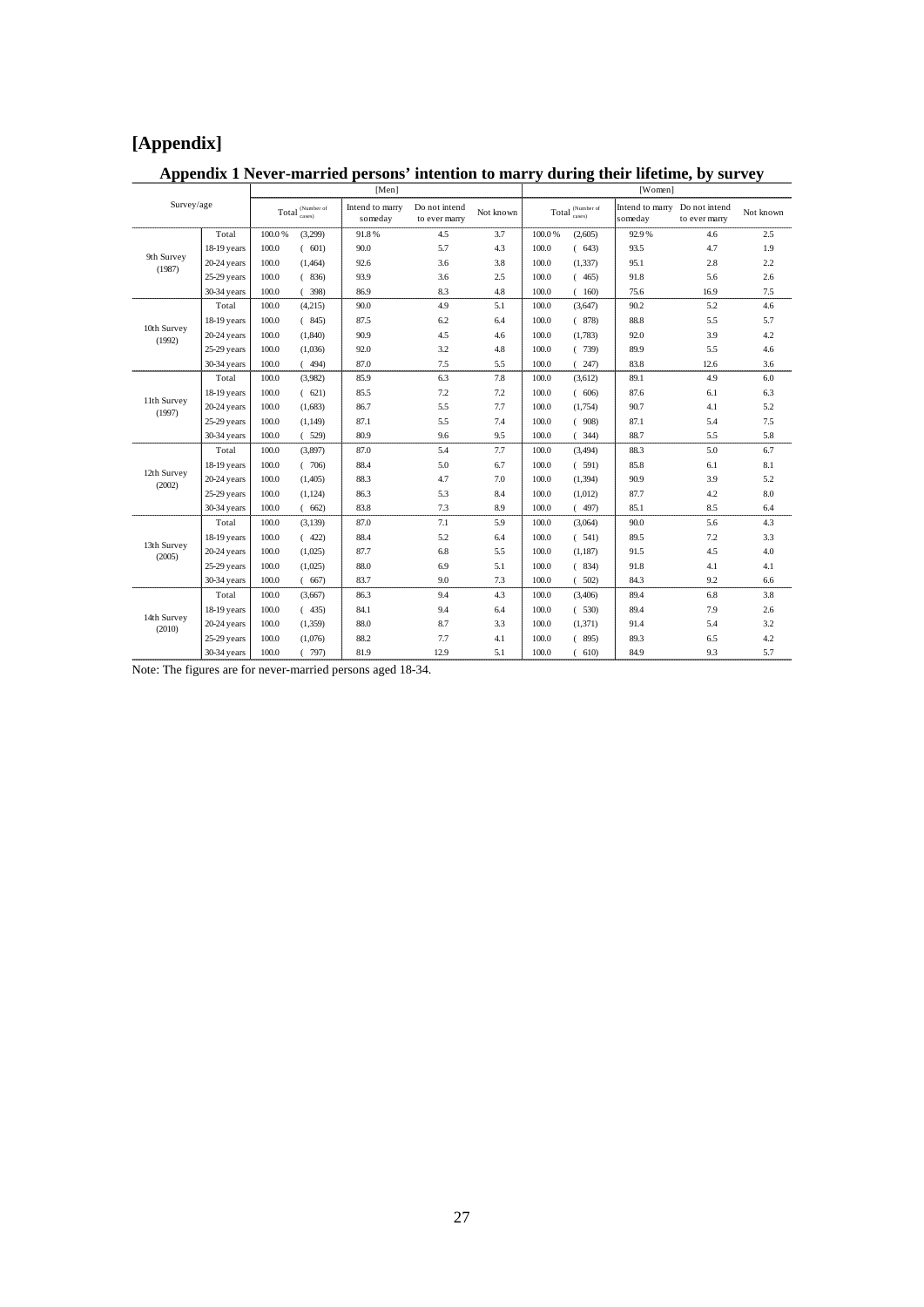# [Appendix]

## Appendix 1 Never-married persons' intention to marry during their lifetime, by survey

| Survey/age | | [Men] | | | | | [Women] | | | | |
|---|---|---|---|---|---|---|---|---|---|---|---|
| | | Total | (Number of cases) | Intend to marry someday | Do not intend to ever marry | Not known | Total | (Number of cases) | Intend to marry someday | Do not intend to ever marry | Not known |
| 9th Survey (1987) | Total | 100.0 % | (3,299) | 91.8 % | 4.5 | 3.7 | 100.0 % | (2,605) | 92.9 % | 4.6 | 2.5 |
| | 18-19 years | 100.0 | ( 601) | 90.0 | 5.7 | 4.3 | 100.0 | ( 643) | 93.5 | 4.7 | 1.9 |
| | 20-24 years | 100.0 | (1,464) | 92.6 | 3.6 | 3.8 | 100.0 | (1,337) | 95.1 | 2.8 | 2.2 |
| | 25-29 years | 100.0 | ( 836) | 93.9 | 3.6 | 2.5 | 100.0 | ( 465) | 91.8 | 5.6 | 2.6 |
| | 30-34 years | 100.0 | ( 398) | 86.9 | 8.3 | 4.8 | 100.0 | ( 160) | 75.6 | 16.9 | 7.5 |
| 10th Survey (1992) | Total | 100.0 | (4,215) | 90.0 | 4.9 | 5.1 | 100.0 | (3,647) | 90.2 | 5.2 | 4.6 |
| | 18-19 years | 100.0 | ( 845) | 87.5 | 6.2 | 6.4 | 100.0 | ( 878) | 88.8 | 5.5 | 5.7 |
| | 20-24 years | 100.0 | (1,840) | 90.9 | 4.5 | 4.6 | 100.0 | (1,783) | 92.0 | 3.9 | 4.2 |
| | 25-29 years | 100.0 | (1,036) | 92.0 | 3.2 | 4.8 | 100.0 | ( 739) | 89.9 | 5.5 | 4.6 |
| | 30-34 years | 100.0 | ( 494) | 87.0 | 7.5 | 5.5 | 100.0 | ( 247) | 83.8 | 12.6 | 3.6 |
| 11th Survey (1997) | Total | 100.0 | (3,982) | 85.9 | 6.3 | 7.8 | 100.0 | (3,612) | 89.1 | 4.9 | 6.0 |
| | 18-19 years | 100.0 | ( 621) | 85.5 | 7.2 | 7.2 | 100.0 | ( 606) | 87.6 | 6.1 | 6.3 |
| | 20-24 years | 100.0 | (1,683) | 86.7 | 5.5 | 7.7 | 100.0 | (1,754) | 90.7 | 4.1 | 5.2 |
| | 25-29 years | 100.0 | (1,149) | 87.1 | 5.5 | 7.4 | 100.0 | ( 908) | 87.1 | 5.4 | 7.5 |
| | 30-34 years | 100.0 | ( 529) | 80.9 | 9.6 | 9.5 | 100.0 | ( 344) | 88.7 | 5.5 | 5.8 |
| 12th Survey (2002) | Total | 100.0 | (3,897) | 87.0 | 5.4 | 7.7 | 100.0 | (3,494) | 88.3 | 5.0 | 6.7 |
| | 18-19 years | 100.0 | ( 706) | 88.4 | 5.0 | 6.7 | 100.0 | ( 591) | 85.8 | 6.1 | 8.1 |
| | 20-24 years | 100.0 | (1,405) | 88.3 | 4.7 | 7.0 | 100.0 | (1,394) | 90.9 | 3.9 | 5.2 |
| | 25-29 years | 100.0 | (1,124) | 86.3 | 5.3 | 8.4 | 100.0 | (1,012) | 87.7 | 4.2 | 8.0 |
| | 30-34 years | 100.0 | ( 662) | 83.8 | 7.3 | 8.9 | 100.0 | ( 497) | 85.1 | 8.5 | 6.4 |
| 13th Survey (2005) | Total | 100.0 | (3,139) | 87.0 | 7.1 | 5.9 | 100.0 | (3,064) | 90.0 | 5.6 | 4.3 |
| | 18-19 years | 100.0 | ( 422) | 88.4 | 5.2 | 6.4 | 100.0 | ( 541) | 89.5 | 7.2 | 3.3 |
| | 20-24 years | 100.0 | (1,025) | 87.7 | 6.8 | 5.5 | 100.0 | (1,187) | 91.5 | 4.5 | 4.0 |
| | 25-29 years | 100.0 | (1,025) | 88.0 | 6.9 | 5.1 | 100.0 | ( 834) | 91.8 | 4.1 | 4.1 |
| | 30-34 years | 100.0 | ( 667) | 83.7 | 9.0 | 7.3 | 100.0 | ( 502) | 84.3 | 9.2 | 6.6 |
| 14th Survey (2010) | Total | 100.0 | (3,667) | 86.3 | 9.4 | 4.3 | 100.0 | (3,406) | 89.4 | 6.8 | 3.8 |
| | 18-19 years | 100.0 | ( 435) | 84.1 | 9.4 | 6.4 | 100.0 | ( 530) | 89.4 | 7.9 | 2.6 |
| | 20-24 years | 100.0 | (1,359) | 88.0 | 8.7 | 3.3 | 100.0 | (1,371) | 91.4 | 5.4 | 3.2 |
| | 25-29 years | 100.0 | (1,076) | 88.2 | 7.7 | 4.1 | 100.0 | ( 895) | 89.3 | 6.5 | 4.2 |
| | 30-34 years | 100.0 | ( 797) | 81.9 | 12.9 | 5.1 | 100.0 | ( 610) | 84.9 | 9.3 | 5.7 |

Note: The figures are for never-married persons aged 18-34.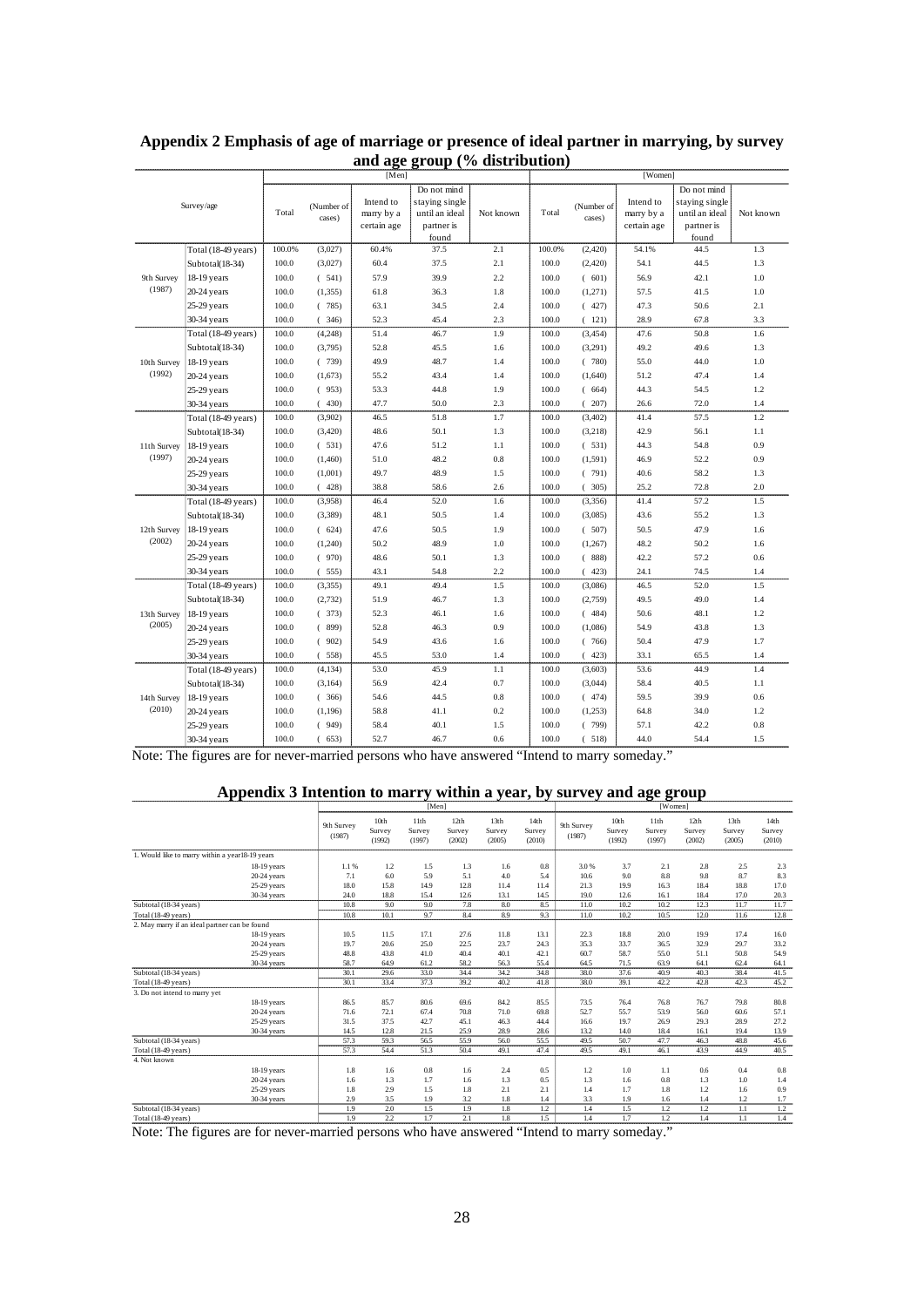## Appendix 2 Emphasis of age of marriage or presence of ideal partner in marrying, by survey and age group (% distribution)

| Survey/age | | [Men] Total | (Number of cases) | Intend to marry by a certain age | Do not mind staying single until an ideal partner is found | Not known | [Women] Total | (Number of cases) | Intend to marry by a certain age | Do not mind staying single until an ideal partner is found | Not known |
|---|---|---|---|---|---|---|---|---|---|---|---|
| 9th Survey (1987) | Total (18-49 years) | 100.0% | (3,027) | 60.4% | 37.5 | 2.1 | 100.0% | (2,420) | 54.1% | 44.5 | 1.3 |
| | Subtotal(18-34) | 100.0 | (3,027) | 60.4 | 37.5 | 2.1 | 100.0 | (2,420) | 54.1 | 44.5 | 1.3 |
| | 18-19 years | 100.0 | ( 541) | 57.9 | 39.9 | 2.2 | 100.0 | ( 601) | 56.9 | 42.1 | 1.0 |
| | 20-24 years | 100.0 | (1,355) | 61.8 | 36.3 | 1.8 | 100.0 | (1,271) | 57.5 | 41.5 | 1.0 |
| | 25-29 years | 100.0 | ( 785) | 63.1 | 34.5 | 2.4 | 100.0 | ( 427) | 47.3 | 50.6 | 2.1 |
| | 30-34 years | 100.0 | ( 346) | 52.3 | 45.4 | 2.3 | 100.0 | ( 121) | 28.9 | 67.8 | 3.3 |
| 10th Survey (1992) | Total (18-49 years) | 100.0 | (4,248) | 51.4 | 46.7 | 1.9 | 100.0 | (3,454) | 47.6 | 50.8 | 1.6 |
| | Subtotal(18-34) | 100.0 | (3,795) | 52.8 | 45.5 | 1.6 | 100.0 | (3,291) | 49.2 | 49.6 | 1.3 |
| | 18-19 years | 100.0 | ( 739) | 49.9 | 48.7 | 1.4 | 100.0 | ( 780) | 55.0 | 44.0 | 1.0 |
| | 20-24 years | 100.0 | (1,673) | 55.2 | 43.4 | 1.4 | 100.0 | (1,640) | 51.2 | 47.4 | 1.4 |
| | 25-29 years | 100.0 | ( 953) | 53.3 | 44.8 | 1.9 | 100.0 | ( 664) | 44.3 | 54.5 | 1.2 |
| | 30-34 years | 100.0 | ( 430) | 47.7 | 50.0 | 2.3 | 100.0 | ( 207) | 26.6 | 72.0 | 1.4 |
| 11th Survey (1997) | Total (18-49 years) | 100.0 | (3,902) | 46.5 | 51.8 | 1.7 | 100.0 | (3,402) | 41.4 | 57.5 | 1.2 |
| | Subtotal(18-34) | 100.0 | (3,420) | 48.6 | 50.1 | 1.3 | 100.0 | (3,218) | 42.9 | 56.1 | 1.1 |
| | 18-19 years | 100.0 | ( 531) | 47.6 | 51.2 | 1.1 | 100.0 | ( 531) | 44.3 | 54.8 | 0.9 |
| | 20-24 years | 100.0 | (1,460) | 51.0 | 48.2 | 0.8 | 100.0 | (1,591) | 46.9 | 52.2 | 0.9 |
| | 25-29 years | 100.0 | (1,001) | 49.7 | 48.9 | 1.5 | 100.0 | ( 791) | 40.6 | 58.2 | 1.3 |
| | 30-34 years | 100.0 | ( 428) | 38.8 | 58.6 | 2.6 | 100.0 | ( 305) | 25.2 | 72.8 | 2.0 |
| 12th Survey (2002) | Total (18-49 years) | 100.0 | (3,958) | 46.4 | 52.0 | 1.6 | 100.0 | (3,356) | 41.4 | 57.2 | 1.5 |
| | Subtotal(18-34) | 100.0 | (3,389) | 48.1 | 50.5 | 1.4 | 100.0 | (3,085) | 43.6 | 55.2 | 1.3 |
| | 18-19 years | 100.0 | ( 624) | 47.6 | 50.5 | 1.9 | 100.0 | ( 507) | 50.5 | 47.9 | 1.6 |
| | 20-24 years | 100.0 | (1,240) | 50.2 | 48.9 | 1.0 | 100.0 | (1,267) | 48.2 | 50.2 | 1.6 |
| | 25-29 years | 100.0 | ( 970) | 48.6 | 50.1 | 1.3 | 100.0 | ( 888) | 42.2 | 57.2 | 0.6 |
| | 30-34 years | 100.0 | ( 555) | 43.1 | 54.8 | 2.2 | 100.0 | ( 423) | 24.1 | 74.5 | 1.4 |
| 13th Survey (2005) | Total (18-49 years) | 100.0 | (3,355) | 49.1 | 49.4 | 1.5 | 100.0 | (3,086) | 46.5 | 52.0 | 1.5 |
| | Subtotal(18-34) | 100.0 | (2,732) | 51.9 | 46.7 | 1.3 | 100.0 | (2,759) | 49.5 | 49.0 | 1.4 |
| | 18-19 years | 100.0 | ( 373) | 52.3 | 46.1 | 1.6 | 100.0 | ( 484) | 50.6 | 48.1 | 1.2 |
| | 20-24 years | 100.0 | ( 899) | 52.8 | 46.3 | 0.9 | 100.0 | (1,086) | 54.9 | 43.8 | 1.3 |
| | 25-29 years | 100.0 | ( 902) | 54.9 | 43.6 | 1.6 | 100.0 | ( 766) | 50.4 | 47.9 | 1.7 |
| | 30-34 years | 100.0 | ( 558) | 45.5 | 53.0 | 1.4 | 100.0 | ( 423) | 33.1 | 65.5 | 1.4 |
| 14th Survey (2010) | Total (18-49 years) | 100.0 | (4,134) | 53.0 | 45.9 | 1.1 | 100.0 | (3,603) | 53.6 | 44.9 | 1.4 |
| | Subtotal(18-34) | 100.0 | (3,164) | 56.9 | 42.4 | 0.7 | 100.0 | (3,044) | 58.4 | 40.5 | 1.1 |
| | 18-19 years | 100.0 | ( 366) | 54.6 | 44.5 | 0.8 | 100.0 | ( 474) | 59.5 | 39.9 | 0.6 |
| | 20-24 years | 100.0 | (1,196) | 58.8 | 41.1 | 0.2 | 100.0 | (1,253) | 64.8 | 34.0 | 1.2 |
| | 25-29 years | 100.0 | ( 949) | 58.4 | 40.1 | 1.5 | 100.0 | ( 799) | 57.1 | 42.2 | 0.8 |
| | 30-34 years | 100.0 | ( 653) | 52.7 | 46.7 | 0.6 | 100.0 | ( 518) | 44.0 | 54.4 | 1.5 |

Note: The figures are for never-married persons who have answered "Intend to marry someday."

## Appendix 3 Intention to marry within a year, by survey and age group

| | [Men] 9th Survey (1987) | 10th Survey (1992) | 11th Survey (1997) | 12th Survey (2002) | 13th Survey (2005) | 14th Survey (2010) | [Women] 9th Survey (1987) | 10th Survey (1992) | 11th Survey (1997) | 12th Survey (2002) | 13th Survey (2005) | 14th Survey (2010) |
|---|---|---|---|---|---|---|---|---|---|---|---|---|
| 1. Would like to marry within a year18-19 years | | | | | | | | | | | | |
| 18-19 years | 1.1 % | 1.2 | 1.5 | 1.3 | 1.6 | 0.8 | 3.0 % | 3.7 | 2.1 | 2.8 | 2.5 | 2.3 |
| 20-24 years | 7.1 | 6.0 | 5.9 | 5.1 | 4.0 | 5.4 | 10.6 | 9.0 | 8.8 | 9.8 | 8.7 | 8.3 |
| 25-29 years | 18.0 | 15.8 | 14.9 | 12.8 | 11.4 | 11.4 | 21.3 | 19.9 | 16.3 | 18.4 | 18.8 | 17.0 |
| 30-34 years | 24.0 | 18.8 | 15.4 | 12.6 | 13.1 | 14.5 | 19.0 | 12.6 | 16.1 | 18.4 | 17.0 | 20.3 |
| Subtotal (18-34 years) | 10.8 | 9.0 | 9.0 | 7.8 | 8.0 | 8.5 | 11.0 | 10.2 | 10.2 | 12.3 | 11.7 | 11.7 |
| Total (18-49 years) | 10.8 | 10.1 | 9.7 | 8.4 | 8.9 | 9.3 | 11.0 | 10.2 | 10.5 | 12.0 | 11.6 | 12.8 |
| 2. May marry if an ideal partner can be found | | | | | | | | | | | | |
| 18-19 years | 10.5 | 11.5 | 17.1 | 27.6 | 11.8 | 13.1 | 22.3 | 18.8 | 20.0 | 19.9 | 17.4 | 16.0 |
| 20-24 years | 19.7 | 20.6 | 25.0 | 22.5 | 23.7 | 24.3 | 35.3 | 33.7 | 36.5 | 32.9 | 29.7 | 33.2 |
| 25-29 years | 48.8 | 43.8 | 41.0 | 40.4 | 40.1 | 42.1 | 60.7 | 58.7 | 55.0 | 51.1 | 50.8 | 54.9 |
| 30-34 years | 58.7 | 64.9 | 61.2 | 58.2 | 56.3 | 55.4 | 64.5 | 71.5 | 63.9 | 64.1 | 62.4 | 64.1 |
| Subtotal (18-34 years) | 30.1 | 29.6 | 33.0 | 34.4 | 34.2 | 34.8 | 38.0 | 37.6 | 40.9 | 40.3 | 38.4 | 41.5 |
| Total (18-49 years) | 30.1 | 33.4 | 37.3 | 39.2 | 40.2 | 41.8 | 38.0 | 39.1 | 42.2 | 42.8 | 42.3 | 45.2 |
| 3. Do not intend to marry yet | | | | | | | | | | | | |
| 18-19 years | 86.5 | 85.7 | 80.6 | 69.6 | 84.2 | 85.5 | 73.5 | 76.4 | 76.8 | 76.7 | 79.8 | 80.8 |
| 20-24 years | 71.6 | 72.1 | 67.4 | 70.8 | 71.0 | 69.8 | 52.7 | 55.7 | 53.9 | 56.0 | 60.6 | 57.1 |
| 25-29 years | 31.5 | 37.5 | 42.7 | 45.1 | 46.3 | 44.4 | 16.6 | 19.7 | 26.9 | 29.3 | 28.9 | 27.2 |
| 30-34 years | 14.5 | 12.8 | 21.5 | 25.9 | 28.9 | 28.6 | 13.2 | 14.0 | 18.4 | 16.1 | 19.4 | 13.9 |
| Subtotal (18-34 years) | 57.3 | 59.3 | 56.5 | 55.9 | 56.0 | 55.5 | 49.5 | 50.7 | 47.7 | 46.3 | 48.8 | 45.6 |
| Total (18-49 years) | 57.3 | 54.4 | 51.3 | 50.4 | 49.1 | 47.4 | 49.5 | 49.1 | 46.1 | 43.9 | 44.9 | 40.5 |
| 4. Not known | | | | | | | | | | | | |
| 18-19 years | 1.8 | 1.6 | 0.8 | 1.6 | 2.4 | 0.5 | 1.2 | 1.0 | 1.1 | 0.6 | 0.4 | 0.8 |
| 20-24 years | 1.6 | 1.3 | 1.7 | 1.6 | 1.3 | 0.5 | 1.3 | 1.6 | 0.8 | 1.3 | 1.0 | 1.4 |
| 25-29 years | 1.8 | 2.9 | 1.5 | 1.8 | 2.1 | 2.1 | 1.4 | 1.7 | 1.8 | 1.2 | 1.6 | 0.9 |
| 30-34 years | 2.9 | 3.5 | 1.9 | 3.2 | 1.8 | 1.4 | 3.3 | 1.9 | 1.6 | 1.4 | 1.2 | 1.7 |
| Subtotal (18-34 years) | 1.9 | 2.0 | 1.5 | 1.9 | 1.8 | 1.2 | 1.4 | 1.5 | 1.2 | 1.2 | 1.1 | 1.2 |
| Total (18-49 years) | 1.9 | 2.2 | 1.7 | 2.1 | 1.8 | 1.5 | 1.4 | 1.7 | 1.2 | 1.4 | 1.1 | 1.4 |

Note: The figures are for never-married persons who have answered "Intend to marry someday."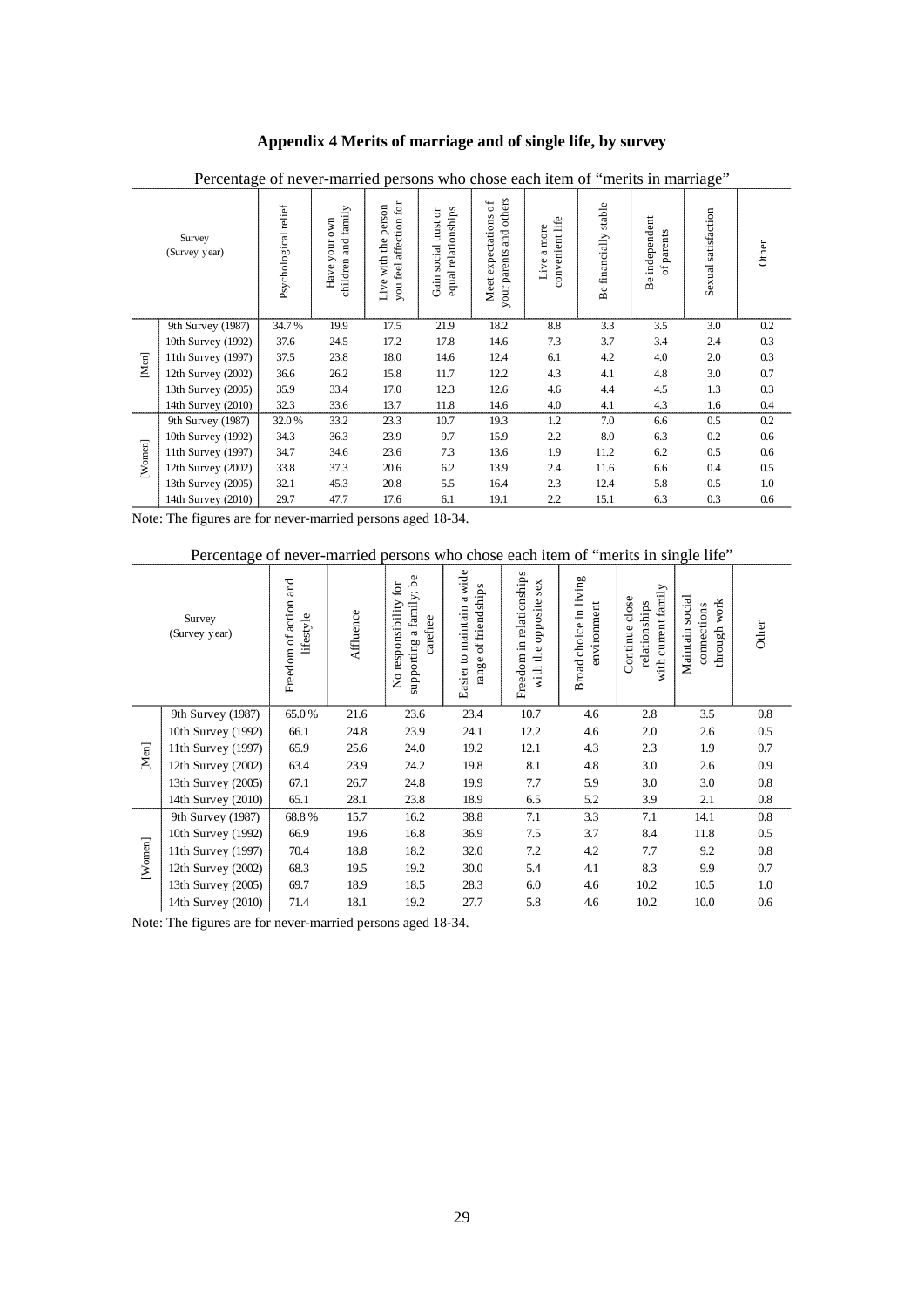## Appendix 4 Merits of marriage and of single life, by survey

Percentage of never-married persons who chose each item of "merits in marriage"

| | Survey (Survey year) | Psychological relief | Have your own children and family | Live with the person you feel affection for | Gain social trust or equal relationships | Meet expectations of your parents and others | Live a more convenient life | Be financially stable | Be independent of parents | Sexual satisfaction | Other |
|---|---|---|---|---|---|---|---|---|---|---|---|
| [Men] | 9th Survey (1987) | 34.7 % | 19.9 | 17.5 | 21.9 | 18.2 | 8.8 | 3.3 | 3.5 | 3.0 | 0.2 |
| | 10th Survey (1992) | 37.6 | 24.5 | 17.2 | 17.8 | 14.6 | 7.3 | 3.7 | 3.4 | 2.4 | 0.3 |
| | 11th Survey (1997) | 37.5 | 23.8 | 18.0 | 14.6 | 12.4 | 6.1 | 4.2 | 4.0 | 2.0 | 0.3 |
| | 12th Survey (2002) | 36.6 | 26.2 | 15.8 | 11.7 | 12.2 | 4.3 | 4.1 | 4.8 | 3.0 | 0.7 |
| | 13th Survey (2005) | 35.9 | 33.4 | 17.0 | 12.3 | 12.6 | 4.6 | 4.4 | 4.5 | 1.3 | 0.3 |
| | 14th Survey (2010) | 32.3 | 33.6 | 13.7 | 11.8 | 14.6 | 4.0 | 4.1 | 4.3 | 1.6 | 0.4 |
| [Women] | 9th Survey (1987) | 32.0 % | 33.2 | 23.3 | 10.7 | 19.3 | 1.2 | 7.0 | 6.6 | 0.5 | 0.2 |
| | 10th Survey (1992) | 34.3 | 36.3 | 23.9 | 9.7 | 15.9 | 2.2 | 8.0 | 6.3 | 0.2 | 0.6 |
| | 11th Survey (1997) | 34.7 | 34.6 | 23.6 | 7.3 | 13.6 | 1.9 | 11.2 | 6.2 | 0.5 | 0.6 |
| | 12th Survey (2002) | 33.8 | 37.3 | 20.6 | 6.2 | 13.9 | 2.4 | 11.6 | 6.6 | 0.4 | 0.5 |
| | 13th Survey (2005) | 32.1 | 45.3 | 20.8 | 5.5 | 16.4 | 2.3 | 12.4 | 5.8 | 0.5 | 1.0 |
| | 14th Survey (2010) | 29.7 | 47.7 | 17.6 | 6.1 | 19.1 | 2.2 | 15.1 | 6.3 | 0.3 | 0.6 |

Note: The figures are for never-married persons aged 18-34.

Percentage of never-married persons who chose each item of "merits in single life"

| | Survey (Survey year) | Freedom of action and lifestyle | Affluence | No responsibility for supporting a family; be carefree | Easier to maintain a wide range of friendships | Freedom in relationships with the opposite sex | Broad choice in living environment | Continue close relationships with current family | Maintain social connections through work | Other |
|---|---|---|---|---|---|---|---|---|---|---|
| [Men] | 9th Survey (1987) | 65.0 % | 21.6 | 23.6 | 23.4 | 10.7 | 4.6 | 2.8 | 3.5 | 0.8 |
| | 10th Survey (1992) | 66.1 | 24.8 | 23.9 | 24.1 | 12.2 | 4.6 | 2.0 | 2.6 | 0.5 |
| | 11th Survey (1997) | 65.9 | 25.6 | 24.0 | 19.2 | 12.1 | 4.3 | 2.3 | 1.9 | 0.7 |
| | 12th Survey (2002) | 63.4 | 23.9 | 24.2 | 19.8 | 8.1 | 4.8 | 3.0 | 2.6 | 0.9 |
| | 13th Survey (2005) | 67.1 | 26.7 | 24.8 | 19.9 | 7.7 | 5.9 | 3.0 | 3.0 | 0.8 |
| | 14th Survey (2010) | 65.1 | 28.1 | 23.8 | 18.9 | 6.5 | 5.2 | 3.9 | 2.1 | 0.8 |
| [Women] | 9th Survey (1987) | 68.8 % | 15.7 | 16.2 | 38.8 | 7.1 | 3.3 | 7.1 | 14.1 | 0.8 |
| | 10th Survey (1992) | 66.9 | 19.6 | 16.8 | 36.9 | 7.5 | 3.7 | 8.4 | 11.8 | 0.5 |
| | 11th Survey (1997) | 70.4 | 18.8 | 18.2 | 32.0 | 7.2 | 4.2 | 7.7 | 9.2 | 0.8 |
| | 12th Survey (2002) | 68.3 | 19.5 | 19.2 | 30.0 | 5.4 | 4.1 | 8.3 | 9.9 | 0.7 |
| | 13th Survey (2005) | 69.7 | 18.9 | 18.5 | 28.3 | 6.0 | 4.6 | 10.2 | 10.5 | 1.0 |
| | 14th Survey (2010) | 71.4 | 18.1 | 19.2 | 27.7 | 5.8 | 4.6 | 10.2 | 10.0 | 0.6 |

Note: The figures are for never-married persons aged 18-34.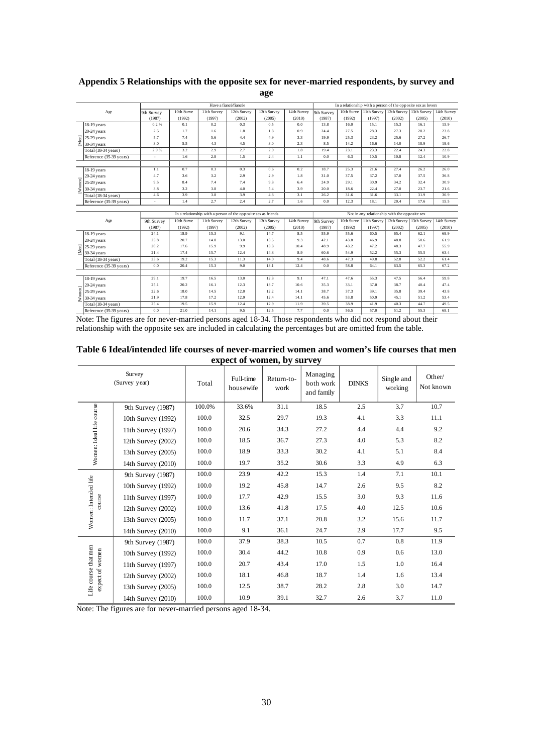## Appendix 5 Relationships with the opposite sex for never-married respondents, by survey and age

| | Age | Have a fiancé/fiancée | | | | | | In a relationship with a person of the opposite sex as lovers | | | | | |
|---|---|---|---|---|---|---|---|---|---|---|---|---|---|
| | | 9th Survey (1987) | 10th Surve (1992) | 11th Survey (1997) | 12th Survey (2002) | 13th Survey (2005) | 14th Survey (2010) | 9th Survey (1987) | 10th Surve (1992) | 11th Survey (1997) | 12th Survey (2002) | 13th Survey (2005) | 14th Survey (2010) |
| [Men] | 18-19 years | 0.2 % | 0.1 | 0.2 | 0.3 | 0.5 | 0.0 | 13.8 | 16.0 | 15.1 | 15.3 | 16.1 | 15.9 |
| | 20-24 years | 2.5 | 1.7 | 1.6 | 1.8 | 1.8 | 0.9 | 24.4 | 27.5 | 28.3 | 27.3 | 28.2 | 23.8 |
| | 25-29 years | 5.7 | 7.4 | 5.6 | 4.4 | 4.9 | 3.3 | 19.9 | 25.3 | 23.2 | 25.6 | 27.2 | 26.7 |
| | 30-34 years | 3.0 | 5.5 | 4.3 | 4.5 | 3.0 | 2.3 | 8.5 | 14.2 | 16.6 | 14.0 | 18.9 | 19.6 |
| | Total (18-34 years) | 2.9 % | 3.2 | 2.9 | 2.7 | 2.9 | 1.8 | 19.4 | 23.1 | 23.3 | 22.4 | 24.3 | 22.8 |
| | Reference (35-39 years) | - | 1.6 | 2.8 | 1.5 | 2.4 | 1.1 | 0.0 | 6.3 | 10.5 | 10.8 | 12.4 | 10.9 |
| [Women] | 18-19 years | 1.1 | 0.7 | 0.3 | 0.3 | 0.6 | 0.2 | 18.7 | 25.3 | 21.6 | 27.4 | 26.2 | 26.0 |
| | 20-24 years | 4.7 | 3.6 | 3.2 | 2.9 | 2.9 | 1.8 | 31.0 | 37.5 | 37.2 | 37.0 | 37.5 | 36.8 |
| | 25-29 years | 9.5 | 8.4 | 7.4 | 7.4 | 9.8 | 6.4 | 24.9 | 29.1 | 30.9 | 34.2 | 32.4 | 30.9 |
| | 30-34 years | 3.8 | 3.2 | 3.8 | 4.0 | 5.4 | 3.9 | 20.0 | 18.6 | 22.4 | 27.0 | 23.7 | 21.6 |
| | Total (18-34 years) | 4.6 | 3.9 | 3.8 | 3.9 | 4.8 | 3.1 | 26.2 | 31.6 | 31.6 | 33.1 | 31.9 | 30.9 |
| | Reference (35-39 years) | - | 1.4 | 2.7 | 2.4 | 2.7 | 1.6 | 0.0 | 12.3 | 18.1 | 20.4 | 17.6 | 15.5 |

| | Age | In a relationship with a person of the opposite sex as friends | | | | | | Not in any relationship with the opposite sex | | | | | |
|---|---|---|---|---|---|---|---|---|---|---|---|---|---|
| | | 9th Survey (1987) | 10th Surve (1992) | 11th Survey (1997) | 12th Survey (2002) | 13th Survey (2005) | 14th Survey (2010) | 9th Survey (1987) | 10th Surve (1992) | 11th Survey (1997) | 12th Survey (2002) | 13th Survey (2005) | 14th Survey (2010) |
| [Men] | 18-19 years | 24.1 | 18.9 | 15.3 | 9.1 | 14.7 | 8.5 | 55.9 | 55.6 | 60.5 | 65.4 | 62.1 | 69.9 |
| | 20-24 years | 25.8 | 20.7 | 14.8 | 13.0 | 13.5 | 9.3 | 42.1 | 43.8 | 46.9 | 48.8 | 50.6 | 61.9 |
| | 25-29 years | 20.2 | 17.6 | 15.9 | 9.9 | 13.8 | 10.4 | 48.9 | 43.2 | 47.2 | 48.3 | 47.7 | 55.9 |
| | 30-34 years | 21.4 | 17.4 | 15.7 | 12.4 | 14.8 | 8.9 | 60.6 | 54.9 | 52.2 | 55.3 | 55.5 | 63.4 |
| | Total (18-34 years) | 23.6 | 19.2 | 15.3 | 11.3 | 14.0 | 9.4 | 48.6 | 47.3 | 49.8 | 52.8 | 52.2 | 61.4 |
| | Reference (35-39 years) | 0.0 | 20.4 | 15.3 | 9.0 | 13.1 | 12.4 | 0.0 | 58.8 | 64.1 | 63.5 | 65.3 | 67.2 |
| [Women] | 18-19 years | 29.1 | 19.7 | 16.5 | 13.0 | 12.8 | 9.1 | 47.1 | 47.6 | 55.3 | 47.5 | 56.4 | 59.8 |
| | 20-24 years | 25.1 | 20.2 | 16.1 | 12.3 | 13.7 | 10.6 | 35.3 | 33.1 | 37.0 | 38.7 | 40.4 | 47.4 |
| | 25-29 years | 22.6 | 18.0 | 14.5 | 12.0 | 12.2 | 14.1 | 38.7 | 37.3 | 39.1 | 35.8 | 39.4 | 43.8 |
| | 30-34 years | 21.9 | 17.8 | 17.2 | 12.9 | 12.4 | 14.1 | 45.6 | 53.8 | 50.9 | 45.1 | 51.2 | 53.4 |
| | Total (18-34 years) | 25.4 | 19.5 | 15.9 | 12.4 | 12.9 | 11.9 | 39.5 | 38.9 | 41.9 | 40.3 | 44.7 | 49.5 |
| | Reference (35-39 years) | 0.0 | 21.0 | 14.1 | 9.5 | 12.5 | 7.7 | 0.0 | 56.5 | 57.0 | 51.2 | 55.3 | 68.1 |

Note: The figures are for never-married persons aged 18-34. Those respondents who did not respond about their relationship with the opposite sex are included in calculating the percentages but are omitted from the table.

## Table 6 Ideal/intended life courses of never-married women and women's life courses that men expect of women, by survey

| Survey (Survey year) | | Total | Full-time housewife | Return-to-work | Managing both work and family | DINKS | Single and working | Other/ Not known |
|---|---|---|---|---|---|---|---|---|
| Women: Ideal life course | 9th Survey (1987) | 100.0% | 33.6% | 31.1 | 18.5 | 2.5 | 3.7 | 10.7 |
| | 10th Survey (1992) | 100.0 | 32.5 | 29.7 | 19.3 | 4.1 | 3.3 | 11.1 |
| | 11th Survey (1997) | 100.0 | 20.6 | 34.3 | 27.2 | 4.4 | 4.4 | 9.2 |
| | 12th Survey (2002) | 100.0 | 18.5 | 36.7 | 27.3 | 4.0 | 5.3 | 8.2 |
| | 13th Survey (2005) | 100.0 | 18.9 | 33.3 | 30.2 | 4.1 | 5.1 | 8.4 |
| | 14th Survey (2010) | 100.0 | 19.7 | 35.2 | 30.6 | 3.3 | 4.9 | 6.3 |
| Women: Intended life course | 9th Survey (1987) | 100.0 | 23.9 | 42.2 | 15.3 | 1.4 | 7.1 | 10.1 |
| | 10th Survey (1992) | 100.0 | 19.2 | 45.8 | 14.7 | 2.6 | 9.5 | 8.2 |
| | 11th Survey (1997) | 100.0 | 17.7 | 42.9 | 15.5 | 3.0 | 9.3 | 11.6 |
| | 12th Survey (2002) | 100.0 | 13.6 | 41.8 | 17.5 | 4.0 | 12.5 | 10.6 |
| | 13th Survey (2005) | 100.0 | 11.7 | 37.1 | 20.8 | 3.2 | 15.6 | 11.7 |
| | 14th Survey (2010) | 100.0 | 9.1 | 36.1 | 24.7 | 2.9 | 17.7 | 9.5 |
| Life course that men expect of women | 9th Survey (1987) | 100.0 | 37.9 | 38.3 | 10.5 | 0.7 | 0.8 | 11.9 |
| | 10th Survey (1992) | 100.0 | 30.4 | 44.2 | 10.8 | 0.9 | 0.6 | 13.0 |
| | 11th Survey (1997) | 100.0 | 20.7 | 43.4 | 17.0 | 1.5 | 1.0 | 16.4 |
| | 12th Survey (2002) | 100.0 | 18.1 | 46.8 | 18.7 | 1.4 | 1.6 | 13.4 |
| | 13th Survey (2005) | 100.0 | 12.5 | 38.7 | 28.2 | 2.8 | 3.0 | 14.7 |
| | 14th Survey (2010) | 100.0 | 10.9 | 39.1 | 32.7 | 2.6 | 3.7 | 11.0 |

Note: The figures are for never-married persons aged 18-34.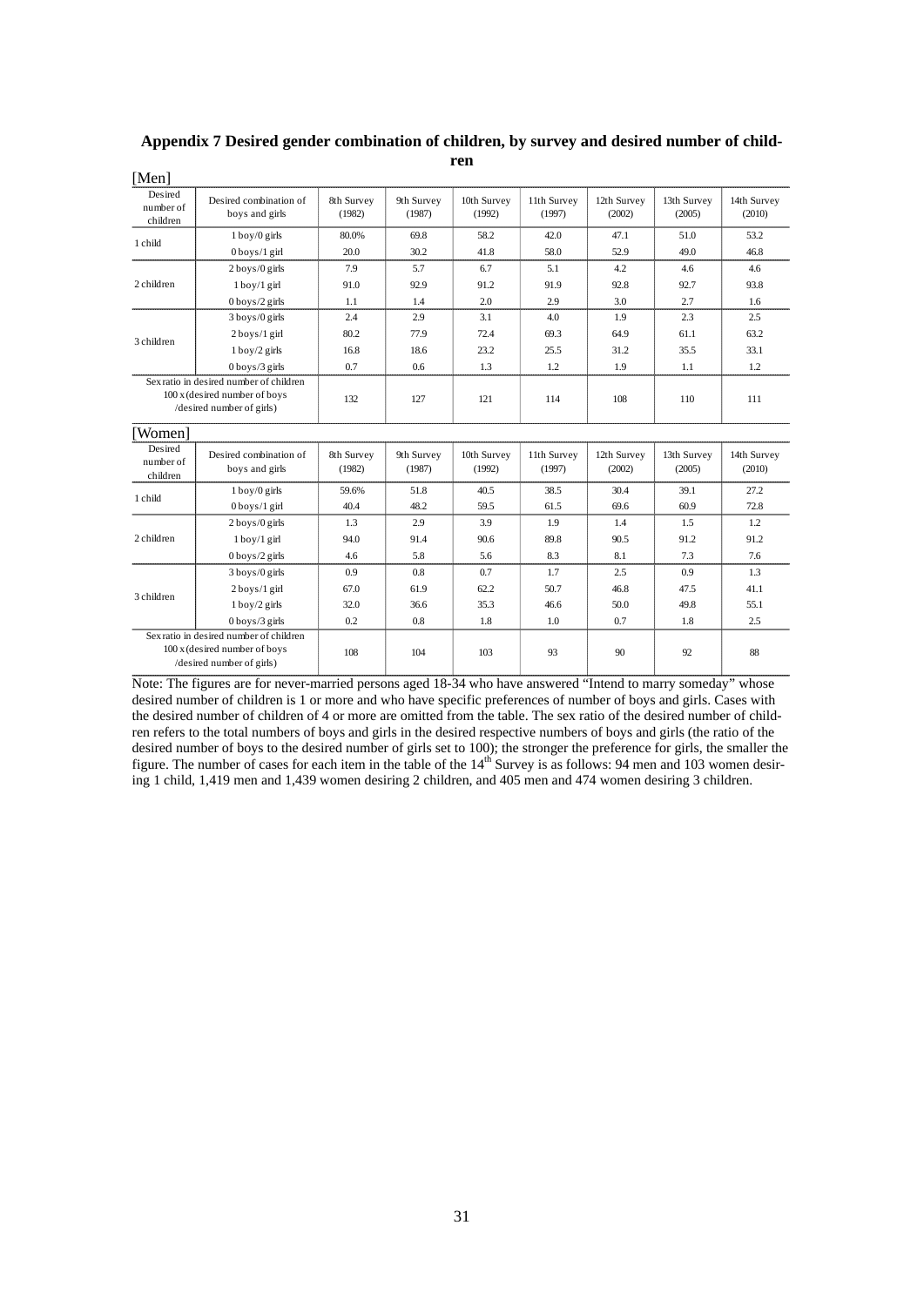## Appendix 7 Desired gender combination of children, by survey and desired number of children

[Men]

| Desired number of children | Desired combination of boys and girls | 8th Survey (1982) | 9th Survey (1987) | 10th Survey (1992) | 11th Survey (1997) | 12th Survey (2002) | 13th Survey (2005) | 14th Survey (2010) |
|---|---|---|---|---|---|---|---|---|
| 1 child | 1 boy/0 girls | 80.0% | 69.8 | 58.2 | 42.0 | 47.1 | 51.0 | 53.2 |
| | 0 boys/1 girl | 20.0 | 30.2 | 41.8 | 58.0 | 52.9 | 49.0 | 46.8 |
| 2 children | 2 boys/0 girls | 7.9 | 5.7 | 6.7 | 5.1 | 4.2 | 4.6 | 4.6 |
| | 1 boy/1 girl | 91.0 | 92.9 | 91.2 | 91.9 | 92.8 | 92.7 | 93.8 |
| | 0 boys/2 girls | 1.1 | 1.4 | 2.0 | 2.9 | 3.0 | 2.7 | 1.6 |
| 3 children | 3 boys/0 girls | 2.4 | 2.9 | 3.1 | 4.0 | 1.9 | 2.3 | 2.5 |
| | 2 boys/1 girl | 80.2 | 77.9 | 72.4 | 69.3 | 64.9 | 61.1 | 63.2 |
| | 1 boy/2 girls | 16.8 | 18.6 | 23.2 | 25.5 | 31.2 | 35.5 | 33.1 |
| | 0 boys/3 girls | 0.7 | 0.6 | 1.3 | 1.2 | 1.9 | 1.1 | 1.2 |
| Sex ratio in desired number of children 100 x (desired number of boys /desired number of girls) | | 132 | 127 | 121 | 114 | 108 | 110 | 111 |

[Women]

| Desired number of children | Desired combination of boys and girls | 8th Survey (1982) | 9th Survey (1987) | 10th Survey (1992) | 11th Survey (1997) | 12th Survey (2002) | 13th Survey (2005) | 14th Survey (2010) |
|---|---|---|---|---|---|---|---|---|
| 1 child | 1 boy/0 girls | 59.6% | 51.8 | 40.5 | 38.5 | 30.4 | 39.1 | 27.2 |
| | 0 boys/1 girl | 40.4 | 48.2 | 59.5 | 61.5 | 69.6 | 60.9 | 72.8 |
| 2 children | 2 boys/0 girls | 1.3 | 2.9 | 3.9 | 1.9 | 1.4 | 1.5 | 1.2 |
| | 1 boy/1 girl | 94.0 | 91.4 | 90.6 | 89.8 | 90.5 | 91.2 | 91.2 |
| | 0 boys/2 girls | 4.6 | 5.8 | 5.6 | 8.3 | 8.1 | 7.3 | 7.6 |
| 3 children | 3 boys/0 girls | 0.9 | 0.8 | 0.7 | 1.7 | 2.5 | 0.9 | 1.3 |
| | 2 boys/1 girl | 67.0 | 61.9 | 62.2 | 50.7 | 46.8 | 47.5 | 41.1 |
| | 1 boy/2 girls | 32.0 | 36.6 | 35.3 | 46.6 | 50.0 | 49.8 | 55.1 |
| | 0 boys/3 girls | 0.2 | 0.8 | 1.8 | 1.0 | 0.7 | 1.8 | 2.5 |
| Sex ratio in desired number of children 100 x (desired number of boys /desired number of girls) | | 108 | 104 | 103 | 93 | 90 | 92 | 88 |

Note: The figures are for never-married persons aged 18-34 who have answered "Intend to marry someday" whose desired number of children is 1 or more and who have specific preferences of number of boys and girls. Cases with the desired number of children of 4 or more are omitted from the table. The sex ratio of the desired number of children refers to the total numbers of boys and girls in the desired respective numbers of boys and girls (the ratio of the desired number of boys to the desired number of girls set to 100); the stronger the preference for girls, the smaller the figure. The number of cases for each item in the table of the 14th Survey is as follows: 94 men and 103 women desiring 1 child, 1,419 men and 1,439 women desiring 2 children, and 405 men and 474 women desiring 3 children.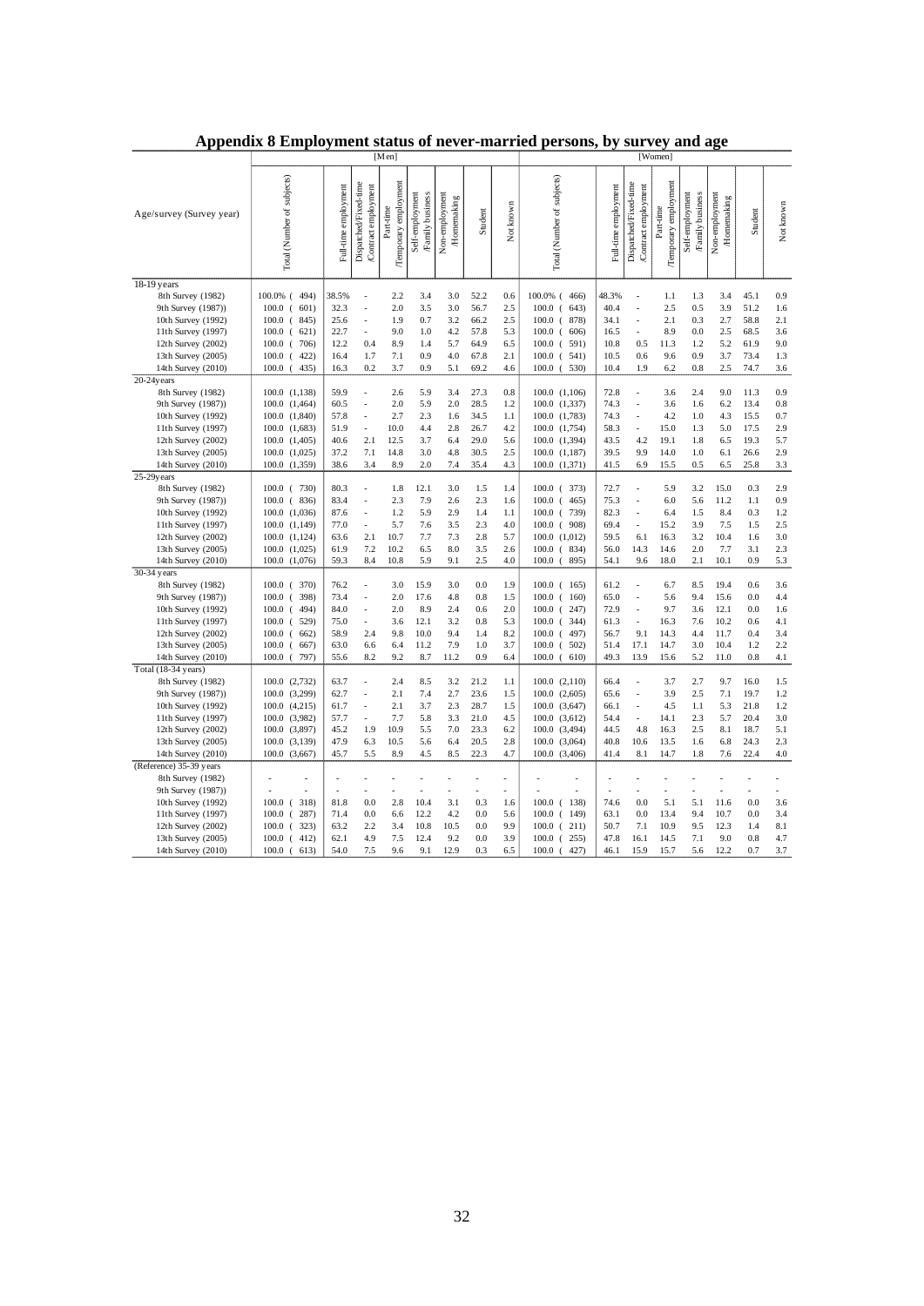# Appendix 8 Employment status of never-married persons, by survey and age

| Age/survey (Survey year) | [Men] Total (Number of subjects) | Full-time employment | Dispatched/Fixed-time /Contract employment | Part-time /Temporary employment | Self-employment /Family business | Non-employment /Homemaking | Student | Not known | [Women] Total (Number of subjects) | Full-time employment | Dispatched/Fixed-time /Contract employment | Part-time /Temporary employment | Self-employment /Family business | Non-employment /Homemaking | Student | Not known |
|---|---|---|---|---|---|---|---|---|---|---|---|---|---|---|---|---|
| **18-19 years** | | | | | | | | | | | | | | | | |
| 8th Survey (1982) | 100.0% ( 494) | 38.5% | - | 2.2 | 3.4 | 3.0 | 52.2 | 0.6 | 100.0% ( 466) | 48.3% | - | 1.1 | 1.3 | 3.4 | 45.1 | 0.9 |
| 9th Survey (1987)) | 100.0 ( 601) | 32.3 | - | 2.0 | 3.5 | 3.0 | 56.7 | 2.5 | 100.0 ( 643) | 40.4 | - | 2.5 | 0.5 | 3.9 | 51.2 | 1.6 |
| 10th Survey (1992) | 100.0 ( 845) | 25.6 | - | 1.9 | 0.7 | 3.2 | 66.2 | 2.5 | 100.0 ( 878) | 34.1 | - | 2.1 | 0.3 | 2.7 | 58.8 | 2.1 |
| 11th Survey (1997) | 100.0 ( 621) | 22.7 | - | 9.0 | 1.0 | 4.2 | 57.8 | 5.3 | 100.0 ( 606) | 16.5 | - | 8.9 | 0.0 | 2.5 | 68.5 | 3.6 |
| 12th Survey (2002) | 100.0 ( 706) | 12.2 | 0.4 | 8.9 | 1.4 | 5.7 | 64.9 | 6.5 | 100.0 ( 591) | 10.8 | 0.5 | 11.3 | 1.2 | 5.2 | 61.9 | 9.0 |
| 13th Survey (2005) | 100.0 ( 422) | 16.4 | 1.7 | 7.1 | 0.9 | 4.0 | 67.8 | 2.1 | 100.0 ( 541) | 10.5 | 0.6 | 9.6 | 0.9 | 3.7 | 73.4 | 1.3 |
| 14th Survey (2010) | 100.0 ( 435) | 16.3 | 0.2 | 3.7 | 0.9 | 5.1 | 69.2 | 4.6 | 100.0 ( 530) | 10.4 | 1.9 | 6.2 | 0.8 | 2.5 | 74.7 | 3.6 |
| **20-24years** | | | | | | | | | | | | | | | | |
| 8th Survey (1982) | 100.0 (1,138) | 59.9 | - | 2.6 | 5.9 | 3.4 | 27.3 | 0.8 | 100.0 (1,106) | 72.8 | - | 3.6 | 2.4 | 9.0 | 11.3 | 0.9 |
| 9th Survey (1987)) | 100.0 (1,464) | 60.5 | - | 2.0 | 5.9 | 2.0 | 28.5 | 1.2 | 100.0 (1,337) | 74.3 | - | 3.6 | 1.6 | 6.2 | 13.4 | 0.8 |
| 10th Survey (1992) | 100.0 (1,840) | 57.8 | - | 2.7 | 2.3 | 1.6 | 34.5 | 1.1 | 100.0 (1,783) | 74.3 | - | 4.2 | 1.0 | 4.3 | 15.5 | 0.7 |
| 11th Survey (1997) | 100.0 (1,683) | 51.9 | - | 10.0 | 4.4 | 2.8 | 26.7 | 4.2 | 100.0 (1,754) | 58.3 | - | 15.0 | 1.3 | 5.0 | 17.5 | 2.9 |
| 12th Survey (2002) | 100.0 (1,405) | 40.6 | 2.1 | 12.5 | 3.7 | 6.4 | 29.0 | 5.6 | 100.0 (1,394) | 43.5 | 4.2 | 19.1 | 1.8 | 6.5 | 19.3 | 5.7 |
| 13th Survey (2005) | 100.0 (1,025) | 37.2 | 7.1 | 14.8 | 3.0 | 4.8 | 30.5 | 2.5 | 100.0 (1,187) | 39.5 | 9.9 | 14.0 | 1.0 | 6.1 | 26.6 | 2.9 |
| 14th Survey (2010) | 100.0 (1,359) | 38.6 | 3.4 | 8.9 | 2.0 | 7.4 | 35.4 | 4.3 | 100.0 (1,371) | 41.5 | 6.9 | 15.5 | 0.5 | 6.5 | 25.8 | 3.3 |
| **25-29years** | | | | | | | | | | | | | | | | |
| 8th Survey (1982) | 100.0 ( 730) | 80.3 | - | 1.8 | 12.1 | 3.0 | 1.5 | 1.4 | 100.0 ( 373) | 72.7 | - | 5.9 | 3.2 | 15.0 | 0.3 | 2.9 |
| 9th Survey (1987)) | 100.0 ( 836) | 83.4 | - | 2.3 | 7.9 | 2.6 | 2.3 | 1.6 | 100.0 ( 465) | 75.3 | - | 6.0 | 5.6 | 11.2 | 1.1 | 0.9 |
| 10th Survey (1992) | 100.0 (1,036) | 87.6 | - | 1.2 | 5.9 | 2.9 | 1.4 | 1.1 | 100.0 ( 739) | 82.3 | - | 6.4 | 1.5 | 8.4 | 0.3 | 1.2 |
| 11th Survey (1997) | 100.0 (1,149) | 77.0 | - | 5.7 | 7.6 | 3.5 | 2.3 | 4.0 | 100.0 ( 908) | 69.4 | - | 15.2 | 3.9 | 7.5 | 1.5 | 2.5 |
| 12th Survey (2002) | 100.0 (1,124) | 63.6 | 2.1 | 10.7 | 7.7 | 7.3 | 2.8 | 5.7 | 100.0 (1,012) | 59.5 | 6.1 | 16.3 | 3.2 | 10.4 | 1.6 | 3.0 |
| 13th Survey (2005) | 100.0 (1,025) | 61.9 | 7.2 | 10.2 | 6.5 | 8.0 | 3.5 | 2.6 | 100.0 ( 834) | 56.0 | 14.3 | 14.6 | 2.0 | 7.7 | 3.1 | 2.3 |
| 14th Survey (2010) | 100.0 (1,076) | 59.3 | 8.4 | 10.8 | 5.9 | 9.1 | 2.5 | 4.0 | 100.0 ( 895) | 54.1 | 9.6 | 18.0 | 2.1 | 10.1 | 0.9 | 5.3 |
| **30-34 years** | | | | | | | | | | | | | | | | |
| 8th Survey (1982) | 100.0 ( 370) | 76.2 | - | 3.0 | 15.9 | 3.0 | 0.0 | 1.9 | 100.0 ( 165) | 61.2 | - | 6.7 | 8.5 | 19.4 | 0.6 | 3.6 |
| 9th Survey (1987)) | 100.0 ( 398) | 73.4 | - | 2.0 | 17.6 | 4.8 | 0.8 | 1.5 | 100.0 ( 160) | 65.0 | - | 5.6 | 9.4 | 15.6 | 0.0 | 4.4 |
| 10th Survey (1992) | 100.0 ( 494) | 84.0 | - | 2.0 | 8.9 | 2.4 | 0.6 | 2.0 | 100.0 ( 247) | 72.9 | - | 9.7 | 3.6 | 12.1 | 0.0 | 1.6 |
| 11th Survey (1997) | 100.0 ( 529) | 75.0 | - | 3.6 | 12.1 | 3.2 | 0.8 | 5.3 | 100.0 ( 344) | 61.3 | - | 16.3 | 7.6 | 10.2 | 0.6 | 4.1 |
| 12th Survey (2002) | 100.0 ( 662) | 58.9 | 2.4 | 9.8 | 10.0 | 9.4 | 1.4 | 8.2 | 100.0 ( 497) | 56.7 | 9.1 | 14.3 | 4.4 | 11.7 | 0.4 | 3.4 |
| 13th Survey (2005) | 100.0 ( 667) | 63.0 | 6.6 | 6.4 | 11.2 | 7.9 | 1.0 | 3.7 | 100.0 ( 502) | 51.4 | 17.1 | 14.7 | 3.0 | 10.4 | 1.2 | 2.2 |
| 14th Survey (2010) | 100.0 ( 797) | 55.6 | 8.2 | 9.2 | 8.7 | 11.2 | 0.9 | 6.4 | 100.0 ( 610) | 49.3 | 13.9 | 15.6 | 5.2 | 11.0 | 0.8 | 4.1 |
| **Total (18-34 years)** | | | | | | | | | | | | | | | | |
| 8th Survey (1982) | 100.0 (2,732) | 63.7 | - | 2.4 | 8.5 | 3.2 | 21.2 | 1.1 | 100.0 (2,110) | 66.4 | - | 3.7 | 2.7 | 9.7 | 16.0 | 1.5 |
| 9th Survey (1987)) | 100.0 (3,299) | 62.7 | - | 2.1 | 7.4 | 2.7 | 23.6 | 1.5 | 100.0 (2,605) | 65.6 | - | 3.9 | 2.5 | 7.1 | 19.7 | 1.2 |
| 10th Survey (1992) | 100.0 (4,215) | 61.7 | - | 2.1 | 3.7 | 2.3 | 28.7 | 1.5 | 100.0 (3,647) | 66.1 | - | 4.5 | 1.1 | 5.3 | 21.8 | 1.2 |
| 11th Survey (1997) | 100.0 (3,982) | 57.7 | - | 7.7 | 5.8 | 3.3 | 21.0 | 4.5 | 100.0 (3,612) | 54.4 | - | 14.1 | 2.3 | 5.7 | 20.4 | 3.0 |
| 12th Survey (2002) | 100.0 (3,897) | 45.2 | 1.9 | 10.9 | 5.5 | 7.0 | 23.3 | 6.2 | 100.0 (3,494) | 44.5 | 4.8 | 16.3 | 2.5 | 8.1 | 18.7 | 5.1 |
| 13th Survey (2005) | 100.0 (3,139) | 47.9 | 6.3 | 10.5 | 5.6 | 6.4 | 20.5 | 2.8 | 100.0 (3,064) | 40.8 | 10.6 | 13.5 | 1.6 | 6.8 | 24.3 | 2.3 |
| 14th Survey (2010) | 100.0 (3,667) | 45.7 | 5.5 | 8.9 | 4.5 | 8.5 | 22.3 | 4.7 | 100.0 (3,406) | 41.4 | 8.1 | 14.7 | 1.8 | 7.6 | 22.4 | 4.0 |
| **(Reference) 35-39 years** | | | | | | | | | | | | | | | | |
| 8th Survey (1982) | - | - | - | - | - | - | - | - | - | - | - | - | - | - | - | - |
| 9th Survey (1987)) | - | - | - | - | - | - | - | - | - | - | - | - | - | - | - | - |
| 10th Survey (1992) | 100.0 ( 318) | 81.8 | 0.0 | 2.8 | 10.4 | 3.1 | 0.3 | 1.6 | 100.0 ( 138) | 74.6 | 0.0 | 5.1 | 5.1 | 11.6 | 0.0 | 3.6 |
| 11th Survey (1997) | 100.0 ( 287) | 71.4 | 0.0 | 6.6 | 12.2 | 4.2 | 0.0 | 5.6 | 100.0 ( 149) | 63.1 | 0.0 | 13.4 | 9.4 | 10.7 | 0.0 | 3.4 |
| 12th Survey (2002) | 100.0 ( 323) | 63.2 | 2.2 | 3.4 | 10.8 | 10.5 | 0.0 | 9.9 | 100.0 ( 211) | 50.7 | 7.1 | 10.9 | 9.5 | 12.3 | 1.4 | 8.1 |
| 13th Survey (2005) | 100.0 ( 412) | 62.1 | 4.9 | 7.5 | 12.4 | 9.2 | 0.0 | 3.9 | 100.0 ( 255) | 47.8 | 16.1 | 14.5 | 7.1 | 9.0 | 0.8 | 4.7 |
| 14th Survey (2010) | 100.0 ( 613) | 54.0 | 7.5 | 9.6 | 9.1 | 12.9 | 0.3 | 6.5 | 100.0 ( 427) | 46.1 | 15.9 | 15.7 | 5.6 | 12.2 | 0.7 | 3.7 |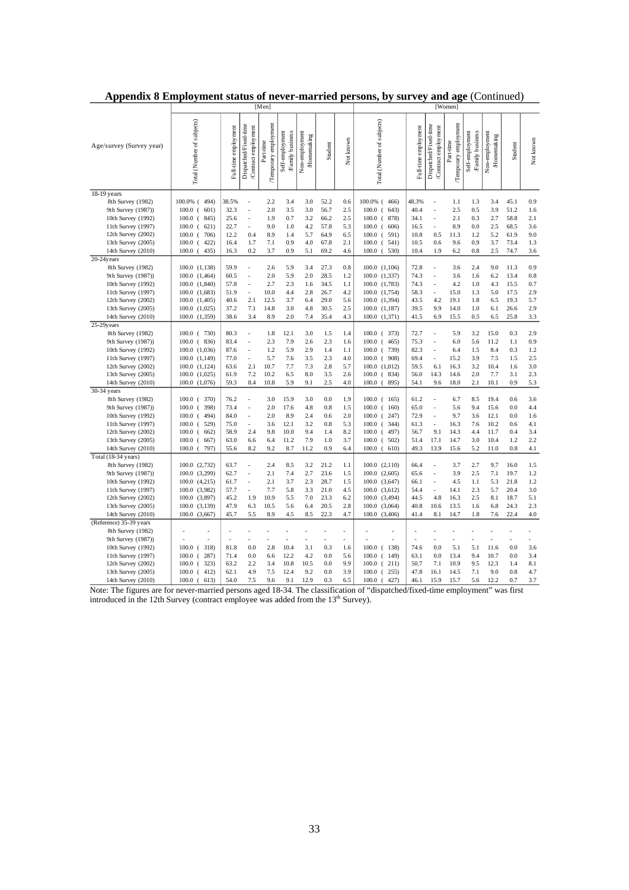# Appendix 8 Employment status of never-married persons, by survey and age (Continued)

| Age/survey (Survey year) | [Men] Total (Number of subjects) | Full-time employment | Dispatched/Fixed-time /Contract employment | Part-time /Temporary employment | Self-employment /Family business | Non-employment /Homemaking | Student | Not known | [Women] Total (Number of subjects) | Full-time employment | Dispatched/Fixed-time /Contract employment | Part-time /Temporary employment | Self-employment /Family business | Non-employment /Homemaking | Student | Not known |
|---|---|---|---|---|---|---|---|---|---|---|---|---|---|---|---|---|
| **18-19 years** | | | | | | | | | | | | | | | | |
| 8th Survey (1982) | 100.0% ( 494) | 38.5% | - | 2.2 | 3.4 | 3.0 | 52.2 | 0.6 | 100.0% ( 466) | 48.3% | - | 1.1 | 1.3 | 3.4 | 45.1 | 0.9 |
| 9th Survey (1987)) | 100.0 ( 601) | 32.3 | - | 2.0 | 3.5 | 3.0 | 56.7 | 2.5 | 100.0 ( 643) | 40.4 | - | 2.5 | 0.5 | 3.9 | 51.2 | 1.6 |
| 10th Survey (1992) | 100.0 ( 845) | 25.6 | - | 1.9 | 0.7 | 3.2 | 66.2 | 2.5 | 100.0 ( 878) | 34.1 | - | 2.1 | 0.3 | 2.7 | 58.8 | 2.1 |
| 11th Survey (1997) | 100.0 ( 621) | 22.7 | - | 9.0 | 1.0 | 4.2 | 57.8 | 5.3 | 100.0 ( 606) | 16.5 | - | 8.9 | 0.0 | 2.5 | 68.5 | 3.6 |
| 12th Survey (2002) | 100.0 ( 706) | 12.2 | 0.4 | 8.9 | 1.4 | 5.7 | 64.9 | 6.5 | 100.0 ( 591) | 10.8 | 0.5 | 11.3 | 1.2 | 5.2 | 61.9 | 9.0 |
| 13th Survey (2005) | 100.0 ( 422) | 16.4 | 1.7 | 7.1 | 0.9 | 4.0 | 67.8 | 2.1 | 100.0 ( 541) | 10.5 | 0.6 | 9.6 | 0.9 | 3.7 | 73.4 | 1.3 |
| 14th Survey (2010) | 100.0 ( 435) | 16.3 | 0.2 | 3.7 | 0.9 | 5.1 | 69.2 | 4.6 | 100.0 ( 530) | 10.4 | 1.9 | 6.2 | 0.8 | 2.5 | 74.7 | 3.6 |
| **20-24years** | | | | | | | | | | | | | | | | |
| 8th Survey (1982) | 100.0 (1,138) | 59.9 | - | 2.6 | 5.9 | 3.4 | 27.3 | 0.8 | 100.0 (1,106) | 72.8 | - | 3.6 | 2.4 | 9.0 | 11.3 | 0.9 |
| 9th Survey (1987)) | 100.0 (1,464) | 60.5 | - | 2.0 | 5.9 | 2.0 | 28.5 | 1.2 | 100.0 (1,337) | 74.3 | - | 3.6 | 1.6 | 6.2 | 13.4 | 0.8 |
| 10th Survey (1992) | 100.0 (1,840) | 57.8 | - | 2.7 | 2.3 | 1.6 | 34.5 | 1.1 | 100.0 (1,783) | 74.3 | - | 4.2 | 1.0 | 4.3 | 15.5 | 0.7 |
| 11th Survey (1997) | 100.0 (1,683) | 51.9 | - | 10.0 | 4.4 | 2.8 | 26.7 | 4.2 | 100.0 (1,754) | 58.3 | - | 15.0 | 1.3 | 5.0 | 17.5 | 2.9 |
| 12th Survey (2002) | 100.0 (1,405) | 40.6 | 2.1 | 12.5 | 3.7 | 6.4 | 29.0 | 5.6 | 100.0 (1,394) | 43.5 | 4.2 | 19.1 | 1.8 | 6.5 | 19.3 | 5.7 |
| 13th Survey (2005) | 100.0 (1,025) | 37.2 | 7.1 | 14.8 | 3.0 | 4.8 | 30.5 | 2.5 | 100.0 (1,187) | 39.5 | 9.9 | 14.0 | 1.0 | 6.1 | 26.6 | 2.9 |
| 14th Survey (2010) | 100.0 (1,359) | 38.6 | 3.4 | 8.9 | 2.0 | 7.4 | 35.4 | 4.3 | 100.0 (1,371) | 41.5 | 6.9 | 15.5 | 0.5 | 6.5 | 25.8 | 3.3 |
| **25-29years** | | | | | | | | | | | | | | | | |
| 8th Survey (1982) | 100.0 ( 730) | 80.3 | - | 1.8 | 12.1 | 3.0 | 1.5 | 1.4 | 100.0 ( 373) | 72.7 | - | 5.9 | 3.2 | 15.0 | 0.3 | 2.9 |
| 9th Survey (1987)) | 100.0 ( 836) | 83.4 | - | 2.3 | 7.9 | 2.6 | 2.3 | 1.6 | 100.0 ( 465) | 75.3 | - | 6.0 | 5.6 | 11.2 | 1.1 | 0.9 |
| 10th Survey (1992) | 100.0 (1,036) | 87.6 | - | 1.2 | 5.9 | 2.9 | 1.4 | 1.1 | 100.0 ( 739) | 82.3 | - | 6.4 | 1.5 | 8.4 | 0.3 | 1.2 |
| 11th Survey (1997) | 100.0 (1,149) | 77.0 | - | 5.7 | 7.6 | 3.5 | 2.3 | 4.0 | 100.0 ( 908) | 69.4 | - | 15.2 | 3.9 | 7.5 | 1.5 | 2.5 |
| 12th Survey (2002) | 100.0 (1,124) | 63.6 | 2.1 | 10.7 | 7.7 | 7.3 | 2.8 | 5.7 | 100.0 (1,012) | 59.5 | 6.1 | 16.3 | 3.2 | 10.4 | 1.6 | 3.0 |
| 13th Survey (2005) | 100.0 (1,025) | 61.9 | 7.2 | 10.2 | 6.5 | 8.0 | 3.5 | 2.6 | 100.0 ( 834) | 56.0 | 14.3 | 14.6 | 2.0 | 7.7 | 3.1 | 2.3 |
| 14th Survey (2010) | 100.0 (1,076) | 59.3 | 8.4 | 10.8 | 5.9 | 9.1 | 2.5 | 4.0 | 100.0 ( 895) | 54.1 | 9.6 | 18.0 | 2.1 | 10.1 | 0.9 | 5.3 |
| **30-34 years** | | | | | | | | | | | | | | | | |
| 8th Survey (1982) | 100.0 ( 370) | 76.2 | - | 3.0 | 15.9 | 3.0 | 0.0 | 1.9 | 100.0 ( 165) | 61.2 | - | 6.7 | 8.5 | 19.4 | 0.6 | 3.6 |
| 9th Survey (1987)) | 100.0 ( 398) | 73.4 | - | 2.0 | 17.6 | 4.8 | 0.8 | 1.5 | 100.0 ( 160) | 65.0 | - | 5.6 | 9.4 | 15.6 | 0.0 | 4.4 |
| 10th Survey (1992) | 100.0 ( 494) | 84.0 | - | 2.0 | 8.9 | 2.4 | 0.6 | 2.0 | 100.0 ( 247) | 72.9 | - | 9.7 | 3.6 | 12.1 | 0.0 | 1.6 |
| 11th Survey (1997) | 100.0 ( 529) | 75.0 | - | 3.6 | 12.1 | 3.2 | 0.8 | 5.3 | 100.0 ( 344) | 61.3 | - | 16.3 | 7.6 | 10.2 | 0.6 | 4.1 |
| 12th Survey (2002) | 100.0 ( 662) | 58.9 | 2.4 | 9.8 | 10.0 | 9.4 | 1.4 | 8.2 | 100.0 ( 497) | 56.7 | 9.1 | 14.3 | 4.4 | 11.7 | 0.4 | 3.4 |
| 13th Survey (2005) | 100.0 ( 667) | 63.0 | 6.6 | 6.4 | 11.2 | 7.9 | 1.0 | 3.7 | 100.0 ( 502) | 51.4 | 17.1 | 14.7 | 3.0 | 10.4 | 1.2 | 2.2 |
| 14th Survey (2010) | 100.0 ( 797) | 55.6 | 8.2 | 9.2 | 8.7 | 11.2 | 0.9 | 6.4 | 100.0 ( 610) | 49.3 | 13.9 | 15.6 | 5.2 | 11.0 | 0.8 | 4.1 |
| **Total (18-34 years)** | | | | | | | | | | | | | | | | |
| 8th Survey (1982) | 100.0 (2,732) | 63.7 | - | 2.4 | 8.5 | 3.2 | 21.2 | 1.1 | 100.0 (2,110) | 66.4 | - | 3.7 | 2.7 | 9.7 | 16.0 | 1.5 |
| 9th Survey (1987)) | 100.0 (3,299) | 62.7 | - | 2.1 | 7.4 | 2.7 | 23.6 | 1.5 | 100.0 (2,605) | 65.6 | - | 3.9 | 2.5 | 7.1 | 19.7 | 1.2 |
| 10th Survey (1992) | 100.0 (4,215) | 61.7 | - | 2.1 | 3.7 | 2.3 | 28.7 | 1.5 | 100.0 (3,647) | 66.1 | - | 4.5 | 1.1 | 5.3 | 21.8 | 1.2 |
| 11th Survey (1997) | 100.0 (3,982) | 57.7 | - | 7.7 | 5.8 | 3.3 | 21.0 | 4.5 | 100.0 (3,612) | 54.4 | - | 14.1 | 2.3 | 5.7 | 20.4 | 3.0 |
| 12th Survey (2002) | 100.0 (3,897) | 45.2 | 1.9 | 10.9 | 5.5 | 7.0 | 23.3 | 6.2 | 100.0 (3,494) | 44.5 | 4.8 | 16.3 | 2.5 | 8.1 | 18.7 | 5.1 |
| 13th Survey (2005) | 100.0 (3,139) | 47.9 | 6.3 | 10.5 | 5.6 | 6.4 | 20.5 | 2.8 | 100.0 (3,064) | 40.8 | 10.6 | 13.5 | 1.6 | 6.8 | 24.3 | 2.3 |
| 14th Survey (2010) | 100.0 (3,667) | 45.7 | 5.5 | 8.9 | 4.5 | 8.5 | 22.3 | 4.7 | 100.0 (3,406) | 41.4 | 8.1 | 14.7 | 1.8 | 7.6 | 22.4 | 4.0 |
| **(Reference) 35-39 years** | | | | | | | | | | | | | | | | |
| 8th Survey (1982) | - | - | - | - | - | - | - | - | - | - | - | - | - | - | - | - |
| 9th Survey (1987)) | - | - | - | - | - | - | - | - | - | - | - | - | - | - | - | - |
| 10th Survey (1992) | 100.0 ( 318) | 81.8 | 0.0 | 2.8 | 10.4 | 3.1 | 0.3 | 1.6 | 100.0 ( 138) | 74.6 | 0.0 | 5.1 | 5.1 | 11.6 | 0.0 | 3.6 |
| 11th Survey (1997) | 100.0 ( 287) | 71.4 | 0.0 | 6.6 | 12.2 | 4.2 | 0.0 | 5.6 | 100.0 ( 149) | 63.1 | 0.0 | 13.4 | 9.4 | 10.7 | 0.0 | 3.4 |
| 12th Survey (2002) | 100.0 ( 323) | 63.2 | 2.2 | 3.4 | 10.8 | 10.5 | 0.0 | 9.9 | 100.0 ( 211) | 50.7 | 7.1 | 10.9 | 9.5 | 12.3 | 1.4 | 8.1 |
| 13th Survey (2005) | 100.0 ( 412) | 62.1 | 4.9 | 7.5 | 12.4 | 9.2 | 0.0 | 3.9 | 100.0 ( 255) | 47.8 | 16.1 | 14.5 | 7.1 | 9.0 | 0.8 | 4.7 |
| 14th Survey (2010) | 100.0 ( 613) | 54.0 | 7.5 | 9.6 | 9.1 | 12.9 | 0.3 | 6.5 | 100.0 ( 427) | 46.1 | 15.9 | 15.7 | 5.6 | 12.2 | 0.7 | 3.7 |

Note: The figures are for never-married persons aged 18-34. The classification of "dispatched/fixed-time employment" was first introduced in the 12th Survey (contract employee was added from the 13th Survey).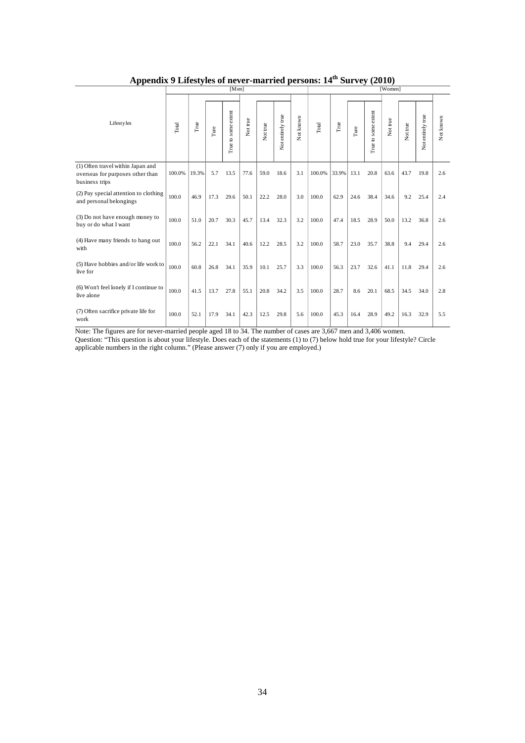# Appendix 9 Lifestyles of never-married persons: 14th Survey (2010)

| Lifestyles | [Men] Total | True | Ture | True to some extent | Not true | Not true | Not entirely true | Not known | [Women] Total | True | Ture | True to some extent | Not true | Not true | Not entirely true | Not known |
|---|---|---|---|---|---|---|---|---|---|---|---|---|---|---|---|---|
| (1) Often travel within Japan and overseas for purposes other than business trips | 100.0% | 19.3% | 5.7 | 13.5 | 77.6 | 59.0 | 18.6 | 3.1 | 100.0% | 33.9% | 13.1 | 20.8 | 63.6 | 43.7 | 19.8 | 2.6 |
| (2) Pay special attention to clothing and personal belongings | 100.0 | 46.9 | 17.3 | 29.6 | 50.1 | 22.2 | 28.0 | 3.0 | 100.0 | 62.9 | 24.6 | 38.4 | 34.6 | 9.2 | 25.4 | 2.4 |
| (3) Do not have enough money to buy or do what I want | 100.0 | 51.0 | 20.7 | 30.3 | 45.7 | 13.4 | 32.3 | 3.2 | 100.0 | 47.4 | 18.5 | 28.9 | 50.0 | 13.2 | 36.8 | 2.6 |
| (4) Have many friends to hang out with | 100.0 | 56.2 | 22.1 | 34.1 | 40.6 | 12.2 | 28.5 | 3.2 | 100.0 | 58.7 | 23.0 | 35.7 | 38.8 | 9.4 | 29.4 | 2.6 |
| (5) Have hobbies and/or life work to live for | 100.0 | 60.8 | 26.8 | 34.1 | 35.9 | 10.1 | 25.7 | 3.3 | 100.0 | 56.3 | 23.7 | 32.6 | 41.1 | 11.8 | 29.4 | 2.6 |
| (6) Won't feel lonely if I continue to live alone | 100.0 | 41.5 | 13.7 | 27.8 | 55.1 | 20.8 | 34.2 | 3.5 | 100.0 | 28.7 | 8.6 | 20.1 | 68.5 | 34.5 | 34.0 | 2.8 |
| (7) Often sacrifice private life for work | 100.0 | 52.1 | 17.9 | 34.1 | 42.3 | 12.5 | 29.8 | 5.6 | 100.0 | 45.3 | 16.4 | 28.9 | 49.2 | 16.3 | 32.9 | 5.5 |

Note: The figures are for never-married people aged 18 to 34. The number of cases are 3,667 men and 3,406 women.
Question: "This question is about your lifestyle. Does each of the statements (1) to (7) below hold true for your lifestyle? Circle applicable numbers in the right column." (Please answer (7) only if you are employed.)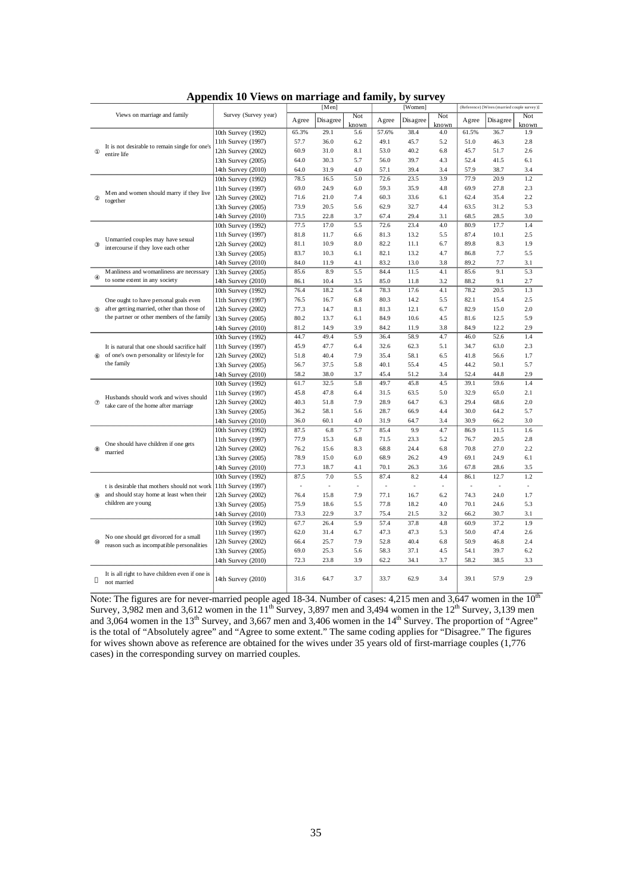# Appendix 10 Views on marriage and family, by survey

| Views on marriage and family | Survey (Survey year) | [Men] | | | [Women] | | | (Reference) [Wives (married couple survey)] | | |
|---|---|---|---|---|---|---|---|---|---|---|
| | | Agree | Disagree | Not known | Agree | Disagree | Not known | Agree | Disagree | Not known |
| ① It is not desirable to remain single for one's entire life | 10th Survey (1992) | 65.3% | 29.1 | 5.6 | 57.6% | 38.4 | 4.0 | 61.5% | 36.7 | 1.9 |
| | 11th Survey (1997) | 57.7 | 36.0 | 6.2 | 49.1 | 45.7 | 5.2 | 51.0 | 46.3 | 2.8 |
| | 12th Survey (2002) | 60.9 | 31.0 | 8.1 | 53.0 | 40.2 | 6.8 | 45.7 | 51.7 | 2.6 |
| | 13th Survey (2005) | 64.0 | 30.3 | 5.7 | 56.0 | 39.7 | 4.3 | 52.4 | 41.5 | 6.1 |
| | 14th Survey (2010) | 64.0 | 31.9 | 4.0 | 57.1 | 39.4 | 3.4 | 57.9 | 38.7 | 3.4 |
| ② Men and women should marry if they live together | 10th Survey (1992) | 78.5 | 16.5 | 5.0 | 72.6 | 23.5 | 3.9 | 77.9 | 20.9 | 1.2 |
| | 11th Survey (1997) | 69.0 | 24.9 | 6.0 | 59.3 | 35.9 | 4.8 | 69.9 | 27.8 | 2.3 |
| | 12th Survey (2002) | 71.6 | 21.0 | 7.4 | 60.3 | 33.6 | 6.1 | 62.4 | 35.4 | 2.2 |
| | 13th Survey (2005) | 73.9 | 20.5 | 5.6 | 62.9 | 32.7 | 4.4 | 63.5 | 31.2 | 5.3 |
| | 14th Survey (2010) | 73.5 | 22.8 | 3.7 | 67.4 | 29.4 | 3.1 | 68.5 | 28.5 | 3.0 |
| ③ Unmarried couples may have sexual intercourse if they love each other | 10th Survey (1992) | 77.5 | 17.0 | 5.5 | 72.6 | 23.4 | 4.0 | 80.9 | 17.7 | 1.4 |
| | 11th Survey (1997) | 81.8 | 11.7 | 6.6 | 81.3 | 13.2 | 5.5 | 87.4 | 10.1 | 2.5 |
| | 12th Survey (2002) | 81.1 | 10.9 | 8.0 | 82.2 | 11.1 | 6.7 | 89.8 | 8.3 | 1.9 |
| | 13th Survey (2005) | 83.7 | 10.3 | 6.1 | 82.1 | 13.2 | 4.7 | 86.8 | 7.7 | 5.5 |
| | 14th Survey (2010) | 84.0 | 11.9 | 4.1 | 83.2 | 13.0 | 3.8 | 89.2 | 7.7 | 3.1 |
| ④ Manliness and womanliness are necessary to some extent in any society | 13th Survey (2005) | 85.6 | 8.9 | 5.5 | 84.4 | 11.5 | 4.1 | 85.6 | 9.1 | 5.3 |
| | 14th Survey (2010) | 86.1 | 10.4 | 3.5 | 85.0 | 11.8 | 3.2 | 88.2 | 9.1 | 2.7 |
| ⑤ One ought to have personal goals even after getting married, other than those of the partner or other members of the family | 10th Survey (1992) | 76.4 | 18.2 | 5.4 | 78.3 | 17.6 | 4.1 | 78.2 | 20.5 | 1.3 |
| | 11th Survey (1997) | 76.5 | 16.7 | 6.8 | 80.3 | 14.2 | 5.5 | 82.1 | 15.4 | 2.5 |
| | 12th Survey (2002) | 77.3 | 14.7 | 8.1 | 81.3 | 12.1 | 6.7 | 82.9 | 15.0 | 2.0 |
| | 13th Survey (2005) | 80.2 | 13.7 | 6.1 | 84.9 | 10.6 | 4.5 | 81.6 | 12.5 | 5.9 |
| | 14th Survey (2010) | 81.2 | 14.9 | 3.9 | 84.2 | 11.9 | 3.8 | 84.9 | 12.2 | 2.9 |
| ⑥ It is natural that one should sacrifice half of one's own personality or lifestyle for the family | 10th Survey (1992) | 44.7 | 49.4 | 5.9 | 36.4 | 58.9 | 4.7 | 46.0 | 52.6 | 1.4 |
| | 11th Survey (1997) | 45.9 | 47.7 | 6.4 | 32.6 | 62.3 | 5.1 | 34.7 | 63.0 | 2.3 |
| | 12th Survey (2002) | 51.8 | 40.4 | 7.9 | 35.4 | 58.1 | 6.5 | 41.8 | 56.6 | 1.7 |
| | 13th Survey (2005) | 56.7 | 37.5 | 5.8 | 40.1 | 55.4 | 4.5 | 44.2 | 50.1 | 5.7 |
| | 14th Survey (2010) | 58.2 | 38.0 | 3.7 | 45.4 | 51.2 | 3.4 | 52.4 | 44.8 | 2.9 |
| ⑦ Husbands should work and wives should take care of the home after marriage | 10th Survey (1992) | 61.7 | 32.5 | 5.8 | 49.7 | 45.8 | 4.5 | 39.1 | 59.6 | 1.4 |
| | 11th Survey (1997) | 45.8 | 47.8 | 6.4 | 31.5 | 63.5 | 5.0 | 32.9 | 65.0 | 2.1 |
| | 12th Survey (2002) | 40.3 | 51.8 | 7.9 | 28.9 | 64.7 | 6.3 | 29.4 | 68.6 | 2.0 |
| | 13th Survey (2005) | 36.2 | 58.1 | 5.6 | 28.7 | 66.9 | 4.4 | 30.0 | 64.2 | 5.7 |
| | 14th Survey (2010) | 36.0 | 60.1 | 4.0 | 31.9 | 64.7 | 3.4 | 30.9 | 66.2 | 3.0 |
| ⑧ One should have children if one gets married | 10th Survey (1992) | 87.5 | 6.8 | 5.7 | 85.4 | 9.9 | 4.7 | 86.9 | 11.5 | 1.6 |
| | 11th Survey (1997) | 77.9 | 15.3 | 6.8 | 71.5 | 23.3 | 5.2 | 76.7 | 20.5 | 2.8 |
| | 12th Survey (2002) | 76.2 | 15.6 | 8.3 | 68.8 | 24.4 | 6.8 | 70.8 | 27.0 | 2.2 |
| | 13th Survey (2005) | 78.9 | 15.0 | 6.0 | 68.9 | 26.2 | 4.9 | 69.1 | 24.9 | 6.1 |
| | 14th Survey (2010) | 77.3 | 18.7 | 4.1 | 70.1 | 26.3 | 3.6 | 67.8 | 28.6 | 3.5 |
| ⑨ t is desirable that mothers should not work and should stay home at least when their children are young | 10th Survey (1992) | 87.5 | 7.0 | 5.5 | 87.4 | 8.2 | 4.4 | 86.1 | 12.7 | 1.2 |
| | 11th Survey (1997) | - | - | - | - | - | - | - | - | - |
| | 12th Survey (2002) | 76.4 | 15.8 | 7.9 | 77.1 | 16.7 | 6.2 | 74.3 | 24.0 | 1.7 |
| | 13th Survey (2005) | 75.9 | 18.6 | 5.5 | 77.8 | 18.2 | 4.0 | 70.1 | 24.6 | 5.3 |
| | 14th Survey (2010) | 73.3 | 22.9 | 3.7 | 75.4 | 21.5 | 3.2 | 66.2 | 30.7 | 3.1 |
| ⑩ No one should get divorced for a small reason such as incompatible personalities | 10th Survey (1992) | 67.7 | 26.4 | 5.9 | 57.4 | 37.8 | 4.8 | 60.9 | 37.2 | 1.9 |
| | 11th Survey (1997) | 62.0 | 31.4 | 6.7 | 47.3 | 47.3 | 5.3 | 50.0 | 47.4 | 2.6 |
| | 12th Survey (2002) | 66.4 | 25.7 | 7.9 | 52.8 | 40.4 | 6.8 | 50.9 | 46.8 | 2.4 |
| | 13th Survey (2005) | 69.0 | 25.3 | 5.6 | 58.3 | 37.1 | 4.5 | 54.1 | 39.7 | 6.2 |
| | 14th Survey (2010) | 72.3 | 23.8 | 3.9 | 62.2 | 34.1 | 3.7 | 58.2 | 38.5 | 3.3 |
| ⑪ It is all right to have children even if one is not married | 14th Survey (2010) | 31.6 | 64.7 | 3.7 | 33.7 | 62.9 | 3.4 | 39.1 | 57.9 | 2.9 |

Note: The figures are for never-married people aged 18-34. Number of cases: 4,215 men and 3,647 women in the 10th Survey, 3,982 men and 3,612 women in the 11th Survey, 3,897 men and 3,494 women in the 12th Survey, 3,139 men and 3,064 women in the 13th Survey, and 3,667 men and 3,406 women in the 14th Survey. The proportion of "Agree" is the total of "Absolutely agree" and "Agree to some extent." The same coding applies for "Disagree." The figures for wives shown above as reference are obtained for the wives under 35 years old of first-marriage couples (1,776 cases) in the corresponding survey on married couples.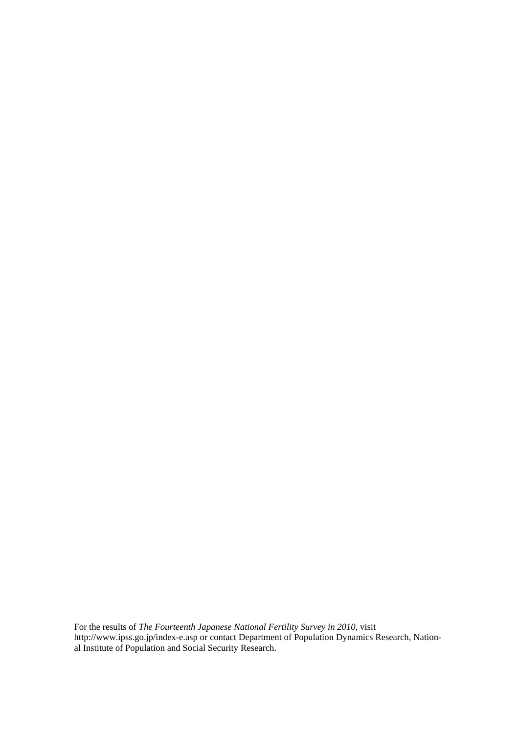For the results of *The Fourteenth Japanese National Fertility Survey in 2010*, visit http://www.ipss.go.jp/index-e.asp or contact Department of Population Dynamics Research, National Institute of Population and Social Security Research.